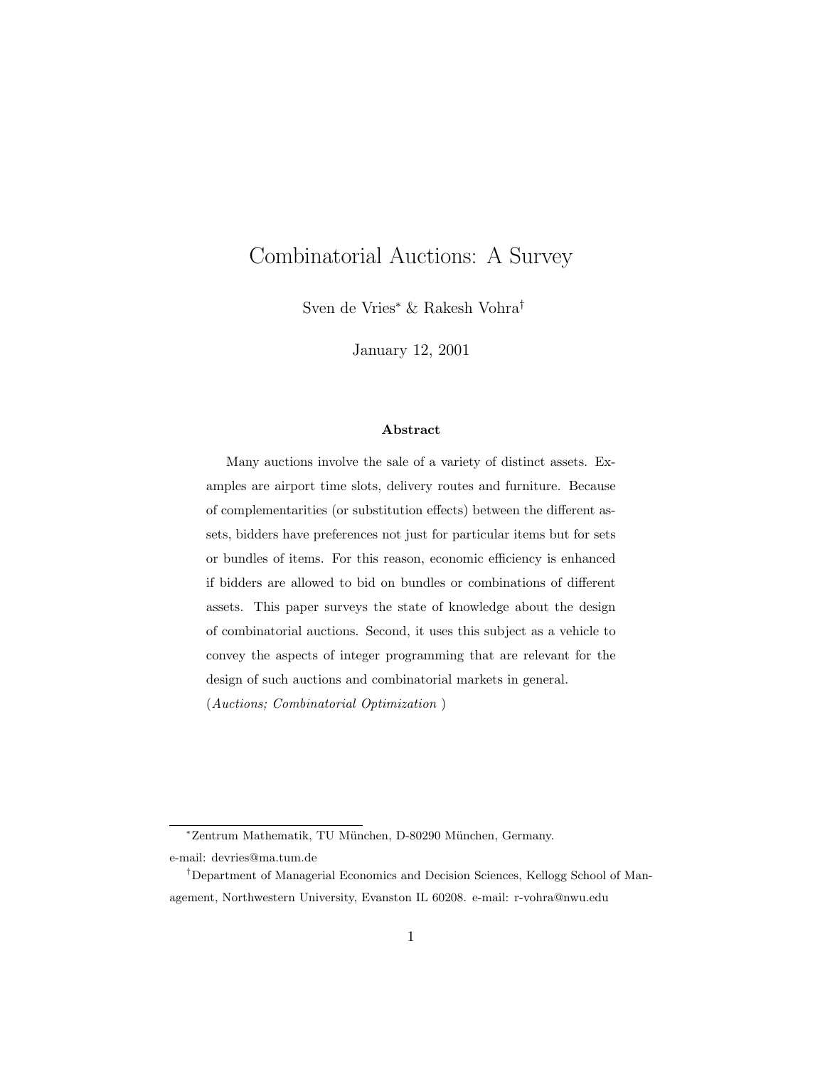# Combinatorial Auctions: A Survey

Sven de Vries[*] & Rakesh Vohra[†]

January 12, 2001

### Abstract

Many auctions involve the sale of a variety of distinct assets. Examples are airport time slots, delivery routes and furniture. Because of complementarities (or substitution effects) between the different assets, bidders have preferences not just for particular items but for sets or bundles of items. For this reason, economic efficiency is enhanced if bidders are allowed to bid on bundles or combinations of different assets. This paper surveys the state of knowledge about the design of combinatorial auctions. Second, it uses this subject as a vehicle to convey the aspects of integer programming that are relevant for the design of such auctions and combinatorial markets in general.

(*Auctions; Combinatorial Optimization* )

---

[*] Zentrum Mathematik, TU München, D-80290 München, Germany.
e-mail: devries@ma.tum.de

[†] Department of Managerial Economics and Decision Sciences, Kellogg School of Management, Northwestern University, Evanston IL 60208. e-mail: r-vohra@nwu.edu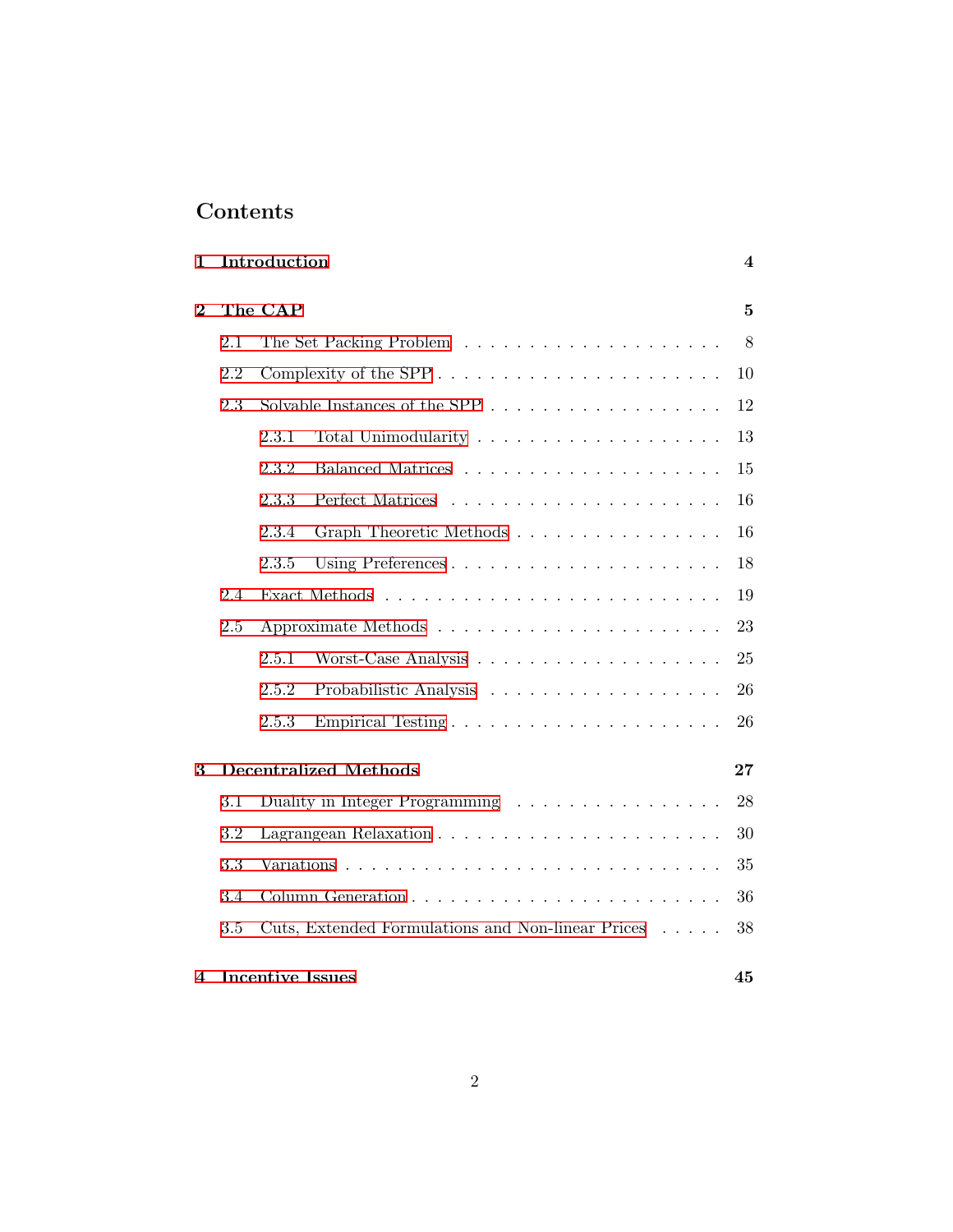# Contents

**1 Introduction** — **4**

**2 The CAP** — **5**

- 2.1 The Set Packing Problem — 8
- 2.2 Complexity of the SPP — 10
- 2.3 Solvable Instances of the SPP — 12
  - 2.3.1 Total Unimodularity — 13
  - 2.3.2 Balanced Matrices — 15
  - 2.3.3 Perfect Matrices — 16
  - 2.3.4 Graph Theoretic Methods — 16
  - 2.3.5 Using Preferences — 18
- 2.4 Exact Methods — 19
- 2.5 Approximate Methods — 23
  - 2.5.1 Worst-Case Analysis — 25
  - 2.5.2 Probabilistic Analysis — 26
  - 2.5.3 Empirical Testing — 26

**3 Decentralized Methods** — **27**

- 3.1 Duality in Integer Programming — 28
- 3.2 Lagrangean Relaxation — 30
- 3.3 Variations — 35
- 3.4 Column Generation — 36
- 3.5 Cuts, Extended Formulations and Non-linear Prices — 38

**4 Incentive Issues** — **45**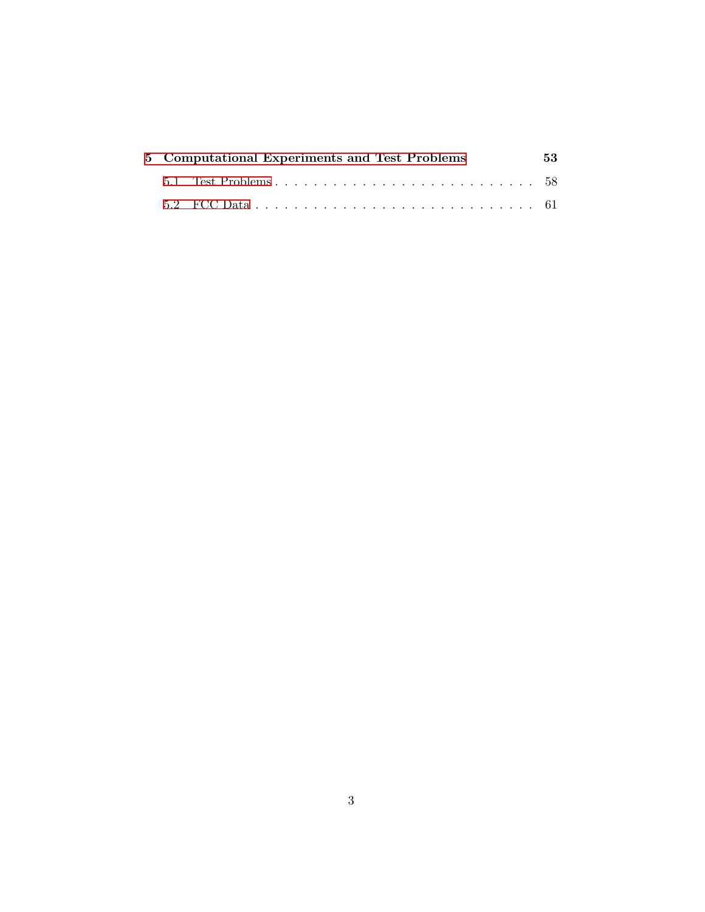**5 Computational Experiments and Test Problems** **53**

5.1 Test Problems . . . . . . . . . . . . . . . . . . . . . . . . . . . . 58

5.2 FCC Data . . . . . . . . . . . . . . . . . . . . . . . . . . . . . . 61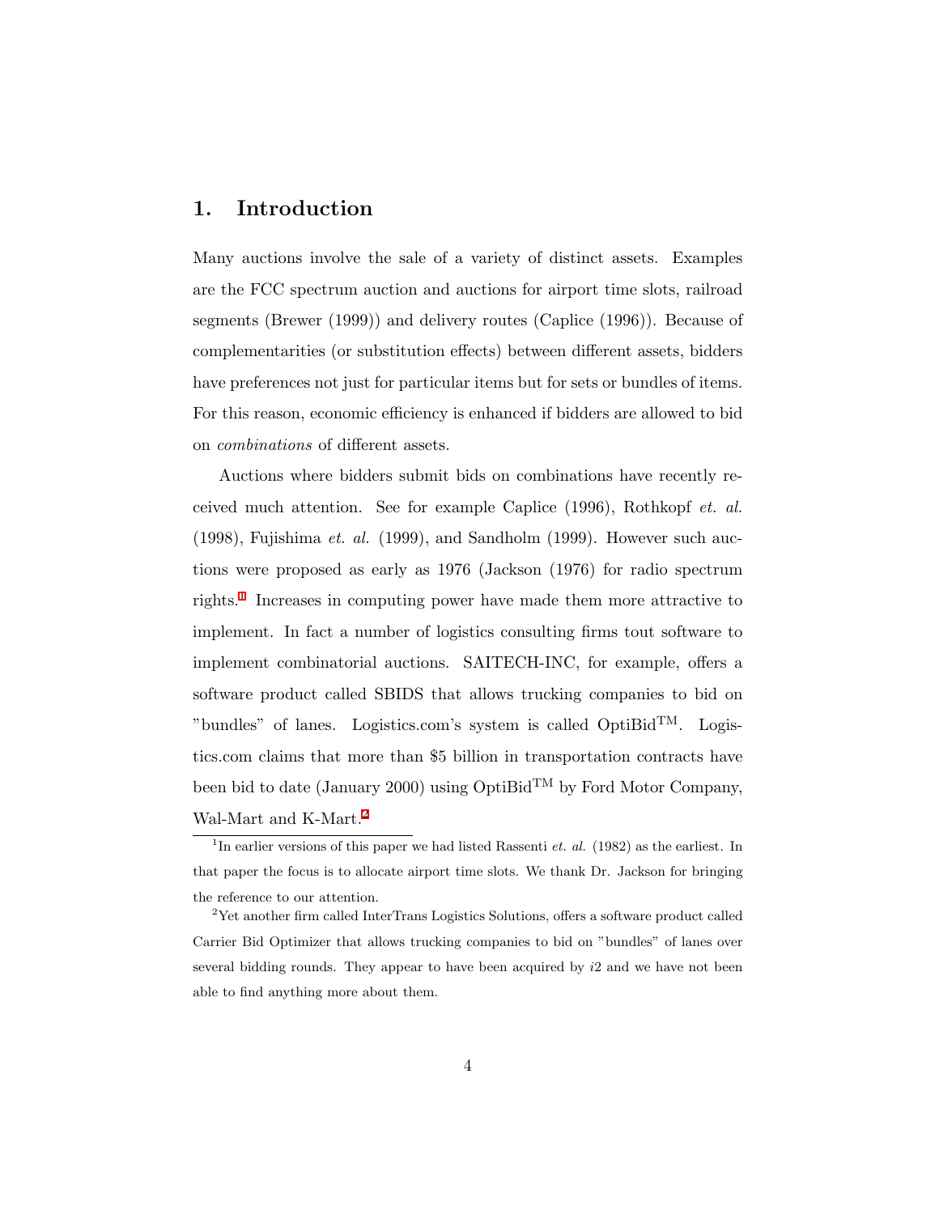# 1. Introduction

Many auctions involve the sale of a variety of distinct assets. Examples are the FCC spectrum auction and auctions for airport time slots, railroad segments (Brewer (1999)) and delivery routes (Caplice (1996)). Because of complementarities (or substitution effects) between different assets, bidders have preferences not just for particular items but for sets or bundles of items. For this reason, economic efficiency is enhanced if bidders are allowed to bid on *combinations* of different assets.

Auctions where bidders submit bids on combinations have recently received much attention. See for example Caplice (1996), Rothkopf *et. al.* (1998), Fujishima *et. al.* (1999), and Sandholm (1999). However such auctions were proposed as early as 1976 (Jackson (1976) for radio spectrum rights.[1] Increases in computing power have made them more attractive to implement. In fact a number of logistics consulting firms tout software to implement combinatorial auctions. SAITECH-INC, for example, offers a software product called SBIDS that allows trucking companies to bid on "bundles" of lanes. Logistics.com's system is called OptiBid™. Logistics.com claims that more than $5 billion in transportation contracts have been bid to date (January 2000) using OptiBid™ by Ford Motor Company, Wal-Mart and K-Mart.[2]

[1] In earlier versions of this paper we had listed Rassenti *et. al.* (1982) as the earliest. In that paper the focus is to allocate airport time slots. We thank Dr. Jackson for bringing the reference to our attention.

[2] Yet another firm called InterTrans Logistics Solutions, offers a software product called Carrier Bid Optimizer that allows trucking companies to bid on "bundles" of lanes over several bidding rounds. They appear to have been acquired by *i*2 and we have not been able to find anything more about them.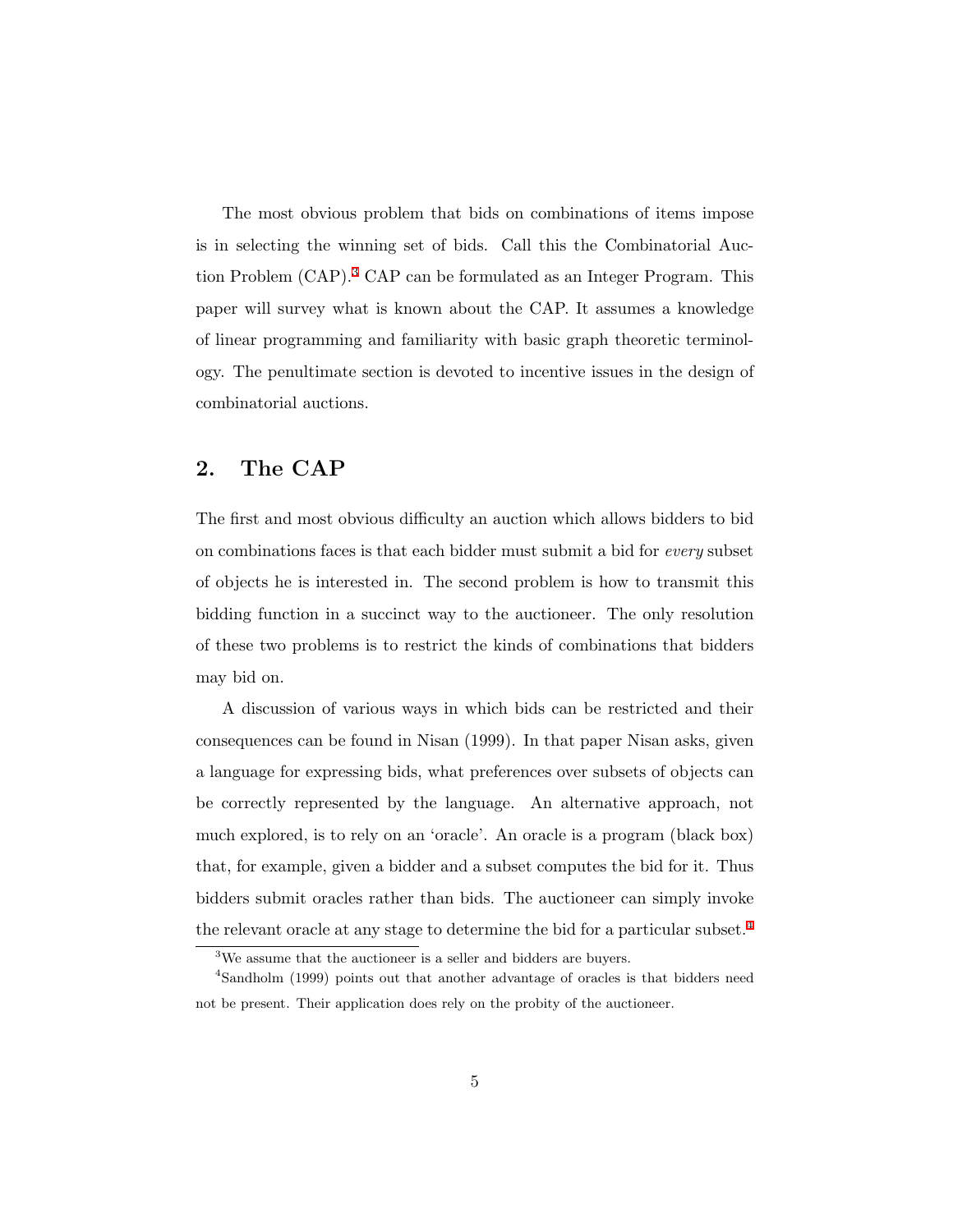The most obvious problem that bids on combinations of items impose is in selecting the winning set of bids. Call this the Combinatorial Auction Problem (CAP).[3] CAP can be formulated as an Integer Program. This paper will survey what is known about the CAP. It assumes a knowledge of linear programming and familiarity with basic graph theoretic terminology. The penultimate section is devoted to incentive issues in the design of combinatorial auctions.

## 2. The CAP

The first and most obvious difficulty an auction which allows bidders to bid on combinations faces is that each bidder must submit a bid for *every* subset of objects he is interested in. The second problem is how to transmit this bidding function in a succinct way to the auctioneer. The only resolution of these two problems is to restrict the kinds of combinations that bidders may bid on.

A discussion of various ways in which bids can be restricted and their consequences can be found in Nisan (1999). In that paper Nisan asks, given a language for expressing bids, what preferences over subsets of objects can be correctly represented by the language. An alternative approach, not much explored, is to rely on an 'oracle'. An oracle is a program (black box) that, for example, given a bidder and a subset computes the bid for it. Thus bidders submit oracles rather than bids. The auctioneer can simply invoke the relevant oracle at any stage to determine the bid for a particular subset.[4]

[3] We assume that the auctioneer is a seller and bidders are buyers.

[4] Sandholm (1999) points out that another advantage of oracles is that bidders need not be present. Their application does rely on the probity of the auctioneer.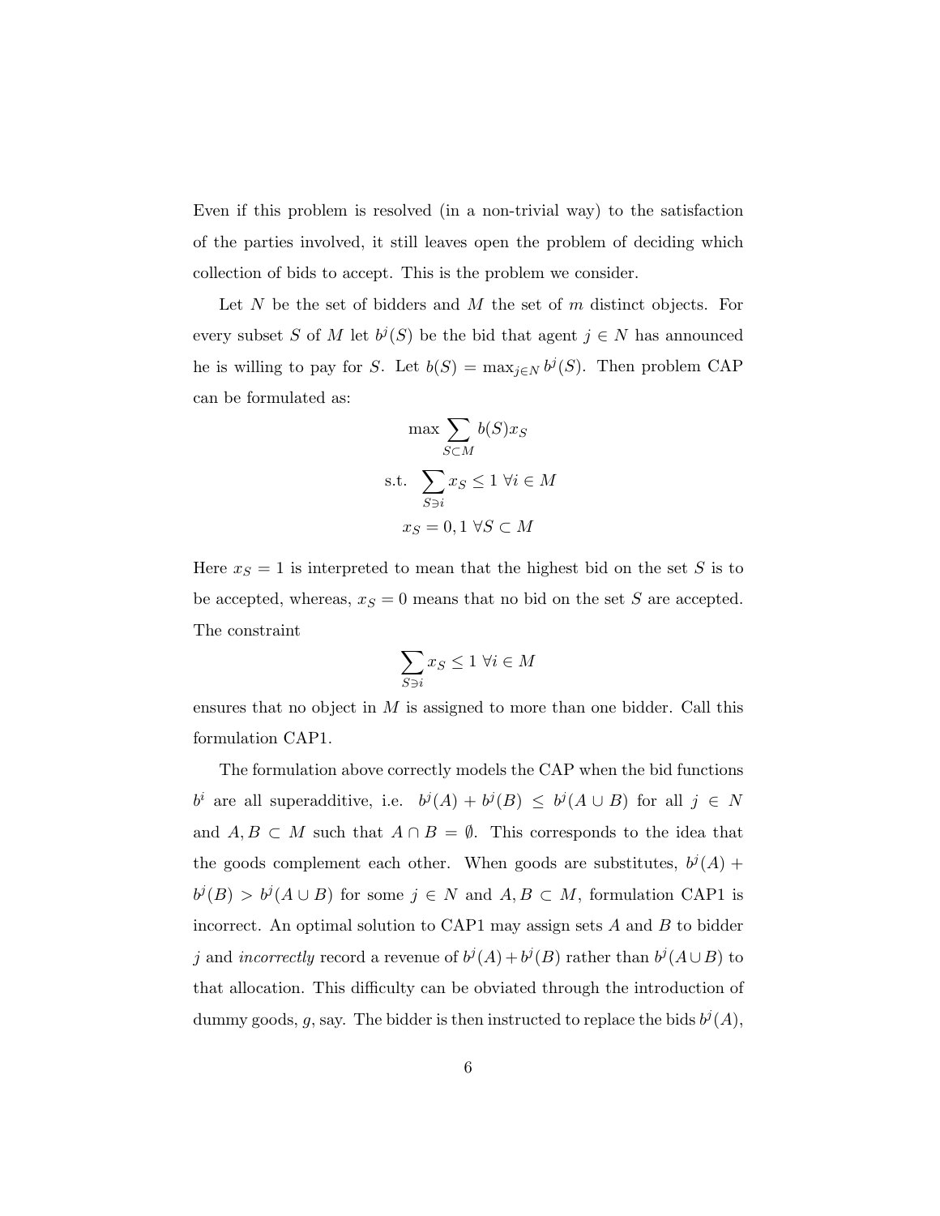Even if this problem is resolved (in a non-trivial way) to the satisfaction of the parties involved, it still leaves open the problem of deciding which collection of bids to accept. This is the problem we consider.

Let $N$ be the set of bidders and $M$ the set of $m$ distinct objects. For every subset $S$ of $M$ let $b^j(S)$ be the bid that agent $j \in N$ has announced he is willing to pay for $S$. Let $b(S) = \max_{j \in N} b^j(S)$. Then problem CAP can be formulated as:

$$\max \sum_{S \subset M} b(S) x_S$$

$$\text{s.t.} \sum_{S \ni i} x_S \leq 1 \ \forall i \in M$$

$$x_S = 0, 1 \ \forall S \subset M$$

Here $x_S = 1$ is interpreted to mean that the highest bid on the set $S$ is to be accepted, whereas, $x_S = 0$ means that no bid on the set $S$ are accepted. The constraint

$$\sum_{S \ni i} x_S \leq 1 \ \forall i \in M$$

ensures that no object in $M$ is assigned to more than one bidder. Call this formulation CAP1.

The formulation above correctly models the CAP when the bid functions $b^i$ are all superadditive, i.e. $b^j(A) + b^j(B) \leq b^j(A \cup B)$ for all $j \in N$ and $A, B \subset M$ such that $A \cap B = \emptyset$. This corresponds to the idea that the goods complement each other. When goods are substitutes, $b^j(A) + b^j(B) > b^j(A \cup B)$ for some $j \in N$ and $A, B \subset M$, formulation CAP1 is incorrect. An optimal solution to CAP1 may assign sets $A$ and $B$ to bidder $j$ and *incorrectly* record a revenue of $b^j(A) + b^j(B)$ rather than $b^j(A \cup B)$ to that allocation. This difficulty can be obviated through the introduction of dummy goods, $g$, say. The bidder is then instructed to replace the bids $b^j(A)$,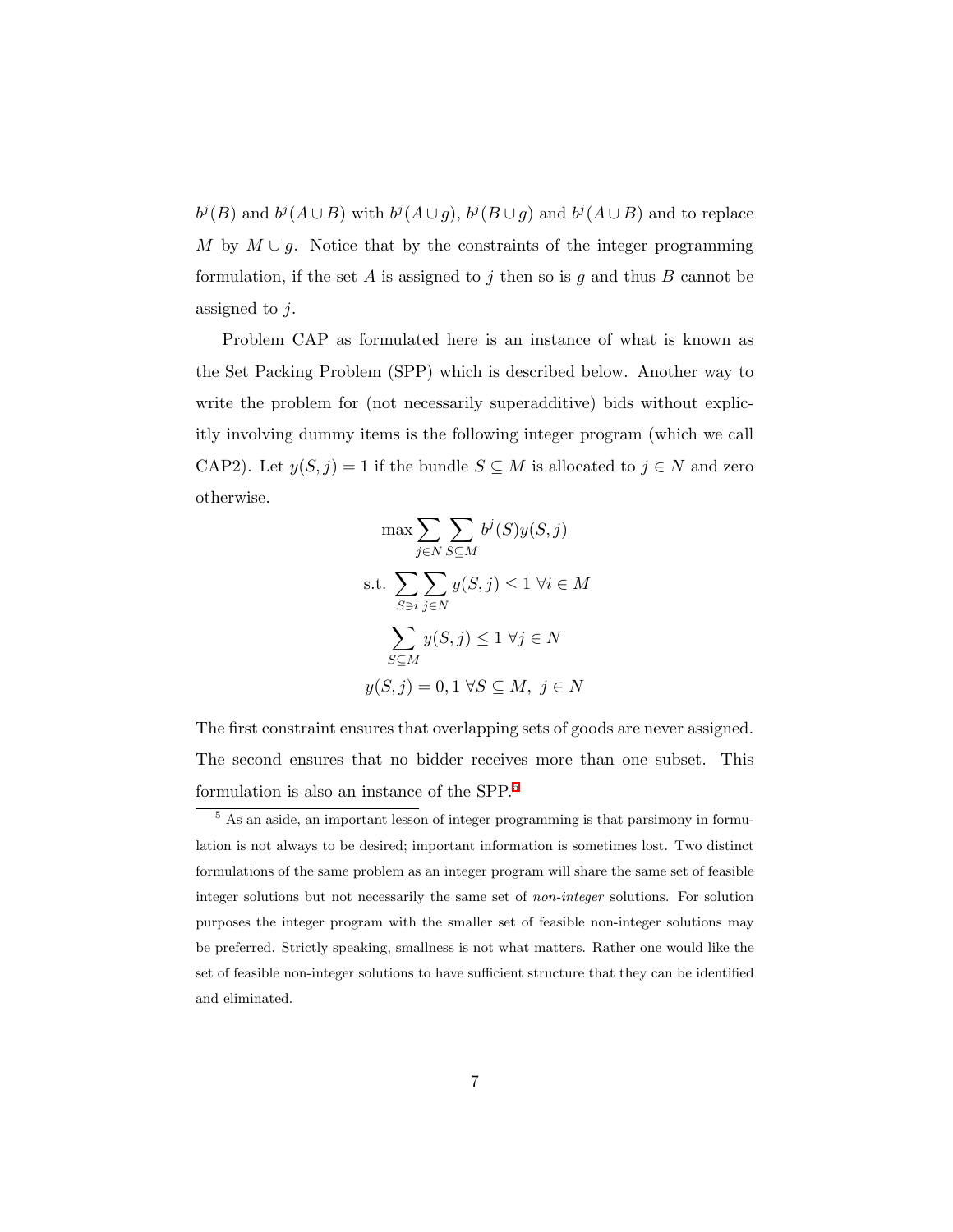$b^j(B)$ and $b^j(A \cup B)$ with $b^j(A \cup g)$, $b^j(B \cup g)$ and $b^j(A \cup B)$ and to replace $M$ by $M \cup g$. Notice that by the constraints of the integer programming formulation, if the set $A$ is assigned to $j$ then so is $g$ and thus $B$ cannot be assigned to $j$.

Problem CAP as formulated here is an instance of what is known as the Set Packing Problem (SPP) which is described below. Another way to write the problem for (not necessarily superadditive) bids without explicitly involving dummy items is the following integer program (which we call CAP2). Let $y(S, j) = 1$ if the bundle $S \subseteq M$ is allocated to $j \in N$ and zero otherwise.

$$\max \sum_{j \in N} \sum_{S \subseteq M} b^j(S) y(S, j)$$

$$\text{s.t. } \sum_{S \ni i} \sum_{j \in N} y(S, j) \leq 1 \ \forall i \in M$$

$$\sum_{S \subseteq M} y(S, j) \leq 1 \ \forall j \in N$$

$$y(S, j) = 0, 1 \ \forall S \subseteq M, \ j \in N$$

The first constraint ensures that overlapping sets of goods are never assigned. The second ensures that no bidder receives more than one subset. This formulation is also an instance of the SPP.[5]

[5] As an aside, an important lesson of integer programming is that parsimony in formulation is not always to be desired; important information is sometimes lost. Two distinct formulations of the same problem as an integer program will share the same set of feasible integer solutions but not necessarily the same set of *non-integer* solutions. For solution purposes the integer program with the smaller set of feasible non-integer solutions may be preferred. Strictly speaking, smallness is not what matters. Rather one would like the set of feasible non-integer solutions to have sufficient structure that they can be identified and eliminated.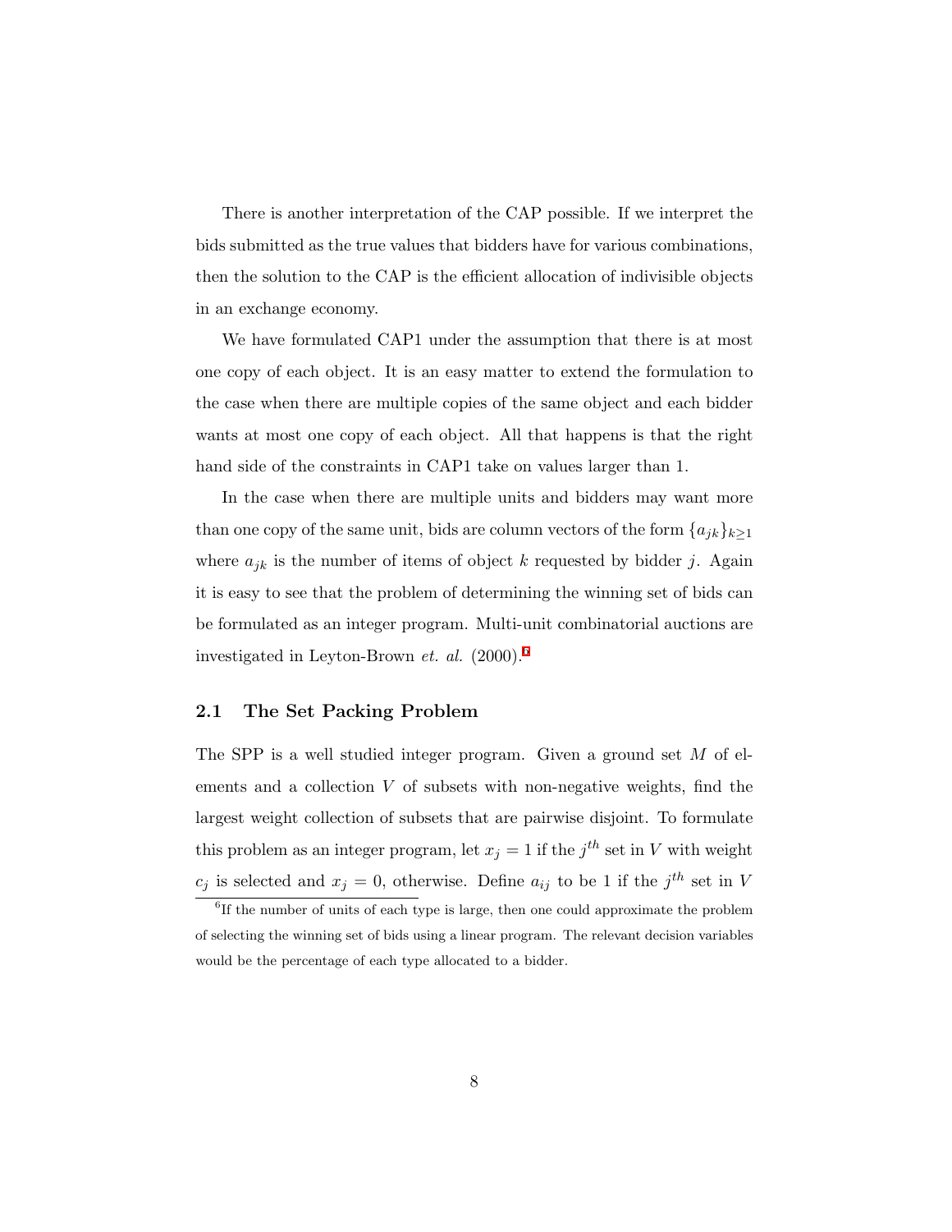There is another interpretation of the CAP possible. If we interpret the bids submitted as the true values that bidders have for various combinations, then the solution to the CAP is the efficient allocation of indivisible objects in an exchange economy.

We have formulated CAP1 under the assumption that there is at most one copy of each object. It is an easy matter to extend the formulation to the case when there are multiple copies of the same object and each bidder wants at most one copy of each object. All that happens is that the right hand side of the constraints in CAP1 take on values larger than 1.

In the case when there are multiple units and bidders may want more than one copy of the same unit, bids are column vectors of the form $\{a_{jk}\}_{k \geq 1}$ where $a_{jk}$ is the number of items of object $k$ requested by bidder $j$. Again it is easy to see that the problem of determining the winning set of bids can be formulated as an integer program. Multi-unit combinatorial auctions are investigated in Leyton-Brown *et. al.* (2000).[6]

## 2.1 The Set Packing Problem

The SPP is a well studied integer program. Given a ground set $M$ of elements and a collection $V$ of subsets with non-negative weights, find the largest weight collection of subsets that are pairwise disjoint. To formulate this problem as an integer program, let $x_j = 1$ if the $j^{th}$ set in $V$ with weight $c_j$ is selected and $x_j = 0$, otherwise. Define $a_{ij}$ to be 1 if the $j^{th}$ set in $V$

[6] If the number of units of each type is large, then one could approximate the problem of selecting the winning set of bids using a linear program. The relevant decision variables would be the percentage of each type allocated to a bidder.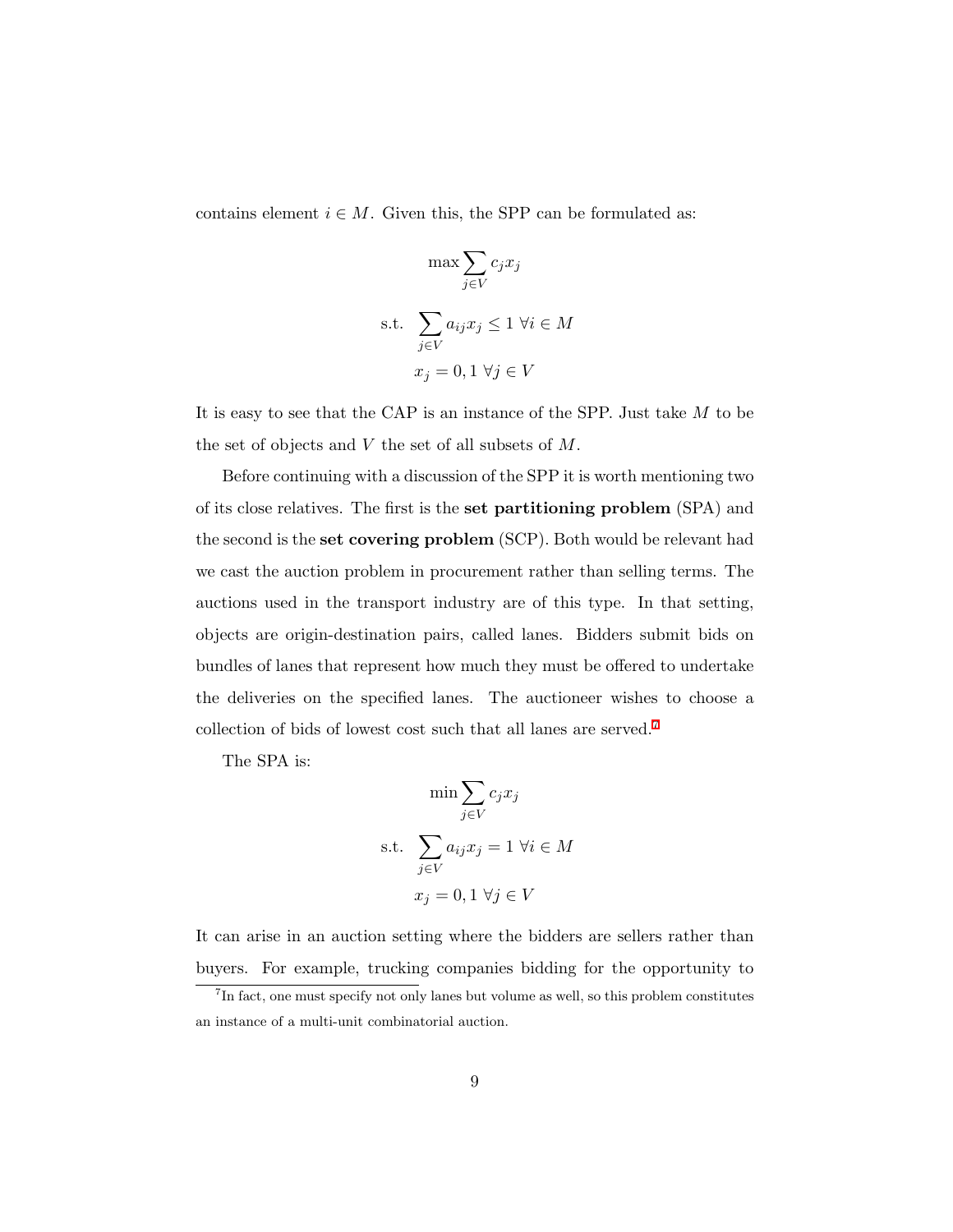contains element $i \in M$. Given this, the SPP can be formulated as:

$$\max \sum_{j \in V} c_j x_j$$

$$\text{s.t.} \quad \sum_{j \in V} a_{ij} x_j \leq 1 \ \forall i \in M$$

$$x_j = 0, 1 \ \forall j \in V$$

It is easy to see that the CAP is an instance of the SPP. Just take $M$ to be the set of objects and $V$ the set of all subsets of $M$.

Before continuing with a discussion of the SPP it is worth mentioning two of its close relatives. The first is the **set partitioning problem** (SPA) and the second is the **set covering problem** (SCP). Both would be relevant had we cast the auction problem in procurement rather than selling terms. The auctions used in the transport industry are of this type. In that setting, objects are origin-destination pairs, called lanes. Bidders submit bids on bundles of lanes that represent how much they must be offered to undertake the deliveries on the specified lanes. The auctioneer wishes to choose a collection of bids of lowest cost such that all lanes are served.[7]

The SPA is:

$$\min \sum_{j \in V} c_j x_j$$

$$\text{s.t.} \quad \sum_{j \in V} a_{ij} x_j = 1 \ \forall i \in M$$

$$x_j = 0, 1 \ \forall j \in V$$

It can arise in an auction setting where the bidders are sellers rather than buyers. For example, trucking companies bidding for the opportunity to

[7] In fact, one must specify not only lanes but volume as well, so this problem constitutes an instance of a multi-unit combinatorial auction.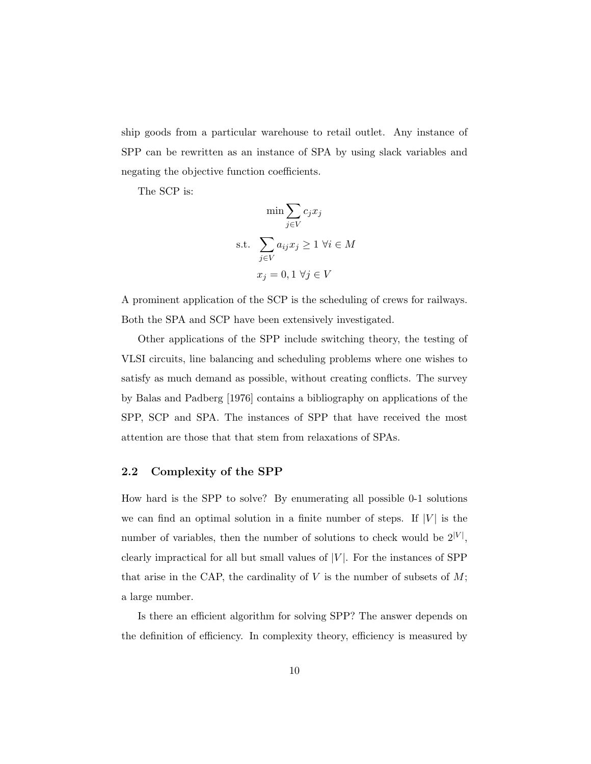ship goods from a particular warehouse to retail outlet. Any instance of SPP can be rewritten as an instance of SPA by using slack variables and negating the objective function coefficients.

The SCP is:

$$\min \sum_{j \in V} c_j x_j$$

$$\text{s.t.} \quad \sum_{j \in V} a_{ij} x_j \geq 1 \;\forall i \in M$$

$$x_j = 0, 1 \;\forall j \in V$$

A prominent application of the SCP is the scheduling of crews for railways. Both the SPA and SCP have been extensively investigated.

Other applications of the SPP include switching theory, the testing of VLSI circuits, line balancing and scheduling problems where one wishes to satisfy as much demand as possible, without creating conflicts. The survey by Balas and Padberg [1976] contains a bibliography on applications of the SPP, SCP and SPA. The instances of SPP that have received the most attention are those that that stem from relaxations of SPAs.

## 2.2 Complexity of the SPP

How hard is the SPP to solve? By enumerating all possible 0-1 solutions we can find an optimal solution in a finite number of steps. If $|V|$ is the number of variables, then the number of solutions to check would be $2^{|V|}$, clearly impractical for all but small values of $|V|$. For the instances of SPP that arise in the CAP, the cardinality of $V$ is the number of subsets of $M$; a large number.

Is there an efficient algorithm for solving SPP? The answer depends on the definition of efficiency. In complexity theory, efficiency is measured by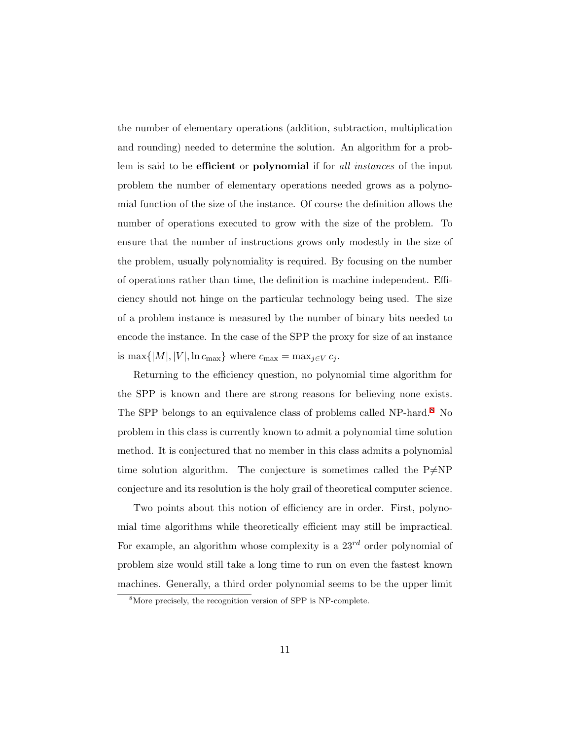the number of elementary operations (addition, subtraction, multiplication and rounding) needed to determine the solution. An algorithm for a problem is said to be **efficient** or **polynomial** if for *all instances* of the input problem the number of elementary operations needed grows as a polynomial function of the size of the instance. Of course the definition allows the number of operations executed to grow with the size of the problem. To ensure that the number of instructions grows only modestly in the size of the problem, usually polynomiality is required. By focusing on the number of operations rather than time, the definition is machine independent. Efficiency should not hinge on the particular technology being used. The size of a problem instance is measured by the number of binary bits needed to encode the instance. In the case of the SPP the proxy for size of an instance is $\max\{|M|, |V|, \ln c_{\max}\}$ where $c_{\max} = \max_{j \in V} c_j$.

Returning to the efficiency question, no polynomial time algorithm for the SPP is known and there are strong reasons for believing none exists. The SPP belongs to an equivalence class of problems called NP-hard.[8] No problem in this class is currently known to admit a polynomial time solution method. It is conjectured that no member in this class admits a polynomial time solution algorithm. The conjecture is sometimes called the P$\neq$NP conjecture and its resolution is the holy grail of theoretical computer science.

Two points about this notion of efficiency are in order. First, polynomial time algorithms while theoretically efficient may still be impractical. For example, an algorithm whose complexity is a $23^{rd}$ order polynomial of problem size would still take a long time to run on even the fastest known machines. Generally, a third order polynomial seems to be the upper limit

[8] More precisely, the recognition version of SPP is NP-complete.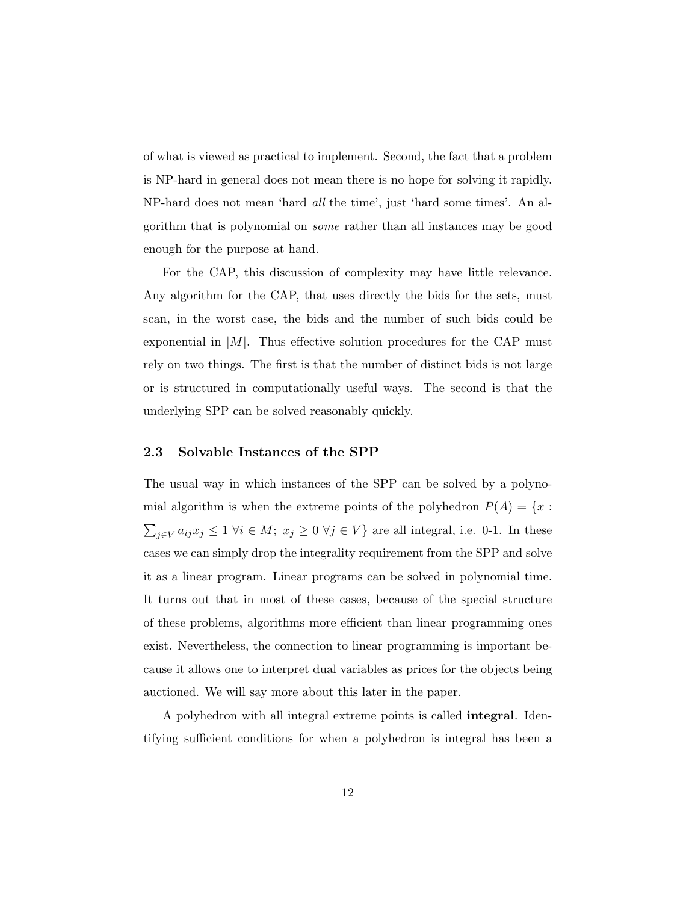of what is viewed as practical to implement. Second, the fact that a problem is NP-hard in general does not mean there is no hope for solving it rapidly. NP-hard does not mean 'hard *all* the time', just 'hard some times'. An algorithm that is polynomial on *some* rather than all instances may be good enough for the purpose at hand.

For the CAP, this discussion of complexity may have little relevance. Any algorithm for the CAP, that uses directly the bids for the sets, must scan, in the worst case, the bids and the number of such bids could be exponential in $|M|$. Thus effective solution procedures for the CAP must rely on two things. The first is that the number of distinct bids is not large or is structured in computationally useful ways. The second is that the underlying SPP can be solved reasonably quickly.

### 2.3 Solvable Instances of the SPP

The usual way in which instances of the SPP can be solved by a polynomial algorithm is when the extreme points of the polyhedron $P(A) = \{x : \sum_{j \in V} a_{ij} x_j \leq 1 \ \forall i \in M; \ x_j \geq 0 \ \forall j \in V\}$ are all integral, i.e. 0-1. In these cases we can simply drop the integrality requirement from the SPP and solve it as a linear program. Linear programs can be solved in polynomial time. It turns out that in most of these cases, because of the special structure of these problems, algorithms more efficient than linear programming ones exist. Nevertheless, the connection to linear programming is important because it allows one to interpret dual variables as prices for the objects being auctioned. We will say more about this later in the paper.

A polyhedron with all integral extreme points is called **integral**. Identifying sufficient conditions for when a polyhedron is integral has been a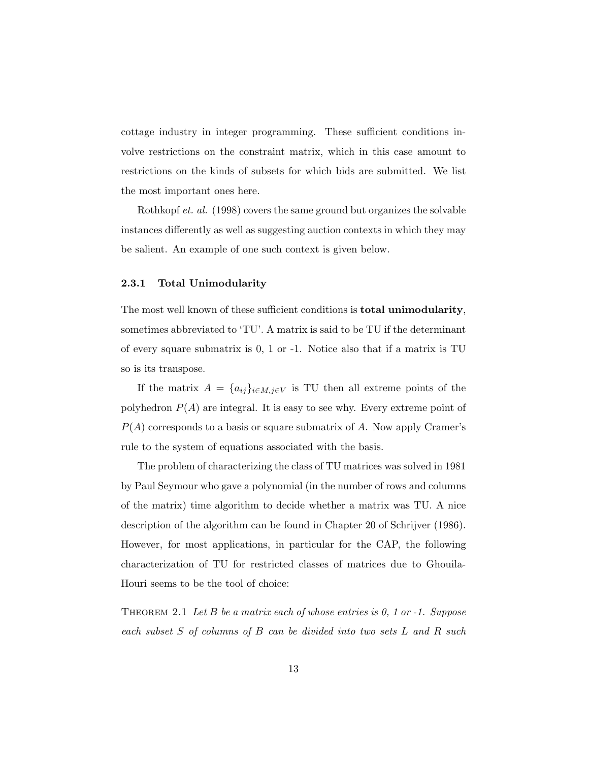cottage industry in integer programming. These sufficient conditions involve restrictions on the constraint matrix, which in this case amount to restrictions on the kinds of subsets for which bids are submitted. We list the most important ones here.

Rothkopf *et. al.* (1998) covers the same ground but organizes the solvable instances differently as well as suggesting auction contexts in which they may be salient. An example of one such context is given below.

### 2.3.1 Total Unimodularity

The most well known of these sufficient conditions is **total unimodularity**, sometimes abbreviated to 'TU'. A matrix is said to be TU if the determinant of every square submatrix is 0, 1 or -1. Notice also that if a matrix is TU so is its transpose.

If the matrix $A = \{a_{ij}\}_{i \in M, j \in V}$ is TU then all extreme points of the polyhedron $P(A)$ are integral. It is easy to see why. Every extreme point of $P(A)$ corresponds to a basis or square submatrix of $A$. Now apply Cramer's rule to the system of equations associated with the basis.

The problem of characterizing the class of TU matrices was solved in 1981 by Paul Seymour who gave a polynomial (in the number of rows and columns of the matrix) time algorithm to decide whether a matrix was TU. A nice description of the algorithm can be found in Chapter 20 of Schrijver (1986). However, for most applications, in particular for the CAP, the following characterization of TU for restricted classes of matrices due to Ghouila-Houri seems to be the tool of choice:

THEOREM 2.1 *Let $B$ be a matrix each of whose entries is 0, 1 or -1. Suppose each subset $S$ of columns of $B$ can be divided into two sets $L$ and $R$ such*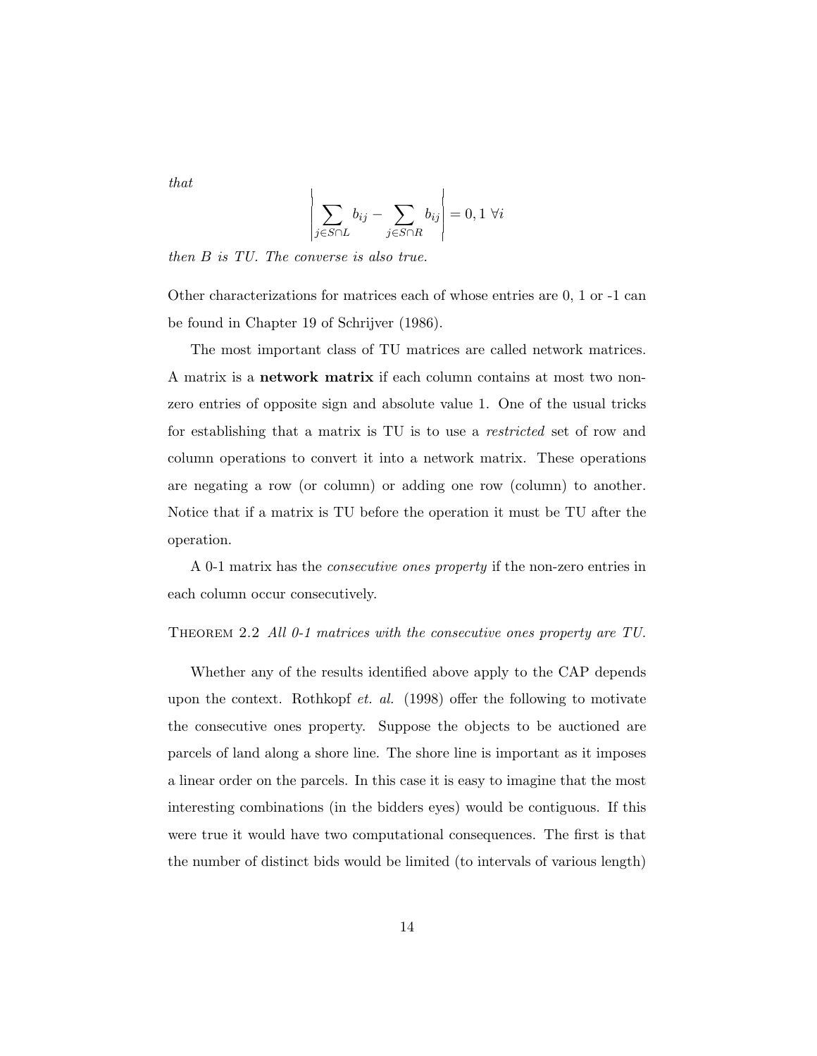*that*

$$\left| \sum_{j \in S \cap L} b_{ij} - \sum_{j \in S \cap R} b_{ij} \right| = 0, 1 \ \forall i$$

*then $B$ is TU. The converse is also true.*

Other characterizations for matrices each of whose entries are 0, 1 or -1 can be found in Chapter 19 of Schrijver (1986).

The most important class of TU matrices are called network matrices. A matrix is a **network matrix** if each column contains at most two non-zero entries of opposite sign and absolute value 1. One of the usual tricks for establishing that a matrix is TU is to use a *restricted* set of row and column operations to convert it into a network matrix. These operations are negating a row (or column) or adding one row (column) to another. Notice that if a matrix is TU before the operation it must be TU after the operation.

A 0-1 matrix has the *consecutive ones property* if the non-zero entries in each column occur consecutively.

THEOREM 2.2 *All 0-1 matrices with the consecutive ones property are TU.*

Whether any of the results identified above apply to the CAP depends upon the context. Rothkopf *et. al.* (1998) offer the following to motivate the consecutive ones property. Suppose the objects to be auctioned are parcels of land along a shore line. The shore line is important as it imposes a linear order on the parcels. In this case it is easy to imagine that the most interesting combinations (in the bidders eyes) would be contiguous. If this were true it would have two computational consequences. The first is that the number of distinct bids would be limited (to intervals of various length)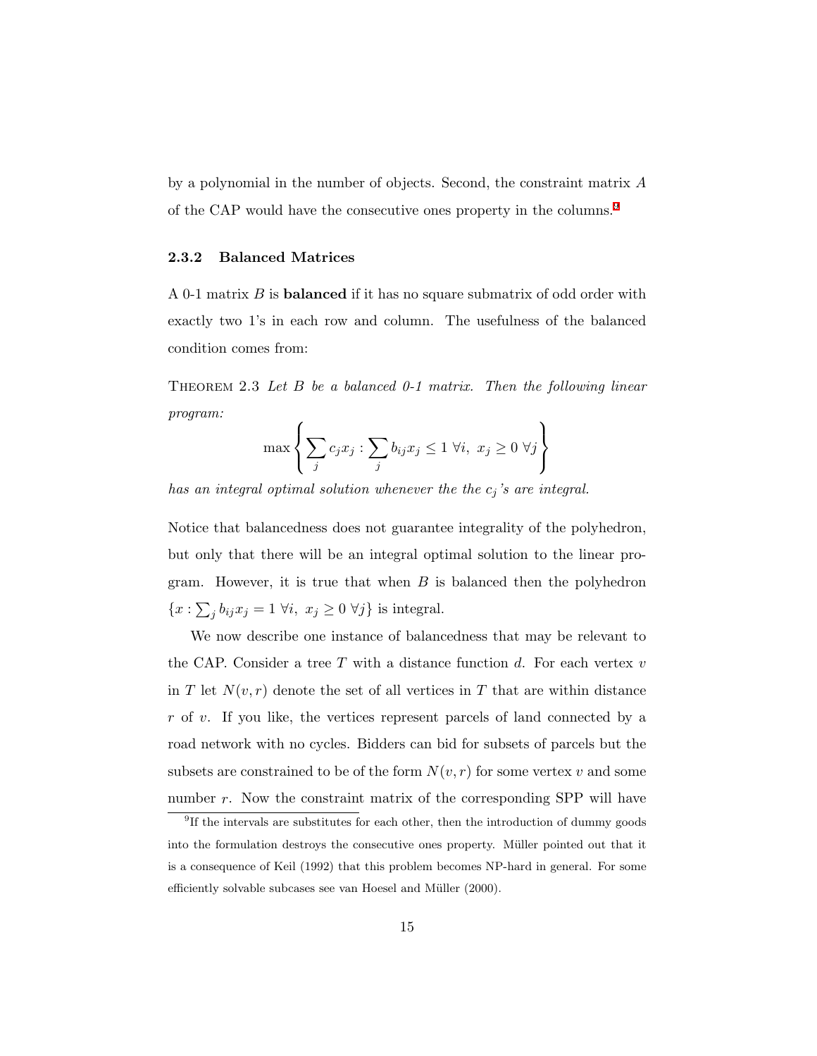by a polynomial in the number of objects. Second, the constraint matrix $A$ of the CAP would have the consecutive ones property in the columns.[9]

### 2.3.2 Balanced Matrices

A 0-1 matrix $B$ is **balanced** if it has no square submatrix of odd order with exactly two 1's in each row and column. The usefulness of the balanced condition comes from:

THEOREM 2.3 *Let $B$ be a balanced 0-1 matrix. Then the following linear program:*

$$\max\left\{\sum_j c_j x_j : \sum_j b_{ij} x_j \leq 1 \ \forall i, \ x_j \geq 0 \ \forall j\right\}$$

*has an integral optimal solution whenever the the $c_j$'s are integral.*

Notice that balancedness does not guarantee integrality of the polyhedron, but only that there will be an integral optimal solution to the linear program. However, it is true that when $B$ is balanced then the polyhedron $\{x : \sum_j b_{ij} x_j = 1 \ \forall i, \ x_j \geq 0 \ \forall j\}$ is integral.

We now describe one instance of balancedness that may be relevant to the CAP. Consider a tree $T$ with a distance function $d$. For each vertex $v$ in $T$ let $N(v, r)$ denote the set of all vertices in $T$ that are within distance $r$ of $v$. If you like, the vertices represent parcels of land connected by a road network with no cycles. Bidders can bid for subsets of parcels but the subsets are constrained to be of the form $N(v, r)$ for some vertex $v$ and some number $r$. Now the constraint matrix of the corresponding SPP will have

[9] If the intervals are substitutes for each other, then the introduction of dummy goods into the formulation destroys the consecutive ones property. Müller pointed out that it is a consequence of Keil (1992) that this problem becomes NP-hard in general. For some efficiently solvable subcases see van Hoesel and Müller (2000).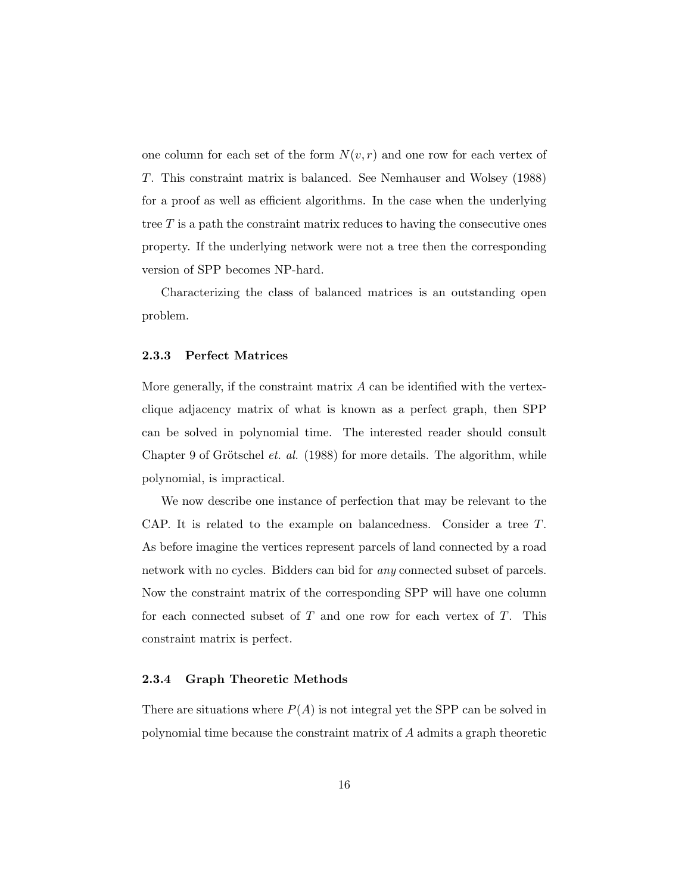one column for each set of the form $N(v, r)$ and one row for each vertex of $T$. This constraint matrix is balanced. See Nemhauser and Wolsey (1988) for a proof as well as efficient algorithms. In the case when the underlying tree $T$ is a path the constraint matrix reduces to having the consecutive ones property. If the underlying network were not a tree then the corresponding version of SPP becomes NP-hard.

Characterizing the class of balanced matrices is an outstanding open problem.

#### 2.3.3 Perfect Matrices

More generally, if the constraint matrix $A$ can be identified with the vertex-clique adjacency matrix of what is known as a perfect graph, then SPP can be solved in polynomial time. The interested reader should consult Chapter 9 of Grötschel *et. al.* (1988) for more details. The algorithm, while polynomial, is impractical.

We now describe one instance of perfection that may be relevant to the CAP. It is related to the example on balancedness. Consider a tree $T$. As before imagine the vertices represent parcels of land connected by a road network with no cycles. Bidders can bid for *any* connected subset of parcels. Now the constraint matrix of the corresponding SPP will have one column for each connected subset of $T$ and one row for each vertex of $T$. This constraint matrix is perfect.

#### 2.3.4 Graph Theoretic Methods

There are situations where $P(A)$ is not integral yet the SPP can be solved in polynomial time because the constraint matrix of $A$ admits a graph theoretic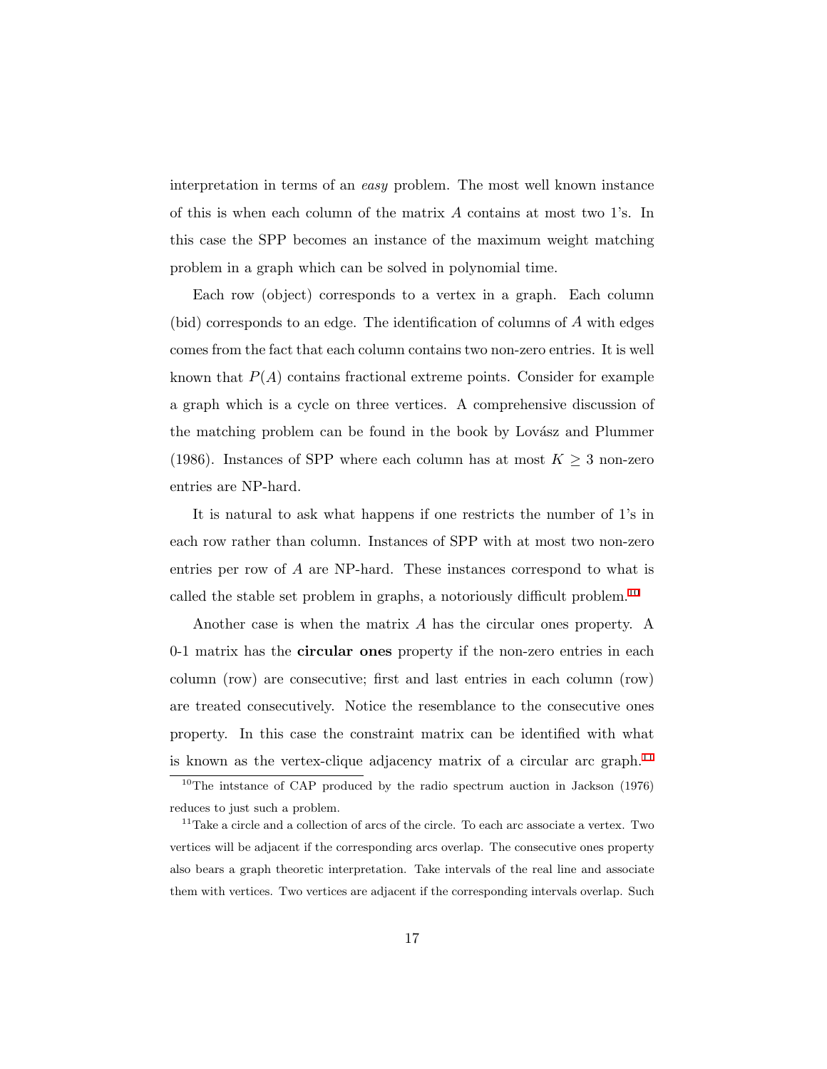interpretation in terms of an *easy* problem. The most well known instance of this is when each column of the matrix $A$ contains at most two 1's. In this case the SPP becomes an instance of the maximum weight matching problem in a graph which can be solved in polynomial time.

Each row (object) corresponds to a vertex in a graph. Each column (bid) corresponds to an edge. The identification of columns of $A$ with edges comes from the fact that each column contains two non-zero entries. It is well known that $P(A)$ contains fractional extreme points. Consider for example a graph which is a cycle on three vertices. A comprehensive discussion of the matching problem can be found in the book by Lovász and Plummer (1986). Instances of SPP where each column has at most $K \geq 3$ non-zero entries are NP-hard.

It is natural to ask what happens if one restricts the number of 1's in each row rather than column. Instances of SPP with at most two non-zero entries per row of $A$ are NP-hard. These instances correspond to what is called the stable set problem in graphs, a notoriously difficult problem.[10]

Another case is when the matrix $A$ has the circular ones property. A 0-1 matrix has the **circular ones** property if the non-zero entries in each column (row) are consecutive; first and last entries in each column (row) are treated consecutively. Notice the resemblance to the consecutive ones property. In this case the constraint matrix can be identified with what is known as the vertex-clique adjacency matrix of a circular arc graph.[11]

[10] The intstance of CAP produced by the radio spectrum auction in Jackson (1976) reduces to just such a problem.

[11] Take a circle and a collection of arcs of the circle. To each arc associate a vertex. Two vertices will be adjacent if the corresponding arcs overlap. The consecutive ones property also bears a graph theoretic interpretation. Take intervals of the real line and associate them with vertices. Two vertices are adjacent if the corresponding intervals overlap. Such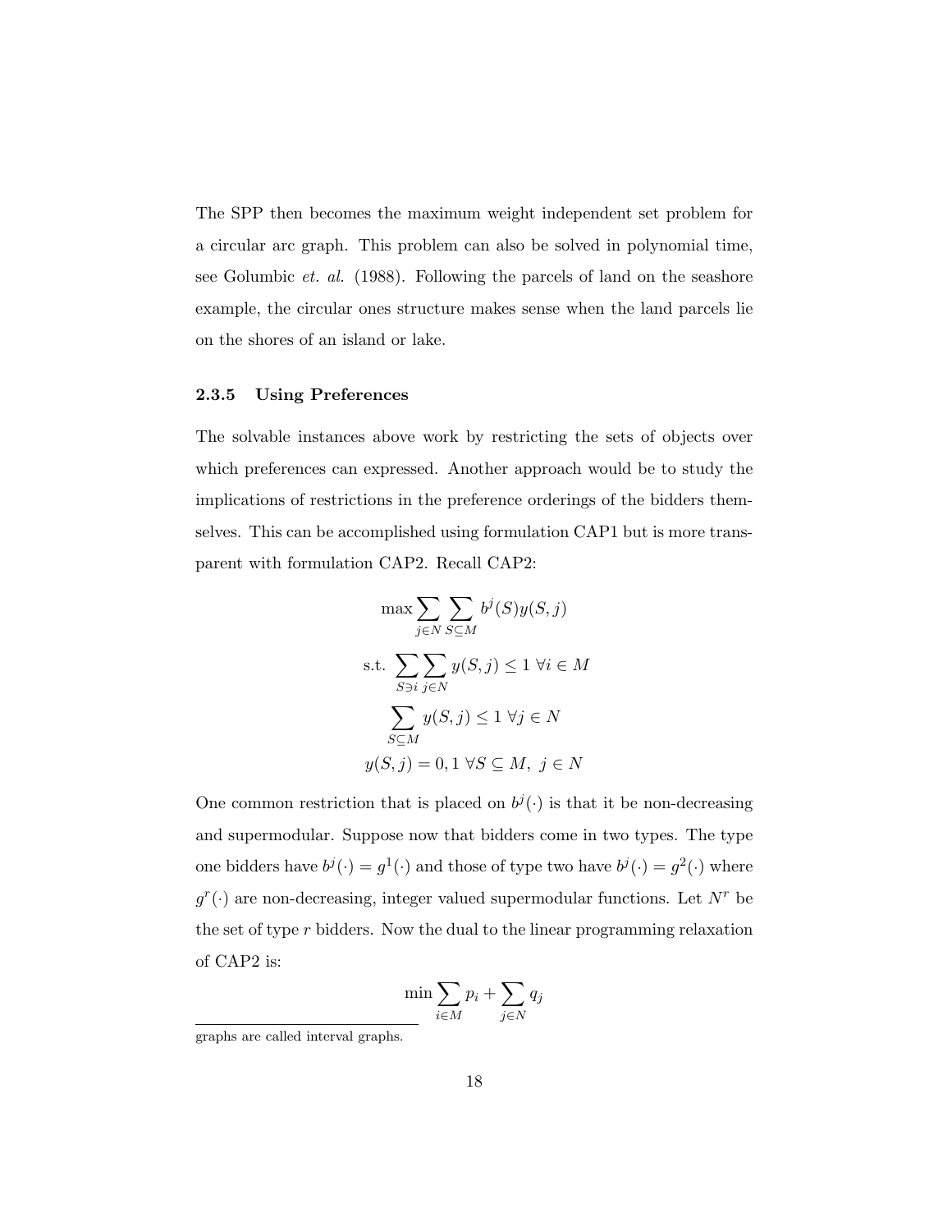The SPP then becomes the maximum weight independent set problem for a circular arc graph. This problem can also be solved in polynomial time, see Golumbic *et. al.* (1988). Following the parcels of land on the seashore example, the circular ones structure makes sense when the land parcels lie on the shores of an island or lake.

### 2.3.5 Using Preferences

The solvable instances above work by restricting the sets of objects over which preferences can expressed. Another approach would be to study the implications of restrictions in the preference orderings of the bidders themselves. This can be accomplished using formulation CAP1 but is more transparent with formulation CAP2. Recall CAP2:

$$\max \sum_{j \in N} \sum_{S \subseteq M} b^j(S) y(S, j)$$

$$\text{s.t. } \sum_{S \ni i} \sum_{j \in N} y(S, j) \leq 1 \ \forall i \in M$$

$$\sum_{S \subseteq M} y(S, j) \leq 1 \ \forall j \in N$$

$$y(S, j) = 0, 1 \ \forall S \subseteq M, \ j \in N$$

One common restriction that is placed on $b^j(\cdot)$ is that it be non-decreasing and supermodular. Suppose now that bidders come in two types. The type one bidders have $b^j(\cdot) = g^1(\cdot)$ and those of type two have $b^j(\cdot) = g^2(\cdot)$ where $g^r(\cdot)$ are non-decreasing, integer valued supermodular functions. Let $N^r$ be the set of type $r$ bidders. Now the dual to the linear programming relaxation of CAP2 is:

$$\min \sum_{i \in M} p_i + \sum_{j \in N} q_j$$

graphs are called interval graphs.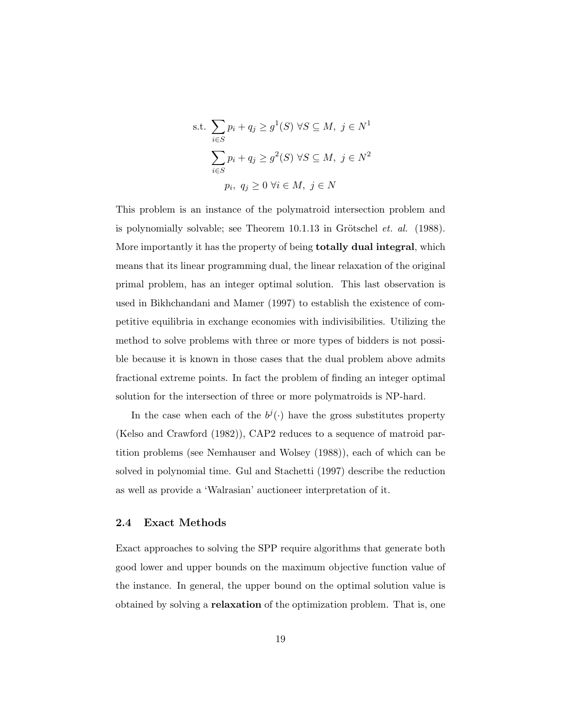$$
\begin{aligned}
\text{s.t. } & \sum_{i \in S} p_i + q_j \geq g^1(S) \ \forall S \subseteq M, \ j \in N^1 \\
& \sum_{i \in S} p_i + q_j \geq g^2(S) \ \forall S \subseteq M, \ j \in N^2 \\
& p_i, \ q_j \geq 0 \ \forall i \in M, \ j \in N
\end{aligned}
$$

This problem is an instance of the polymatroid intersection problem and is polynomially solvable; see Theorem 10.1.13 in Grötschel *et. al.* (1988). More importantly it has the property of being **totally dual integral**, which means that its linear programming dual, the linear relaxation of the original primal problem, has an integer optimal solution. This last observation is used in Bikhchandani and Mamer (1997) to establish the existence of competitive equilibria in exchange economies with indivisibilities. Utilizing the method to solve problems with three or more types of bidders is not possible because it is known in those cases that the dual problem above admits fractional extreme points. In fact the problem of finding an integer optimal solution for the intersection of three or more polymatroids is NP-hard.

In the case when each of the $b^j(\cdot)$ have the gross substitutes property (Kelso and Crawford (1982)), CAP2 reduces to a sequence of matroid partition problems (see Nemhauser and Wolsey (1988)), each of which can be solved in polynomial time. Gul and Stachetti (1997) describe the reduction as well as provide a 'Walrasian' auctioneer interpretation of it.

### 2.4 Exact Methods

Exact approaches to solving the SPP require algorithms that generate both good lower and upper bounds on the maximum objective function value of the instance. In general, the upper bound on the optimal solution value is obtained by solving a **relaxation** of the optimization problem. That is, one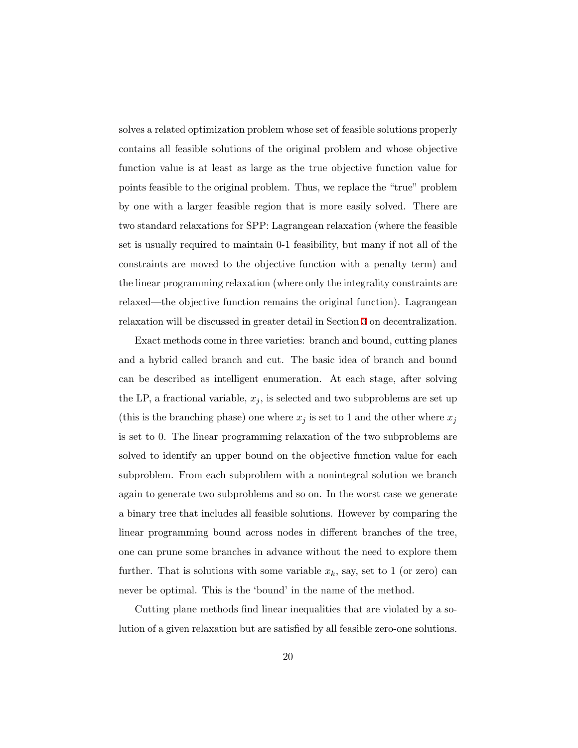solves a related optimization problem whose set of feasible solutions properly contains all feasible solutions of the original problem and whose objective function value is at least as large as the true objective function value for points feasible to the original problem. Thus, we replace the "true" problem by one with a larger feasible region that is more easily solved. There are two standard relaxations for SPP: Lagrangean relaxation (where the feasible set is usually required to maintain 0-1 feasibility, but many if not all of the constraints are moved to the objective function with a penalty term) and the linear programming relaxation (where only the integrality constraints are relaxed—the objective function remains the original function). Lagrangean relaxation will be discussed in greater detail in Section 3 on decentralization.

Exact methods come in three varieties: branch and bound, cutting planes and a hybrid called branch and cut. The basic idea of branch and bound can be described as intelligent enumeration. At each stage, after solving the LP, a fractional variable, $x_j$, is selected and two subproblems are set up (this is the branching phase) one where $x_j$ is set to 1 and the other where $x_j$ is set to 0. The linear programming relaxation of the two subproblems are solved to identify an upper bound on the objective function value for each subproblem. From each subproblem with a nonintegral solution we branch again to generate two subproblems and so on. In the worst case we generate a binary tree that includes all feasible solutions. However by comparing the linear programming bound across nodes in different branches of the tree, one can prune some branches in advance without the need to explore them further. That is solutions with some variable $x_k$, say, set to 1 (or zero) can never be optimal. This is the 'bound' in the name of the method.

Cutting plane methods find linear inequalities that are violated by a solution of a given relaxation but are satisfied by all feasible zero-one solutions.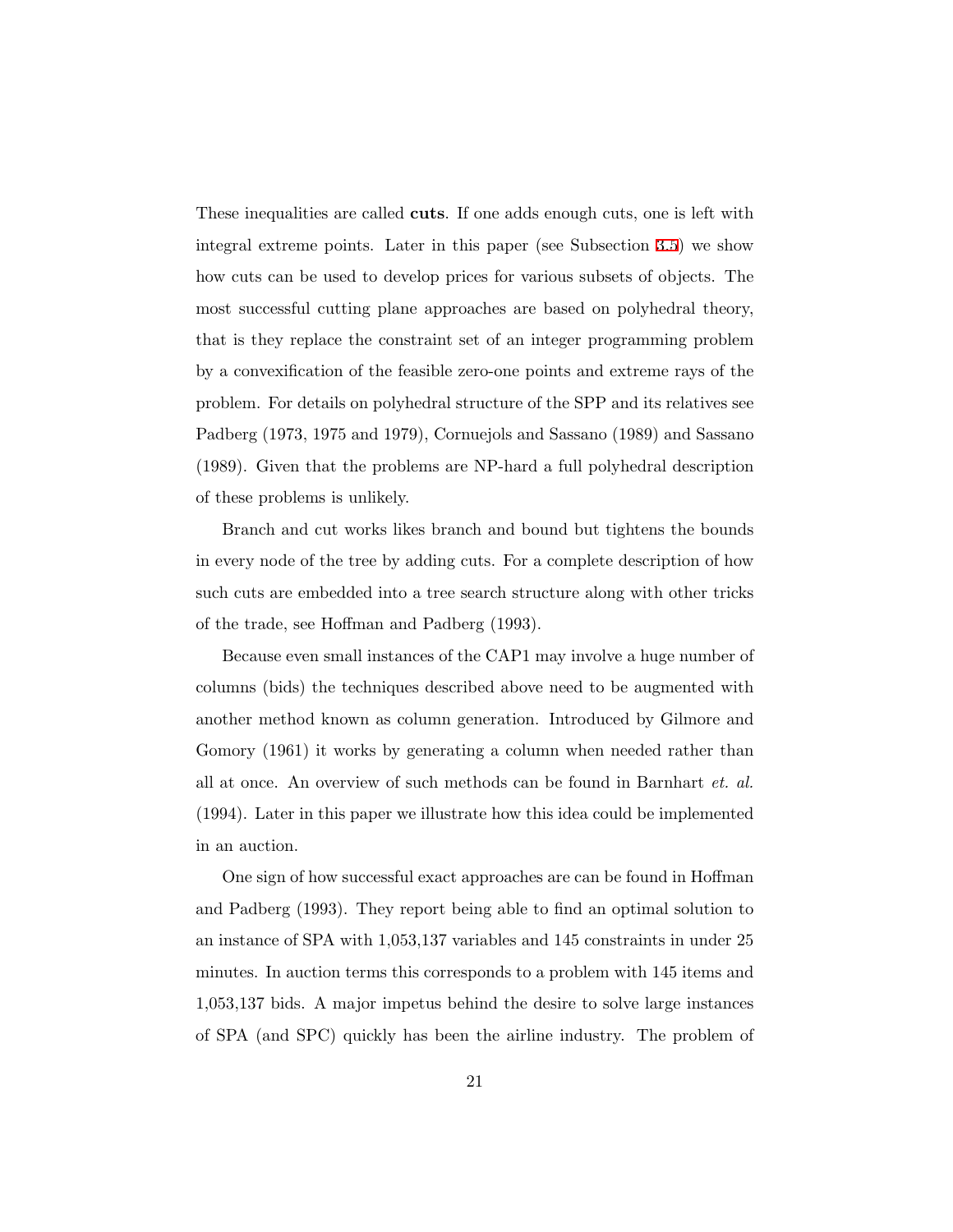These inequalities are called **cuts**. If one adds enough cuts, one is left with integral extreme points. Later in this paper (see Subsection 3.5) we show how cuts can be used to develop prices for various subsets of objects. The most successful cutting plane approaches are based on polyhedral theory, that is they replace the constraint set of an integer programming problem by a convexification of the feasible zero-one points and extreme rays of the problem. For details on polyhedral structure of the SPP and its relatives see Padberg (1973, 1975 and 1979), Cornuejols and Sassano (1989) and Sassano (1989). Given that the problems are NP-hard a full polyhedral description of these problems is unlikely.

Branch and cut works likes branch and bound but tightens the bounds in every node of the tree by adding cuts. For a complete description of how such cuts are embedded into a tree search structure along with other tricks of the trade, see Hoffman and Padberg (1993).

Because even small instances of the CAP1 may involve a huge number of columns (bids) the techniques described above need to be augmented with another method known as column generation. Introduced by Gilmore and Gomory (1961) it works by generating a column when needed rather than all at once. An overview of such methods can be found in Barnhart *et. al.* (1994). Later in this paper we illustrate how this idea could be implemented in an auction.

One sign of how successful exact approaches are can be found in Hoffman and Padberg (1993). They report being able to find an optimal solution to an instance of SPA with 1,053,137 variables and 145 constraints in under 25 minutes. In auction terms this corresponds to a problem with 145 items and 1,053,137 bids. A major impetus behind the desire to solve large instances of SPA (and SPC) quickly has been the airline industry. The problem of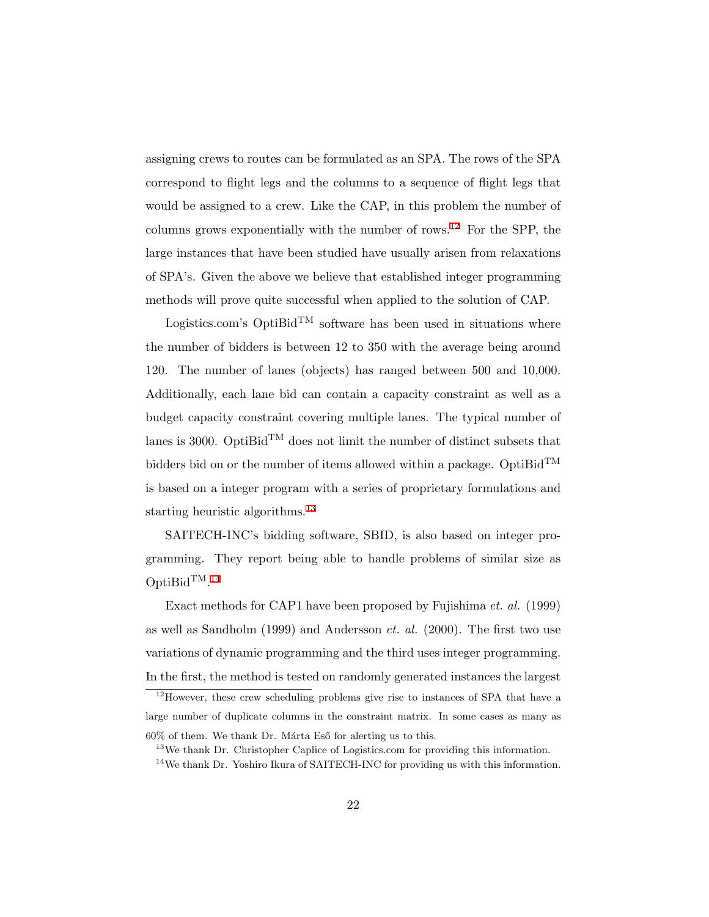assigning crews to routes can be formulated as an SPA. The rows of the SPA correspond to flight legs and the columns to a sequence of flight legs that would be assigned to a crew. Like the CAP, in this problem the number of columns grows exponentially with the number of rows.[12] For the SPP, the large instances that have been studied have usually arisen from relaxations of SPA's. Given the above we believe that established integer programming methods will prove quite successful when applied to the solution of CAP.

Logistics.com's OptiBid™ software has been used in situations where the number of bidders is between 12 to 350 with the average being around 120. The number of lanes (objects) has ranged between 500 and 10,000. Additionally, each lane bid can contain a capacity constraint as well as a budget capacity constraint covering multiple lanes. The typical number of lanes is 3000. OptiBid™ does not limit the number of distinct subsets that bidders bid on or the number of items allowed within a package. OptiBid™ is based on a integer program with a series of proprietary formulations and starting heuristic algorithms.[13]

SAITECH-INC's bidding software, SBID, is also based on integer programming. They report being able to handle problems of similar size as OptiBid™.[14]

Exact methods for CAP1 have been proposed by Fujishima *et. al.* (1999) as well as Sandholm (1999) and Andersson *et. al.* (2000). The first two use variations of dynamic programming and the third uses integer programming. In the first, the method is tested on randomly generated instances the largest

---

[12] However, these crew scheduling problems give rise to instances of SPA that have a large number of duplicate columns in the constraint matrix. In some cases as many as 60% of them. We thank Dr. Márta Eső for alerting us to this.

[13] We thank Dr. Christopher Caplice of Logistics.com for providing this information.

[14] We thank Dr. Yoshiro Ikura of SAITECH-INC for providing us with this information.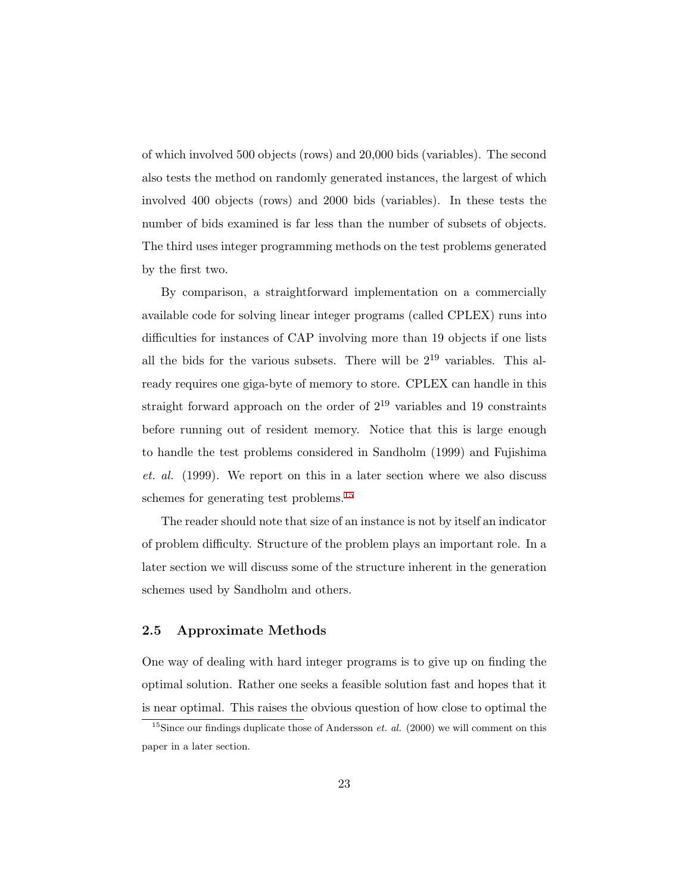of which involved 500 objects (rows) and 20,000 bids (variables). The second also tests the method on randomly generated instances, the largest of which involved 400 objects (rows) and 2000 bids (variables). In these tests the number of bids examined is far less than the number of subsets of objects. The third uses integer programming methods on the test problems generated by the first two.

By comparison, a straightforward implementation on a commercially available code for solving linear integer programs (called CPLEX) runs into difficulties for instances of CAP involving more than 19 objects if one lists all the bids for the various subsets. There will be $2^{19}$ variables. This already requires one giga-byte of memory to store. CPLEX can handle in this straight forward approach on the order of $2^{19}$ variables and 19 constraints before running out of resident memory. Notice that this is large enough to handle the test problems considered in Sandholm (1999) and Fujishima *et. al.* (1999). We report on this in a later section where we also discuss schemes for generating test problems.[15]

The reader should note that size of an instance is not by itself an indicator of problem difficulty. Structure of the problem plays an important role. In a later section we will discuss some of the structure inherent in the generation schemes used by Sandholm and others.

## 2.5 Approximate Methods

One way of dealing with hard integer programs is to give up on finding the optimal solution. Rather one seeks a feasible solution fast and hopes that it is near optimal. This raises the obvious question of how close to optimal the

[15] Since our findings duplicate those of Andersson *et. al.* (2000) we will comment on this paper in a later section.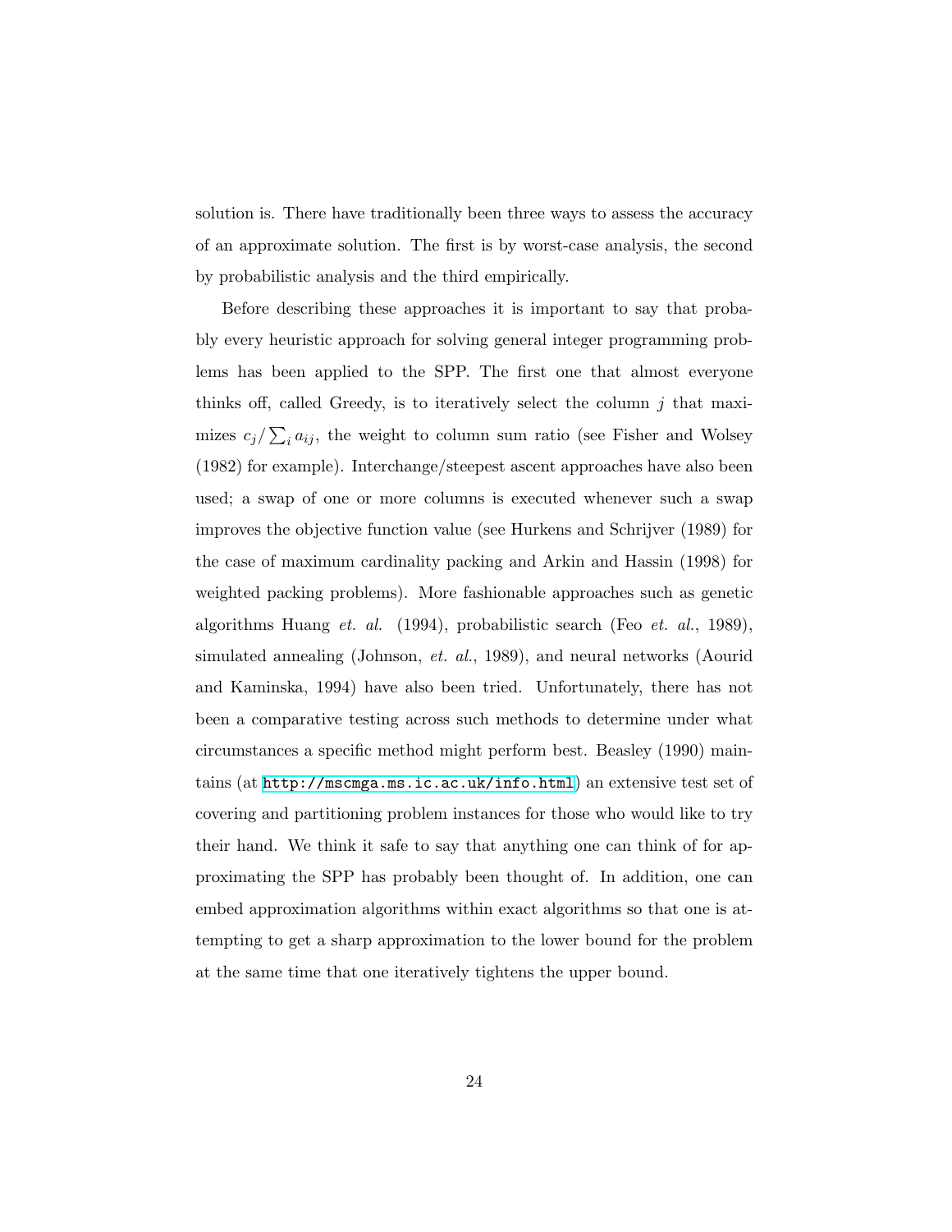solution is. There have traditionally been three ways to assess the accuracy of an approximate solution. The first is by worst-case analysis, the second by probabilistic analysis and the third empirically.

Before describing these approaches it is important to say that probably every heuristic approach for solving general integer programming problems has been applied to the SPP. The first one that almost everyone thinks off, called Greedy, is to iteratively select the column $j$ that maximizes $c_j / \sum_i a_{ij}$, the weight to column sum ratio (see Fisher and Wolsey (1982) for example). Interchange/steepest ascent approaches have also been used; a swap of one or more columns is executed whenever such a swap improves the objective function value (see Hurkens and Schrijver (1989) for the case of maximum cardinality packing and Arkin and Hassin (1998) for weighted packing problems). More fashionable approaches such as genetic algorithms Huang *et. al.* (1994), probabilistic search (Feo *et. al.*, 1989), simulated annealing (Johnson, *et. al.*, 1989), and neural networks (Aourid and Kaminska, 1994) have also been tried. Unfortunately, there has not been a comparative testing across such methods to determine under what circumstances a specific method might perform best. Beasley (1990) maintains (at http://mscmga.ms.ic.ac.uk/info.html) an extensive test set of covering and partitioning problem instances for those who would like to try their hand. We think it safe to say that anything one can think of for approximating the SPP has probably been thought of. In addition, one can embed approximation algorithms within exact algorithms so that one is attempting to get a sharp approximation to the lower bound for the problem at the same time that one iteratively tightens the upper bound.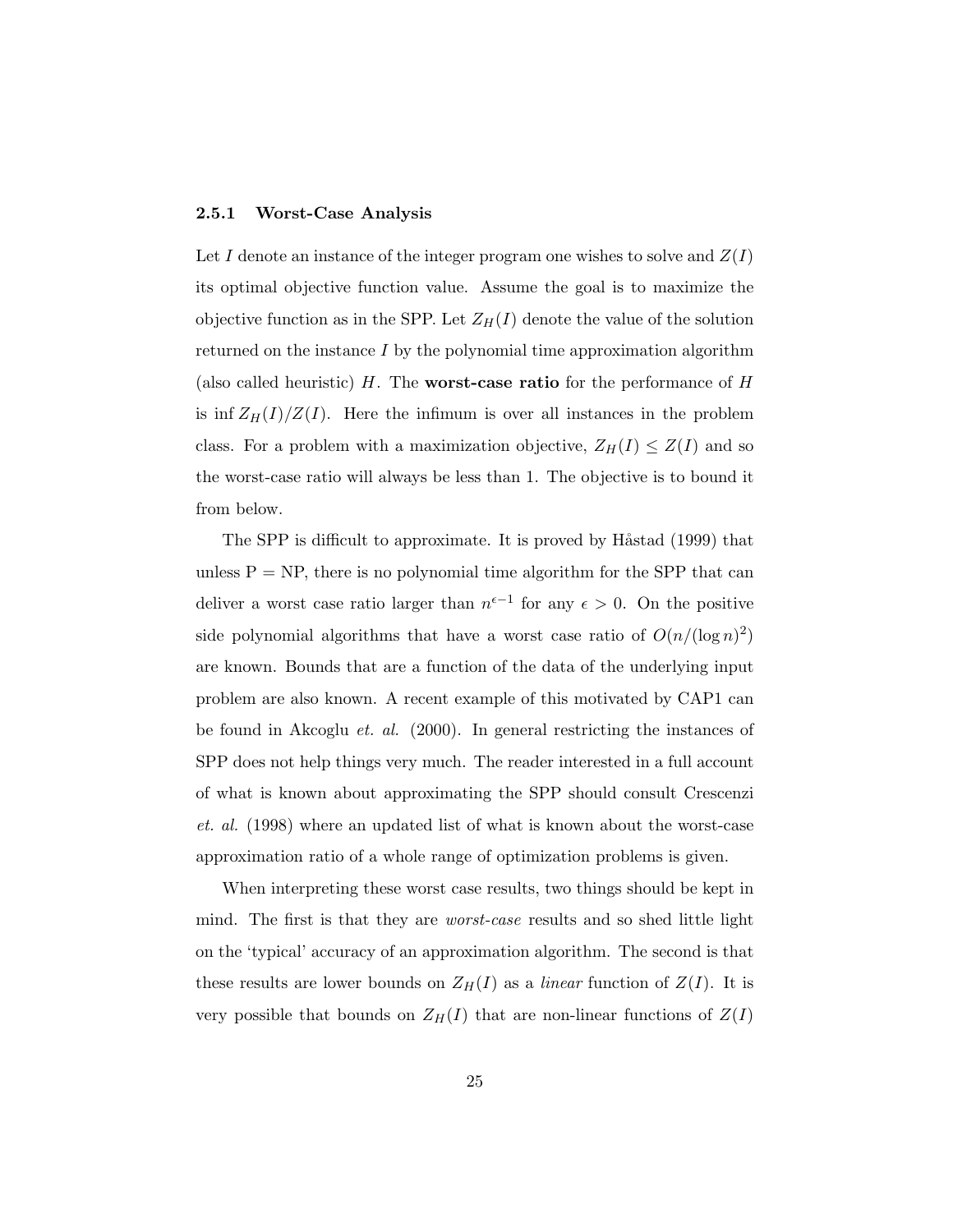### 2.5.1 Worst-Case Analysis

Let $I$ denote an instance of the integer program one wishes to solve and $Z(I)$ its optimal objective function value. Assume the goal is to maximize the objective function as in the SPP. Let $Z_H(I)$ denote the value of the solution returned on the instance $I$ by the polynomial time approximation algorithm (also called heuristic) $H$. The **worst-case ratio** for the performance of $H$ is $\inf Z_H(I)/Z(I)$. Here the infimum is over all instances in the problem class. For a problem with a maximization objective, $Z_H(I) \leq Z(I)$ and so the worst-case ratio will always be less than 1. The objective is to bound it from below.

The SPP is difficult to approximate. It is proved by Håstad (1999) that unless P = NP, there is no polynomial time algorithm for the SPP that can deliver a worst case ratio larger than $n^{\epsilon-1}$ for any $\epsilon > 0$. On the positive side polynomial algorithms that have a worst case ratio of $O(n/(\log n)^2)$ are known. Bounds that are a function of the data of the underlying input problem are also known. A recent example of this motivated by CAP1 can be found in Akcoglu *et. al.* (2000). In general restricting the instances of SPP does not help things very much. The reader interested in a full account of what is known about approximating the SPP should consult Crescenzi *et. al.* (1998) where an updated list of what is known about the worst-case approximation ratio of a whole range of optimization problems is given.

When interpreting these worst case results, two things should be kept in mind. The first is that they are *worst-case* results and so shed little light on the 'typical' accuracy of an approximation algorithm. The second is that these results are lower bounds on $Z_H(I)$ as a *linear* function of $Z(I)$. It is very possible that bounds on $Z_H(I)$ that are non-linear functions of $Z(I)$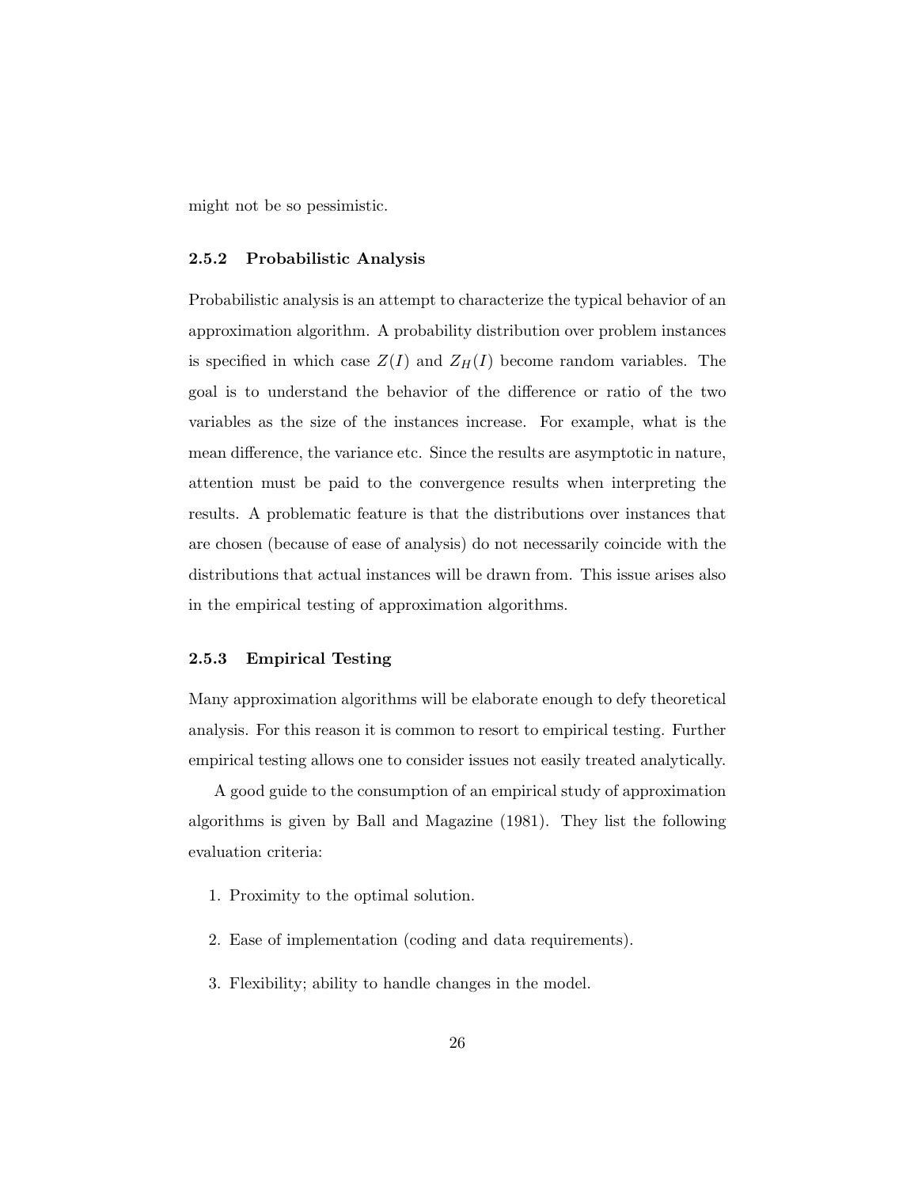might not be so pessimistic.

### 2.5.2 Probabilistic Analysis

Probabilistic analysis is an attempt to characterize the typical behavior of an approximation algorithm. A probability distribution over problem instances is specified in which case $Z(I)$ and $Z_H(I)$ become random variables. The goal is to understand the behavior of the difference or ratio of the two variables as the size of the instances increase. For example, what is the mean difference, the variance etc. Since the results are asymptotic in nature, attention must be paid to the convergence results when interpreting the results. A problematic feature is that the distributions over instances that are chosen (because of ease of analysis) do not necessarily coincide with the distributions that actual instances will be drawn from. This issue arises also in the empirical testing of approximation algorithms.

### 2.5.3 Empirical Testing

Many approximation algorithms will be elaborate enough to defy theoretical analysis. For this reason it is common to resort to empirical testing. Further empirical testing allows one to consider issues not easily treated analytically.

A good guide to the consumption of an empirical study of approximation algorithms is given by Ball and Magazine (1981). They list the following evaluation criteria:

1. Proximity to the optimal solution.

2. Ease of implementation (coding and data requirements).

3. Flexibility; ability to handle changes in the model.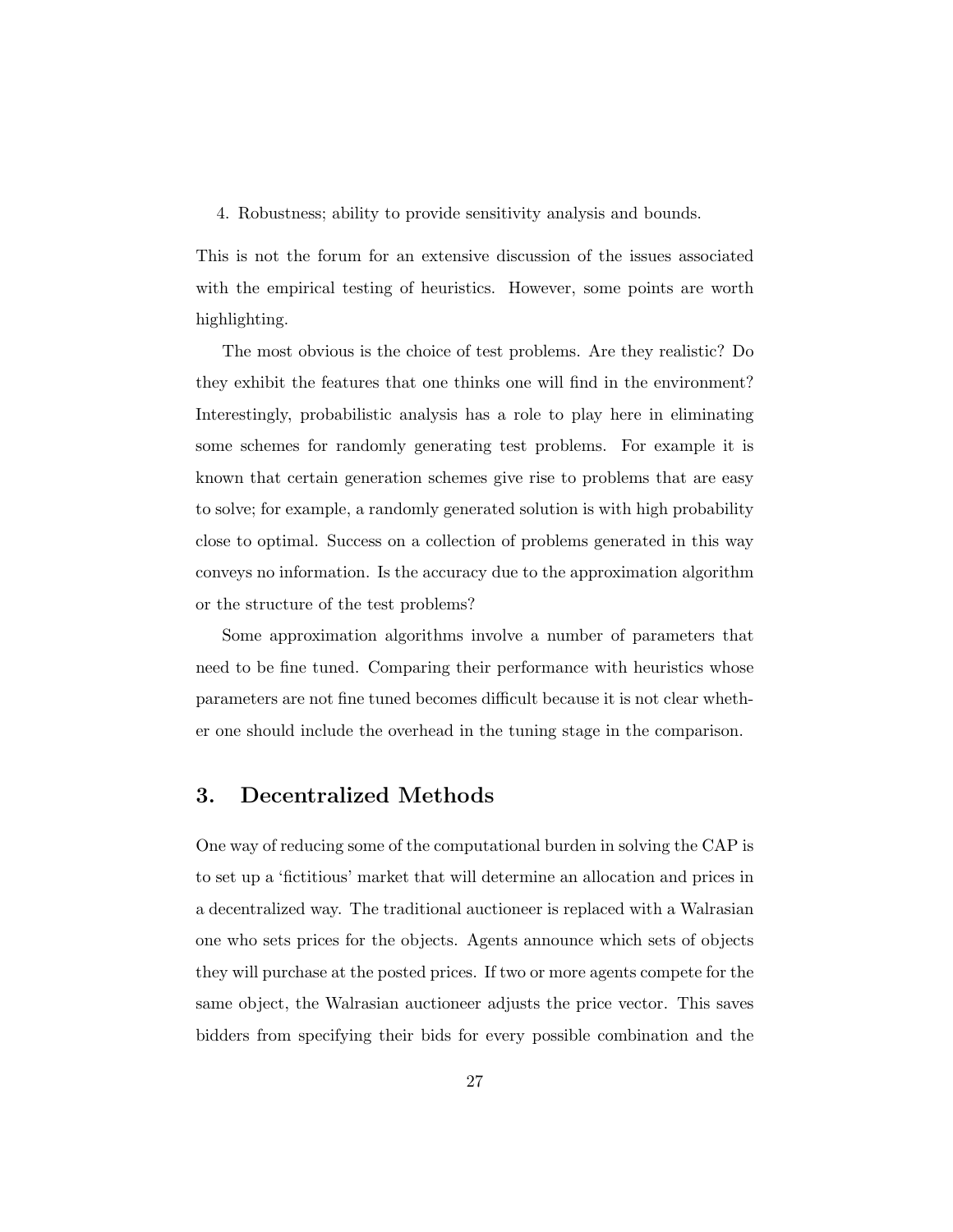4. Robustness; ability to provide sensitivity analysis and bounds.

This is not the forum for an extensive discussion of the issues associated with the empirical testing of heuristics. However, some points are worth highlighting.

The most obvious is the choice of test problems. Are they realistic? Do they exhibit the features that one thinks one will find in the environment? Interestingly, probabilistic analysis has a role to play here in eliminating some schemes for randomly generating test problems. For example it is known that certain generation schemes give rise to problems that are easy to solve; for example, a randomly generated solution is with high probability close to optimal. Success on a collection of problems generated in this way conveys no information. Is the accuracy due to the approximation algorithm or the structure of the test problems?

Some approximation algorithms involve a number of parameters that need to be fine tuned. Comparing their performance with heuristics whose parameters are not fine tuned becomes difficult because it is not clear whether one should include the overhead in the tuning stage in the comparison.

## 3. Decentralized Methods

One way of reducing some of the computational burden in solving the CAP is to set up a 'fictitious' market that will determine an allocation and prices in a decentralized way. The traditional auctioneer is replaced with a Walrasian one who sets prices for the objects. Agents announce which sets of objects they will purchase at the posted prices. If two or more agents compete for the same object, the Walrasian auctioneer adjusts the price vector. This saves bidders from specifying their bids for every possible combination and the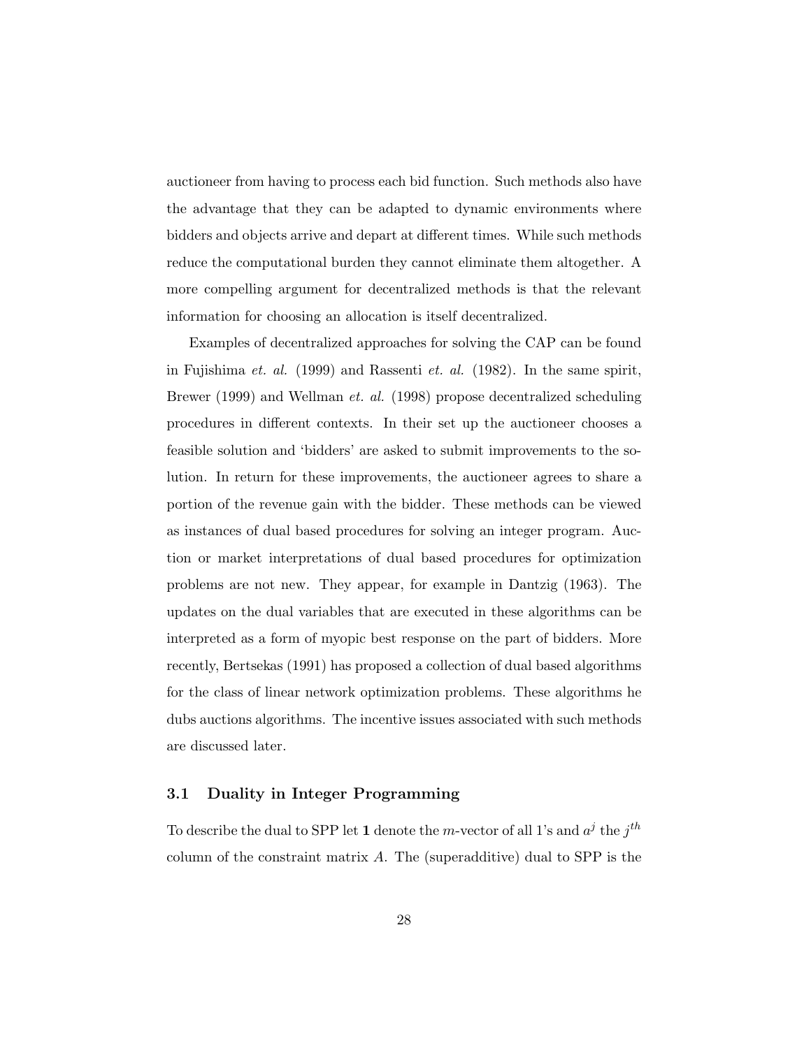auctioneer from having to process each bid function. Such methods also have the advantage that they can be adapted to dynamic environments where bidders and objects arrive and depart at different times. While such methods reduce the computational burden they cannot eliminate them altogether. A more compelling argument for decentralized methods is that the relevant information for choosing an allocation is itself decentralized.

Examples of decentralized approaches for solving the CAP can be found in Fujishima *et. al.* (1999) and Rassenti *et. al.* (1982). In the same spirit, Brewer (1999) and Wellman *et. al.* (1998) propose decentralized scheduling procedures in different contexts. In their set up the auctioneer chooses a feasible solution and 'bidders' are asked to submit improvements to the solution. In return for these improvements, the auctioneer agrees to share a portion of the revenue gain with the bidder. These methods can be viewed as instances of dual based procedures for solving an integer program. Auction or market interpretations of dual based procedures for optimization problems are not new. They appear, for example in Dantzig (1963). The updates on the dual variables that are executed in these algorithms can be interpreted as a form of myopic best response on the part of bidders. More recently, Bertsekas (1991) has proposed a collection of dual based algorithms for the class of linear network optimization problems. These algorithms he dubs auctions algorithms. The incentive issues associated with such methods are discussed later.

### 3.1 Duality in Integer Programming

To describe the dual to SPP let $\mathbf{1}$ denote the $m$-vector of all 1's and $a^j$ the $j^{th}$ column of the constraint matrix $A$. The (superadditive) dual to SPP is the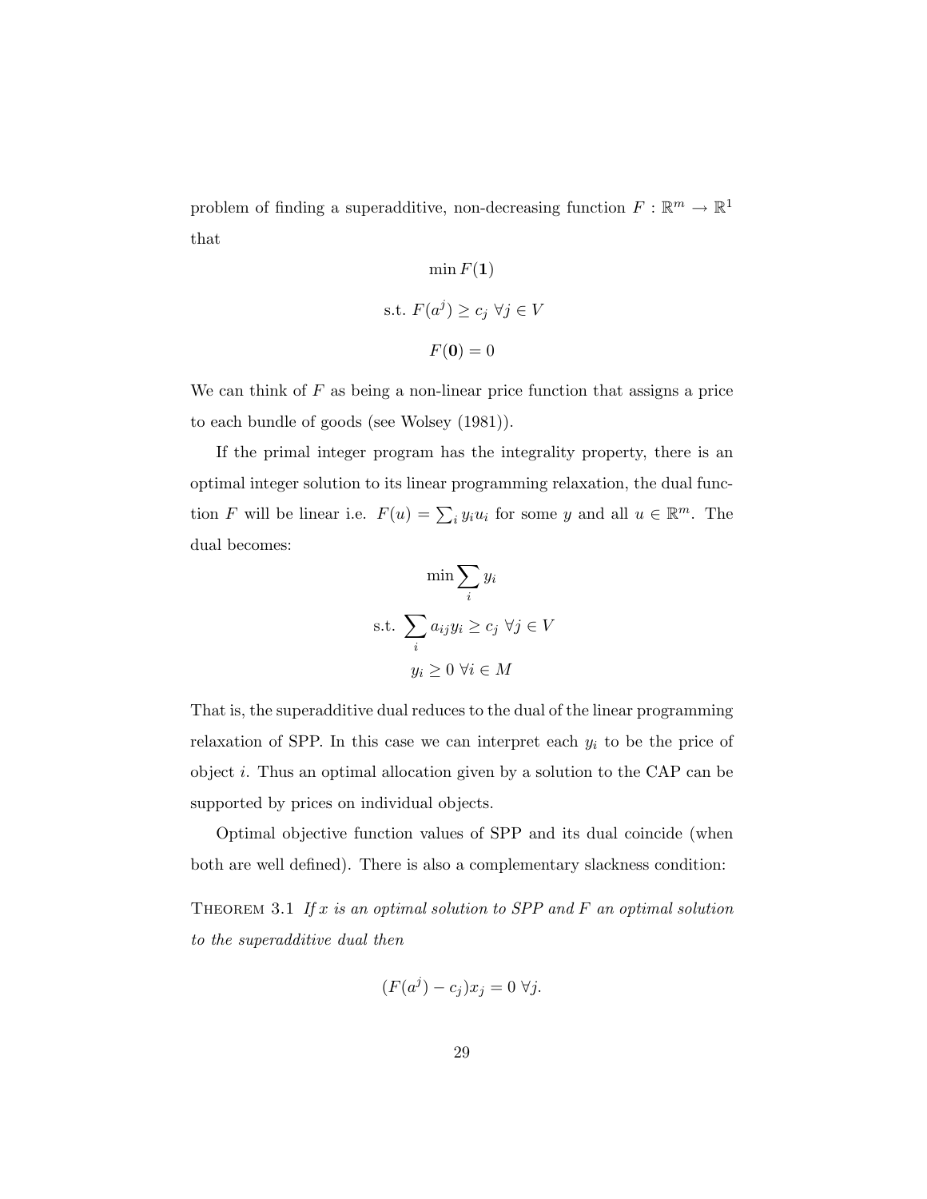problem of finding a superadditive, non-decreasing function $F : \mathbb{R}^m \to \mathbb{R}^1$ that

$$\min F(\mathbf{1})$$

$$\text{s.t. } F(a^j) \geq c_j \ \forall j \in V$$

$$F(\mathbf{0}) = 0$$

We can think of $F$ as being a non-linear price function that assigns a price to each bundle of goods (see Wolsey (1981)).

If the primal integer program has the integrality property, there is an optimal integer solution to its linear programming relaxation, the dual function $F$ will be linear i.e. $F(u) = \sum_i y_i u_i$ for some $y$ and all $u \in \mathbb{R}^m$. The dual becomes:

$$\min \sum_i y_i$$

$$\text{s.t. } \sum_i a_{ij} y_i \geq c_j \ \forall j \in V$$

$$y_i \geq 0 \ \forall i \in M$$

That is, the superadditive dual reduces to the dual of the linear programming relaxation of SPP. In this case we can interpret each $y_i$ to be the price of object $i$. Thus an optimal allocation given by a solution to the CAP can be supported by prices on individual objects.

Optimal objective function values of SPP and its dual coincide (when both are well defined). There is also a complementary slackness condition:

THEOREM 3.1 *If $x$ is an optimal solution to SPP and $F$ an optimal solution to the superadditive dual then*

$$(F(a^j) - c_j)x_j = 0 \ \forall j.$$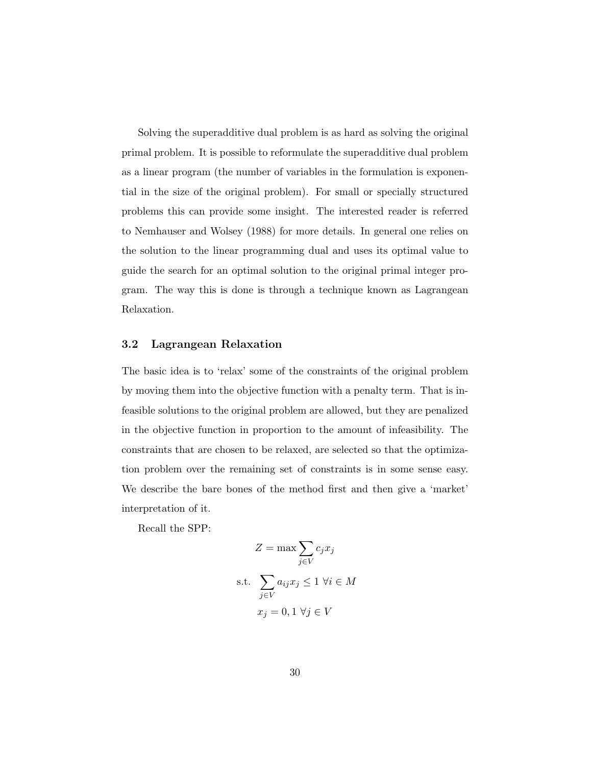Solving the superadditive dual problem is as hard as solving the original primal problem. It is possible to reformulate the superadditive dual problem as a linear program (the number of variables in the formulation is exponential in the size of the original problem). For small or specially structured problems this can provide some insight. The interested reader is referred to Nemhauser and Wolsey (1988) for more details. In general one relies on the solution to the linear programming dual and uses its optimal value to guide the search for an optimal solution to the original primal integer program. The way this is done is through a technique known as Lagrangean Relaxation.

### 3.2 Lagrangean Relaxation

The basic idea is to 'relax' some of the constraints of the original problem by moving them into the objective function with a penalty term. That is infeasible solutions to the original problem are allowed, but they are penalized in the objective function in proportion to the amount of infeasibility. The constraints that are chosen to be relaxed, are selected so that the optimization problem over the remaining set of constraints is in some sense easy. We describe the bare bones of the method first and then give a 'market' interpretation of it.

Recall the SPP:

$$Z = \max \sum_{j \in V} c_j x_j$$

$$\text{s.t.} \quad \sum_{j \in V} a_{ij} x_j \leq 1 \ \forall i \in M$$

$$x_j = 0, 1 \ \forall j \in V$$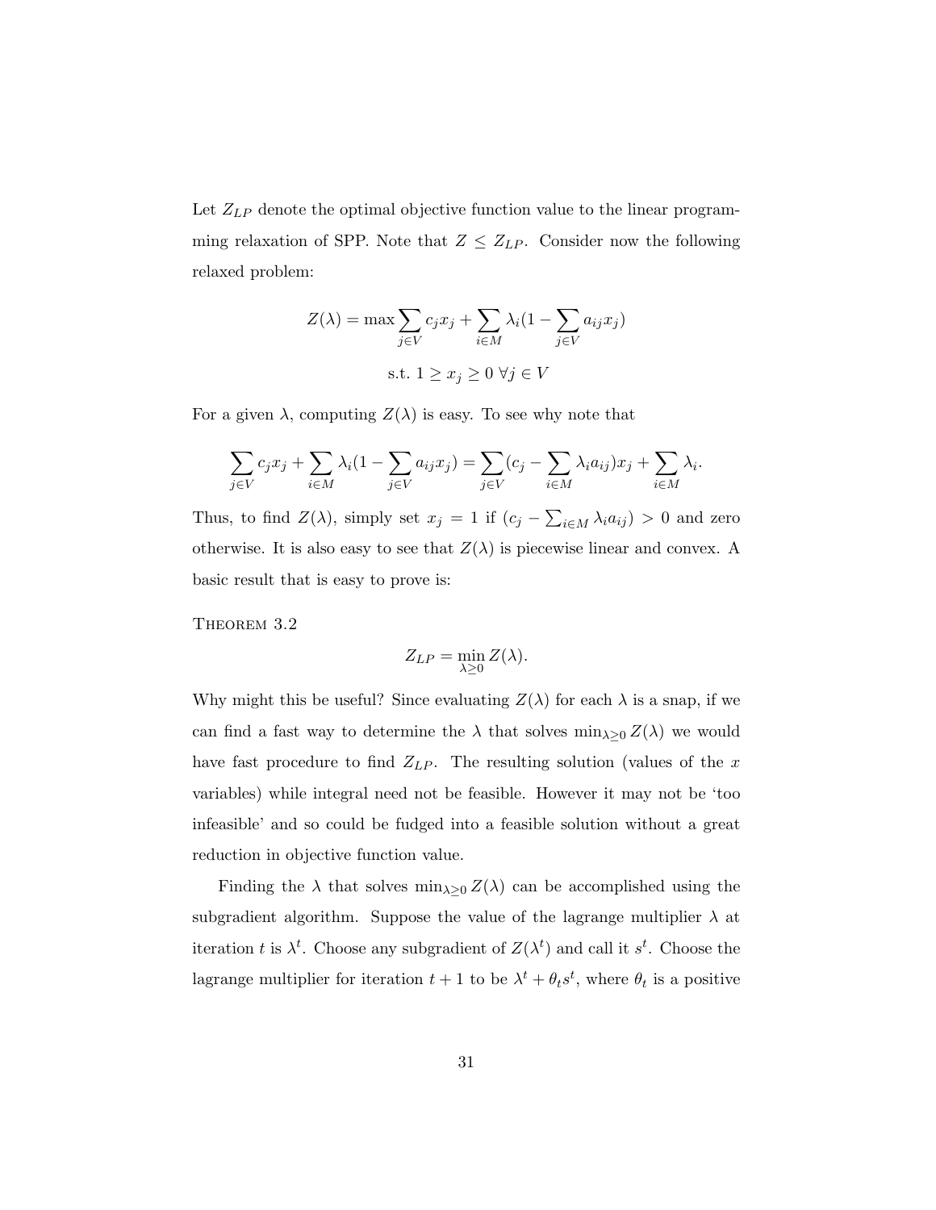Let $Z_{LP}$ denote the optimal objective function value to the linear programming relaxation of SPP. Note that $Z \leq Z_{LP}$. Consider now the following relaxed problem:

$$Z(\lambda) = \max \sum_{j \in V} c_j x_j + \sum_{i \in M} \lambda_i (1 - \sum_{j \in V} a_{ij} x_j)$$

$$\text{s.t. } 1 \geq x_j \geq 0 \ \forall j \in V$$

For a given $\lambda$, computing $Z(\lambda)$ is easy. To see why note that

$$\sum_{j \in V} c_j x_j + \sum_{i \in M} \lambda_i (1 - \sum_{j \in V} a_{ij} x_j) = \sum_{j \in V} (c_j - \sum_{i \in M} \lambda_i a_{ij}) x_j + \sum_{i \in M} \lambda_i.$$

Thus, to find $Z(\lambda)$, simply set $x_j = 1$ if $(c_j - \sum_{i \in M} \lambda_i a_{ij}) > 0$ and zero otherwise. It is also easy to see that $Z(\lambda)$ is piecewise linear and convex. A basic result that is easy to prove is:

Theorem 3.2

$$Z_{LP} = \min_{\lambda \geq 0} Z(\lambda).$$

Why might this be useful? Since evaluating $Z(\lambda)$ for each $\lambda$ is a snap, if we can find a fast way to determine the $\lambda$ that solves $\min_{\lambda \geq 0} Z(\lambda)$ we would have fast procedure to find $Z_{LP}$. The resulting solution (values of the $x$ variables) while integral need not be feasible. However it may not be 'too infeasible' and so could be fudged into a feasible solution without a great reduction in objective function value.

Finding the $\lambda$ that solves $\min_{\lambda \geq 0} Z(\lambda)$ can be accomplished using the subgradient algorithm. Suppose the value of the lagrange multiplier $\lambda$ at iteration $t$ is $\lambda^t$. Choose any subgradient of $Z(\lambda^t)$ and call it $s^t$. Choose the lagrange multiplier for iteration $t + 1$ to be $\lambda^t + \theta_t s^t$, where $\theta_t$ is a positive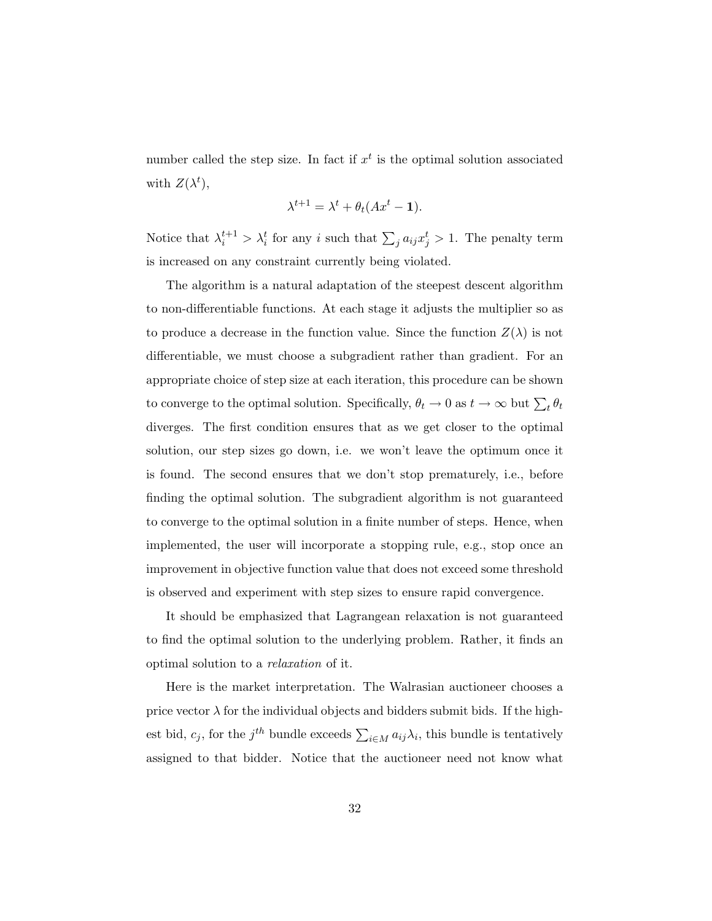number called the step size. In fact if $x^t$ is the optimal solution associated with $Z(\lambda^t)$,

$$\lambda^{t+1} = \lambda^t + \theta_t(Ax^t - \mathbf{1}).$$

Notice that $\lambda_i^{t+1} > \lambda_i^t$ for any $i$ such that $\sum_j a_{ij}x_j^t > 1$. The penalty term is increased on any constraint currently being violated.

The algorithm is a natural adaptation of the steepest descent algorithm to non-differentiable functions. At each stage it adjusts the multiplier so as to produce a decrease in the function value. Since the function $Z(\lambda)$ is not differentiable, we must choose a subgradient rather than gradient. For an appropriate choice of step size at each iteration, this procedure can be shown to converge to the optimal solution. Specifically, $\theta_t \to 0$ as $t \to \infty$ but $\sum_t \theta_t$ diverges. The first condition ensures that as we get closer to the optimal solution, our step sizes go down, i.e. we won't leave the optimum once it is found. The second ensures that we don't stop prematurely, i.e., before finding the optimal solution. The subgradient algorithm is not guaranteed to converge to the optimal solution in a finite number of steps. Hence, when implemented, the user will incorporate a stopping rule, e.g., stop once an improvement in objective function value that does not exceed some threshold is observed and experiment with step sizes to ensure rapid convergence.

It should be emphasized that Lagrangean relaxation is not guaranteed to find the optimal solution to the underlying problem. Rather, it finds an optimal solution to a *relaxation* of it.

Here is the market interpretation. The Walrasian auctioneer chooses a price vector $\lambda$ for the individual objects and bidders submit bids. If the highest bid, $c_j$, for the $j^{th}$ bundle exceeds $\sum_{i \in M} a_{ij}\lambda_i$, this bundle is tentatively assigned to that bidder. Notice that the auctioneer need not know what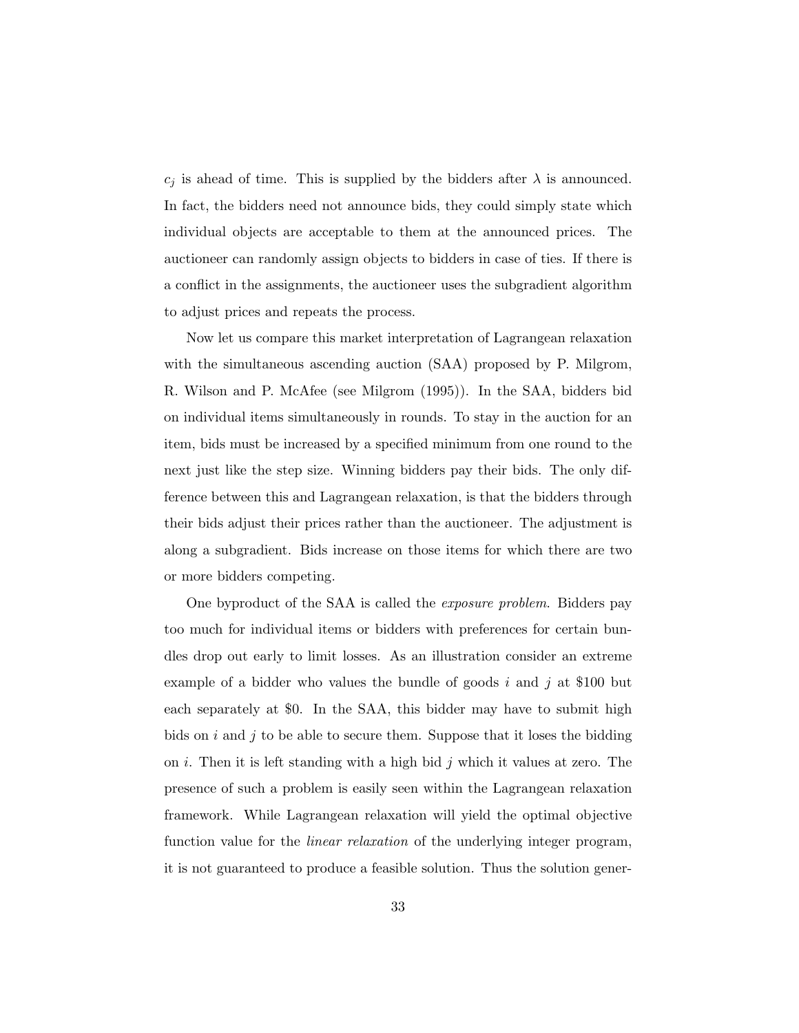$c_j$ is ahead of time. This is supplied by the bidders after $\lambda$ is announced. In fact, the bidders need not announce bids, they could simply state which individual objects are acceptable to them at the announced prices. The auctioneer can randomly assign objects to bidders in case of ties. If there is a conflict in the assignments, the auctioneer uses the subgradient algorithm to adjust prices and repeats the process.

Now let us compare this market interpretation of Lagrangean relaxation with the simultaneous ascending auction (SAA) proposed by P. Milgrom, R. Wilson and P. McAfee (see Milgrom (1995)). In the SAA, bidders bid on individual items simultaneously in rounds. To stay in the auction for an item, bids must be increased by a specified minimum from one round to the next just like the step size. Winning bidders pay their bids. The only difference between this and Lagrangean relaxation, is that the bidders through their bids adjust their prices rather than the auctioneer. The adjustment is along a subgradient. Bids increase on those items for which there are two or more bidders competing.

One byproduct of the SAA is called the *exposure problem*. Bidders pay too much for individual items or bidders with preferences for certain bundles drop out early to limit losses. As an illustration consider an extreme example of a bidder who values the bundle of goods $i$ and $j$ at \$100 but each separately at \$0. In the SAA, this bidder may have to submit high bids on $i$ and $j$ to be able to secure them. Suppose that it loses the bidding on $i$. Then it is left standing with a high bid $j$ which it values at zero. The presence of such a problem is easily seen within the Lagrangean relaxation framework. While Lagrangean relaxation will yield the optimal objective function value for the *linear relaxation* of the underlying integer program, it is not guaranteed to produce a feasible solution. Thus the solution gener-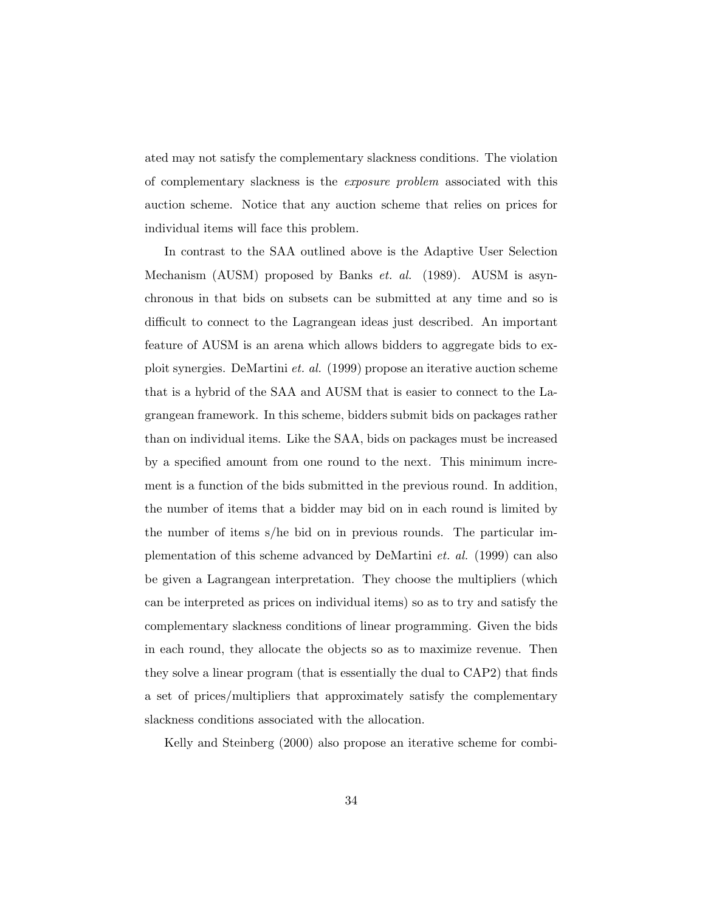ated may not satisfy the complementary slackness conditions. The violation of complementary slackness is the *exposure problem* associated with this auction scheme. Notice that any auction scheme that relies on prices for individual items will face this problem.

In contrast to the SAA outlined above is the Adaptive User Selection Mechanism (AUSM) proposed by Banks *et. al.* (1989). AUSM is asynchronous in that bids on subsets can be submitted at any time and so is difficult to connect to the Lagrangean ideas just described. An important feature of AUSM is an arena which allows bidders to aggregate bids to exploit synergies. DeMartini *et. al.* (1999) propose an iterative auction scheme that is a hybrid of the SAA and AUSM that is easier to connect to the Lagrangean framework. In this scheme, bidders submit bids on packages rather than on individual items. Like the SAA, bids on packages must be increased by a specified amount from one round to the next. This minimum increment is a function of the bids submitted in the previous round. In addition, the number of items that a bidder may bid on in each round is limited by the number of items s/he bid on in previous rounds. The particular implementation of this scheme advanced by DeMartini *et. al.* (1999) can also be given a Lagrangean interpretation. They choose the multipliers (which can be interpreted as prices on individual items) so as to try and satisfy the complementary slackness conditions of linear programming. Given the bids in each round, they allocate the objects so as to maximize revenue. Then they solve a linear program (that is essentially the dual to CAP2) that finds a set of prices/multipliers that approximately satisfy the complementary slackness conditions associated with the allocation.

Kelly and Steinberg (2000) also propose an iterative scheme for combi-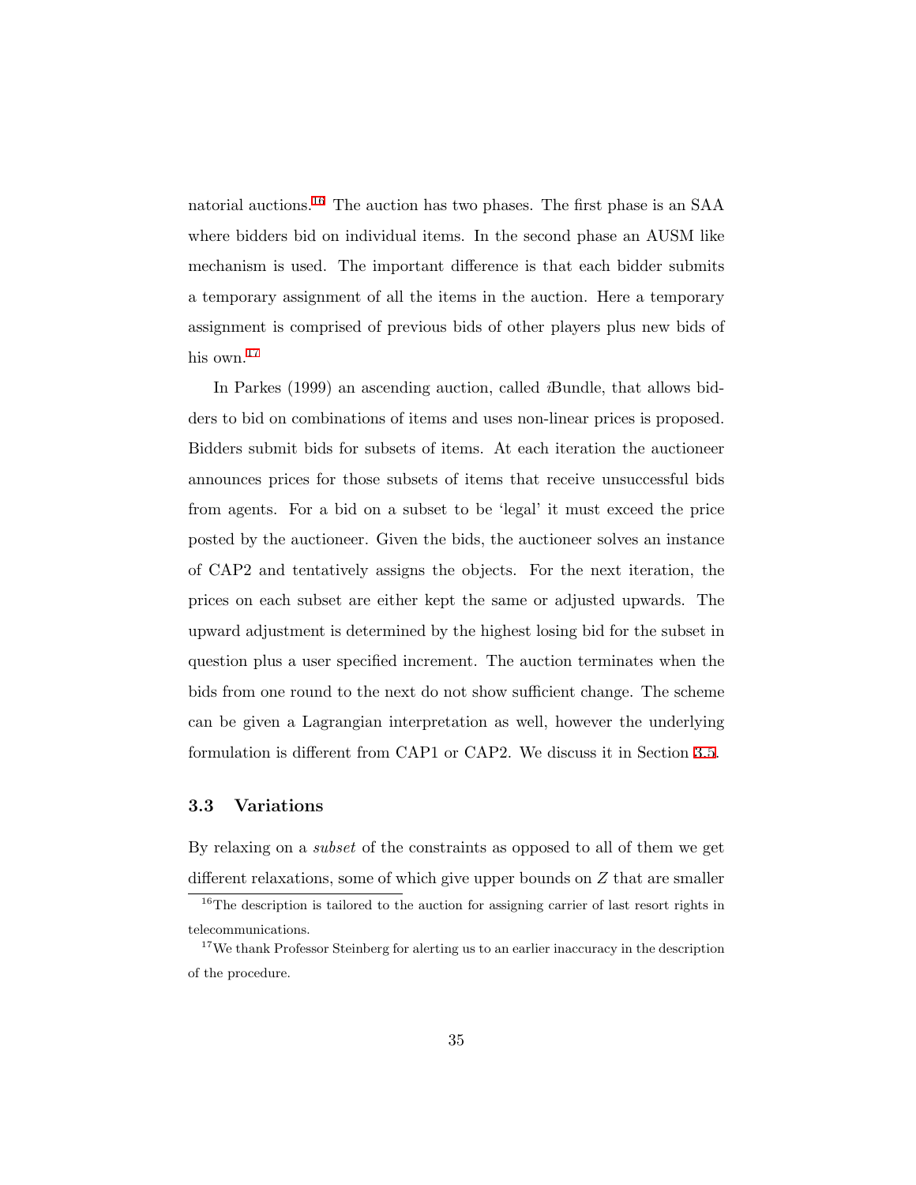natorial auctions.[16] The auction has two phases. The first phase is an SAA where bidders bid on individual items. In the second phase an AUSM like mechanism is used. The important difference is that each bidder submits a temporary assignment of all the items in the auction. Here a temporary assignment is comprised of previous bids of other players plus new bids of his own.[17]

In Parkes (1999) an ascending auction, called *i*Bundle, that allows bidders to bid on combinations of items and uses non-linear prices is proposed. Bidders submit bids for subsets of items. At each iteration the auctioneer announces prices for those subsets of items that receive unsuccessful bids from agents. For a bid on a subset to be 'legal' it must exceed the price posted by the auctioneer. Given the bids, the auctioneer solves an instance of CAP2 and tentatively assigns the objects. For the next iteration, the prices on each subset are either kept the same or adjusted upwards. The upward adjustment is determined by the highest losing bid for the subset in question plus a user specified increment. The auction terminates when the bids from one round to the next do not show sufficient change. The scheme can be given a Lagrangian interpretation as well, however the underlying formulation is different from CAP1 or CAP2. We discuss it in Section 3.5.

## 3.3 Variations

By relaxing on a *subset* of the constraints as opposed to all of them we get different relaxations, some of which give upper bounds on $Z$ that are smaller

---

[16] The description is tailored to the auction for assigning carrier of last resort rights in telecommunications.

[17] We thank Professor Steinberg for alerting us to an earlier inaccuracy in the description of the procedure.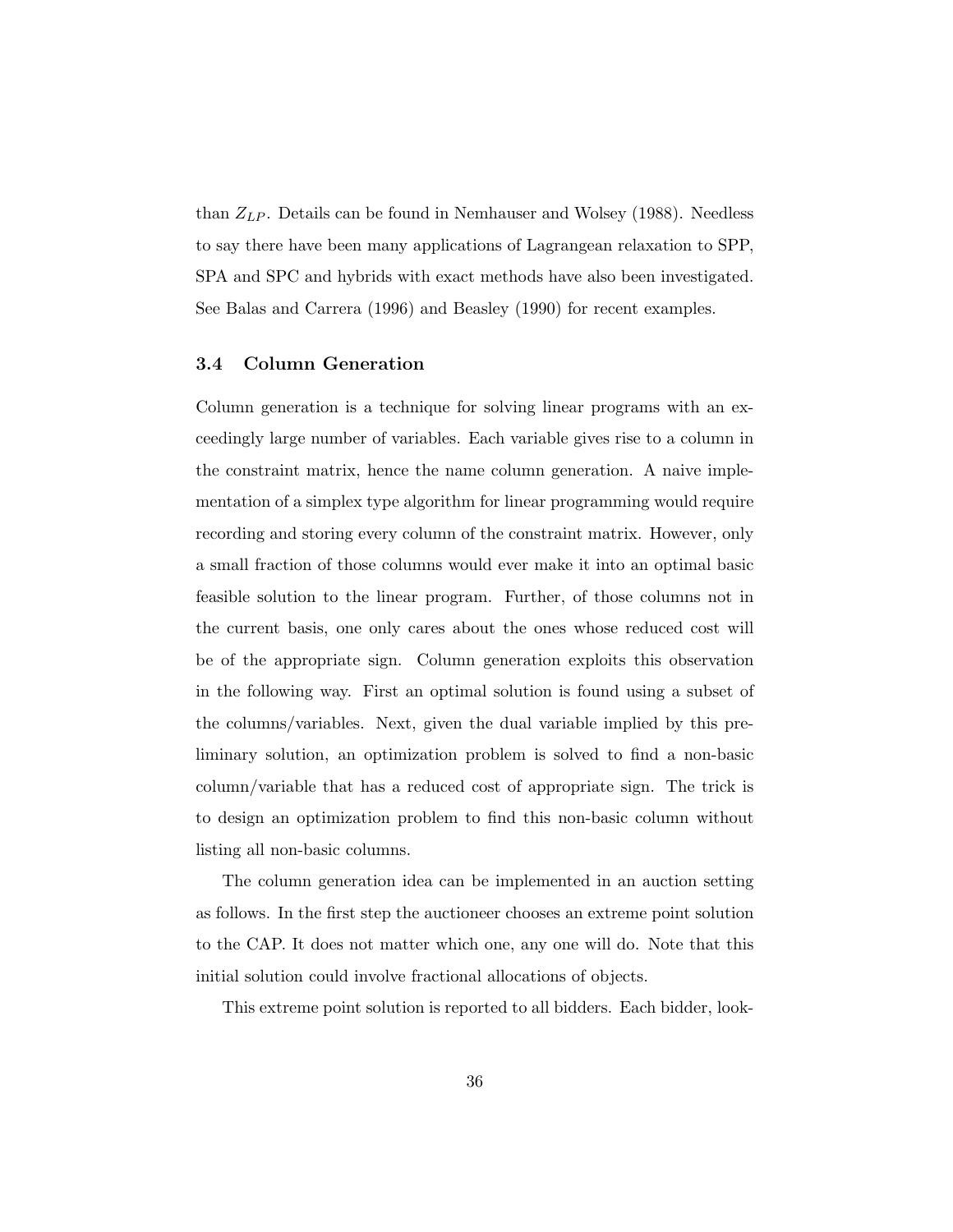than $Z_{LP}$. Details can be found in Nemhauser and Wolsey (1988). Needless to say there have been many applications of Lagrangean relaxation to SPP, SPA and SPC and hybrids with exact methods have also been investigated. See Balas and Carrera (1996) and Beasley (1990) for recent examples.

### 3.4 Column Generation

Column generation is a technique for solving linear programs with an exceedingly large number of variables. Each variable gives rise to a column in the constraint matrix, hence the name column generation. A naive implementation of a simplex type algorithm for linear programming would require recording and storing every column of the constraint matrix. However, only a small fraction of those columns would ever make it into an optimal basic feasible solution to the linear program. Further, of those columns not in the current basis, one only cares about the ones whose reduced cost will be of the appropriate sign. Column generation exploits this observation in the following way. First an optimal solution is found using a subset of the columns/variables. Next, given the dual variable implied by this preliminary solution, an optimization problem is solved to find a non-basic column/variable that has a reduced cost of appropriate sign. The trick is to design an optimization problem to find this non-basic column without listing all non-basic columns.

The column generation idea can be implemented in an auction setting as follows. In the first step the auctioneer chooses an extreme point solution to the CAP. It does not matter which one, any one will do. Note that this initial solution could involve fractional allocations of objects.

This extreme point solution is reported to all bidders. Each bidder, look-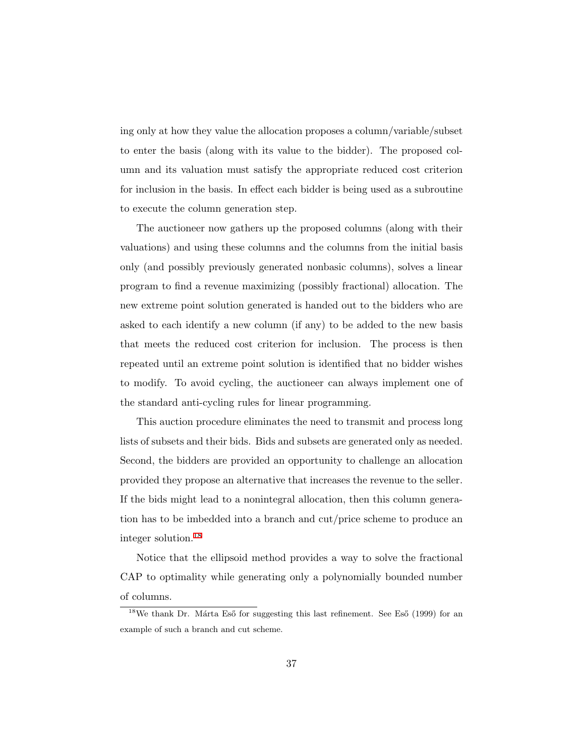ing only at how they value the allocation proposes a column/variable/subset to enter the basis (along with its value to the bidder). The proposed column and its valuation must satisfy the appropriate reduced cost criterion for inclusion in the basis. In effect each bidder is being used as a subroutine to execute the column generation step.

The auctioneer now gathers up the proposed columns (along with their valuations) and using these columns and the columns from the initial basis only (and possibly previously generated nonbasic columns), solves a linear program to find a revenue maximizing (possibly fractional) allocation. The new extreme point solution generated is handed out to the bidders who are asked to each identify a new column (if any) to be added to the new basis that meets the reduced cost criterion for inclusion. The process is then repeated until an extreme point solution is identified that no bidder wishes to modify. To avoid cycling, the auctioneer can always implement one of the standard anti-cycling rules for linear programming.

This auction procedure eliminates the need to transmit and process long lists of subsets and their bids. Bids and subsets are generated only as needed. Second, the bidders are provided an opportunity to challenge an allocation provided they propose an alternative that increases the revenue to the seller. If the bids might lead to a nonintegral allocation, then this column generation has to be imbedded into a branch and cut/price scheme to produce an integer solution.[18]

Notice that the ellipsoid method provides a way to solve the fractional CAP to optimality while generating only a polynomially bounded number of columns.

[18] We thank Dr. Márta Eső for suggesting this last refinement. See Eső (1999) for an example of such a branch and cut scheme.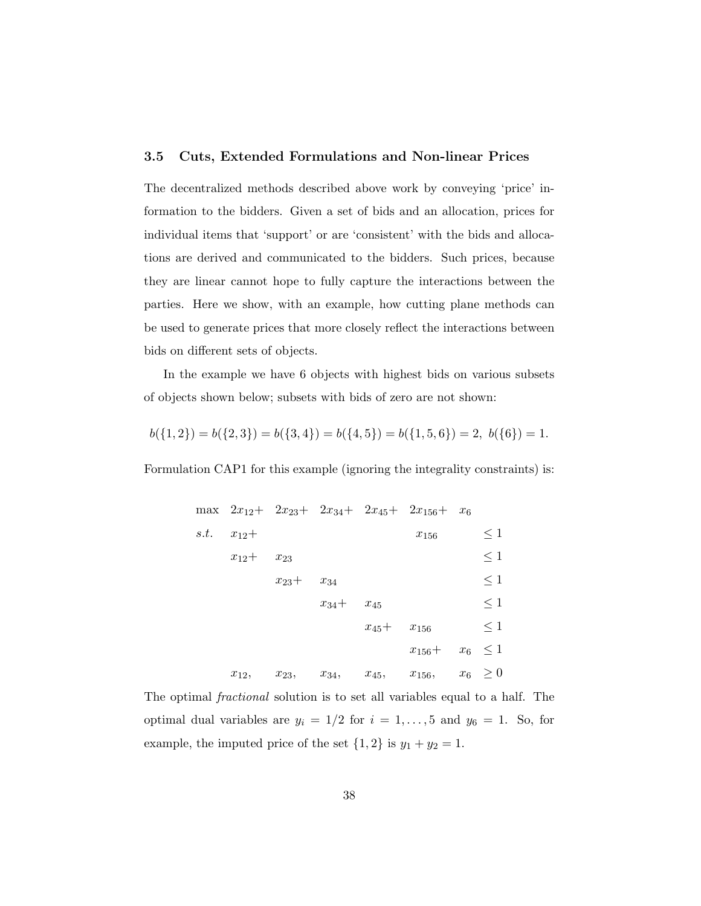### 3.5 Cuts, Extended Formulations and Non-linear Prices

The decentralized methods described above work by conveying 'price' information to the bidders. Given a set of bids and an allocation, prices for individual items that 'support' or are 'consistent' with the bids and allocations are derived and communicated to the bidders. Such prices, because they are linear cannot hope to fully capture the interactions between the parties. Here we show, with an example, how cutting plane methods can be used to generate prices that more closely reflect the interactions between bids on different sets of objects.

In the example we have 6 objects with highest bids on various subsets of objects shown below; subsets with bids of zero are not shown:

$$b(\{1,2\}) = b(\{2,3\}) = b(\{3,4\}) = b(\{4,5\}) = b(\{1,5,6\}) = 2,\ b(\{6\}) = 1.$$

Formulation CAP1 for this example (ignoring the integrality constraints) is:

$$
\begin{array}{lllllllll}
\max & 2x_{12}+ & 2x_{23}+ & 2x_{34}+ & 2x_{45}+ & 2x_{156}+ & x_6 & \\
s.t. & x_{12}+ & & & & x_{156} & & \leq 1 \\
 & x_{12}+ & x_{23} & & & & & \leq 1 \\
 & & x_{23}+ & x_{34} & & & & \leq 1 \\
 & & & x_{34}+ & x_{45} & & & \leq 1 \\
 & & & & x_{45}+ & x_{156} & & \leq 1 \\
 & & & & & x_{156}+ & x_6 & \leq 1 \\
 & x_{12}, & x_{23}, & x_{34}, & x_{45}, & x_{156}, & x_6 & \geq 0
\end{array}
$$

The optimal *fractional* solution is to set all variables equal to a half. The optimal dual variables are $y_i = 1/2$ for $i = 1, \ldots, 5$ and $y_6 = 1$. So, for example, the imputed price of the set $\{1, 2\}$ is $y_1 + y_2 = 1$.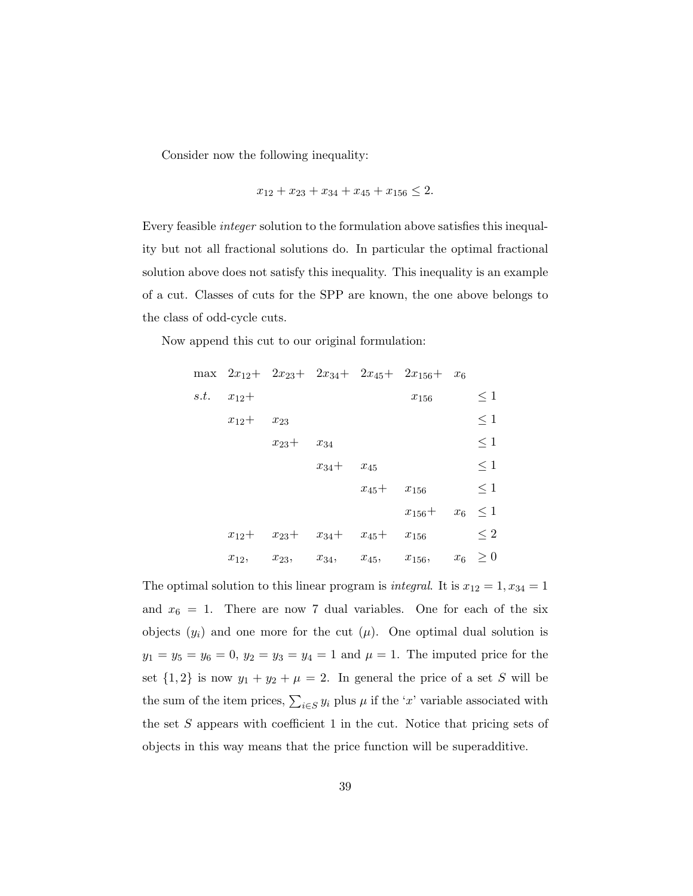Consider now the following inequality:

$$x_{12} + x_{23} + x_{34} + x_{45} + x_{156} \le 2.$$

Every feasible *integer* solution to the formulation above satisfies this inequality but not all fractional solutions do. In particular the optimal fractional solution above does not satisfy this inequality. This inequality is an example of a cut. Classes of cuts for the SPP are known, the one above belongs to the class of odd-cycle cuts.

Now append this cut to our original formulation:

$$
\begin{array}{llllllll}
\max & 2x_{12}+ & 2x_{23}+ & 2x_{34}+ & 2x_{45}+ & 2x_{156}+ & x_6 & \\
s.t. & x_{12}+ & & & & x_{156} & & \le 1 \\
 & x_{12}+ & x_{23} & & & & & \le 1 \\
 & & x_{23}+ & x_{34} & & & & \le 1 \\
 & & & x_{34}+ & x_{45} & & & \le 1 \\
 & & & & x_{45}+ & x_{156} & & \le 1 \\
 & & & & & x_{156}+ & x_6 & \le 1 \\
 & x_{12}+ & x_{23}+ & x_{34}+ & x_{45}+ & x_{156} & & \le 2 \\
 & x_{12}, & x_{23}, & x_{34}, & x_{45}, & x_{156}, & x_6 & \ge 0
\end{array}
$$

The optimal solution to this linear program is *integral*. It is $x_{12} = 1, x_{34} = 1$ and $x_6 = 1$. There are now 7 dual variables. One for each of the six objects ($y_i$) and one more for the cut ($\mu$). One optimal dual solution is $y_1 = y_5 = y_6 = 0$, $y_2 = y_3 = y_4 = 1$ and $\mu = 1$. The imputed price for the set $\{1, 2\}$ is now $y_1 + y_2 + \mu = 2$. In general the price of a set $S$ will be the sum of the item prices, $\sum_{i \in S} y_i$ plus $\mu$ if the '$x$' variable associated with the set $S$ appears with coefficient 1 in the cut. Notice that pricing sets of objects in this way means that the price function will be superadditive.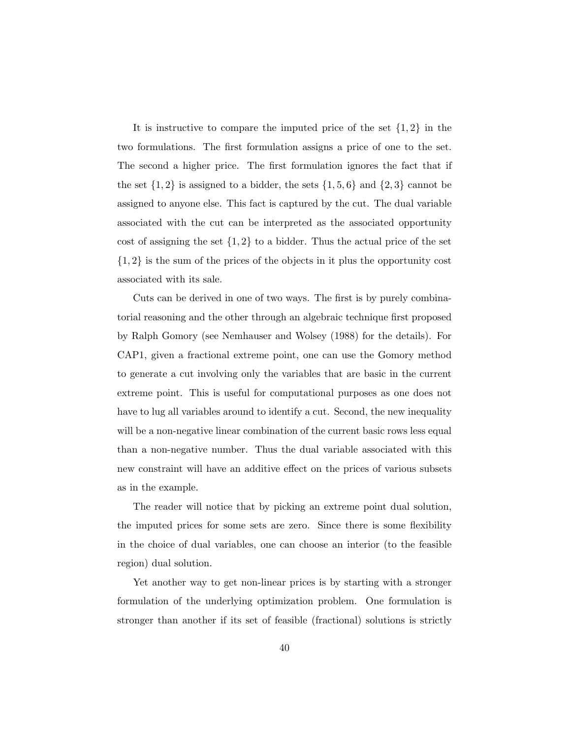It is instructive to compare the imputed price of the set $\{1, 2\}$ in the two formulations. The first formulation assigns a price of one to the set. The second a higher price. The first formulation ignores the fact that if the set $\{1, 2\}$ is assigned to a bidder, the sets $\{1, 5, 6\}$ and $\{2, 3\}$ cannot be assigned to anyone else. This fact is captured by the cut. The dual variable associated with the cut can be interpreted as the associated opportunity cost of assigning the set $\{1, 2\}$ to a bidder. Thus the actual price of the set $\{1, 2\}$ is the sum of the prices of the objects in it plus the opportunity cost associated with its sale.

Cuts can be derived in one of two ways. The first is by purely combinatorial reasoning and the other through an algebraic technique first proposed by Ralph Gomory (see Nemhauser and Wolsey (1988) for the details). For CAP1, given a fractional extreme point, one can use the Gomory method to generate a cut involving only the variables that are basic in the current extreme point. This is useful for computational purposes as one does not have to lug all variables around to identify a cut. Second, the new inequality will be a non-negative linear combination of the current basic rows less equal than a non-negative number. Thus the dual variable associated with this new constraint will have an additive effect on the prices of various subsets as in the example.

The reader will notice that by picking an extreme point dual solution, the imputed prices for some sets are zero. Since there is some flexibility in the choice of dual variables, one can choose an interior (to the feasible region) dual solution.

Yet another way to get non-linear prices is by starting with a stronger formulation of the underlying optimization problem. One formulation is stronger than another if its set of feasible (fractional) solutions is strictly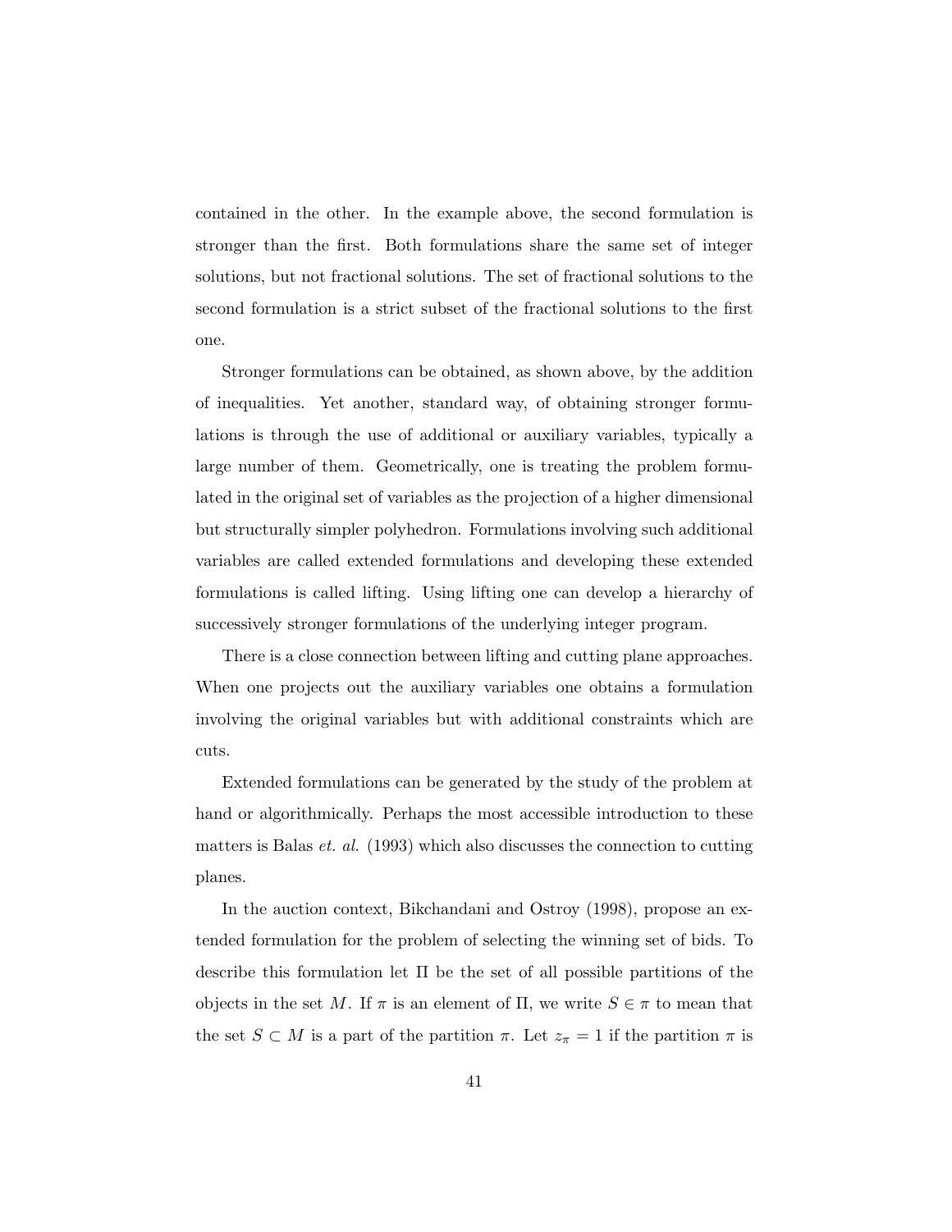contained in the other. In the example above, the second formulation is stronger than the first. Both formulations share the same set of integer solutions, but not fractional solutions. The set of fractional solutions to the second formulation is a strict subset of the fractional solutions to the first one.

Stronger formulations can be obtained, as shown above, by the addition of inequalities. Yet another, standard way, of obtaining stronger formulations is through the use of additional or auxiliary variables, typically a large number of them. Geometrically, one is treating the problem formulated in the original set of variables as the projection of a higher dimensional but structurally simpler polyhedron. Formulations involving such additional variables are called extended formulations and developing these extended formulations is called lifting. Using lifting one can develop a hierarchy of successively stronger formulations of the underlying integer program.

There is a close connection between lifting and cutting plane approaches. When one projects out the auxiliary variables one obtains a formulation involving the original variables but with additional constraints which are cuts.

Extended formulations can be generated by the study of the problem at hand or algorithmically. Perhaps the most accessible introduction to these matters is Balas *et. al.* (1993) which also discusses the connection to cutting planes.

In the auction context, Bikchandani and Ostroy (1998), propose an extended formulation for the problem of selecting the winning set of bids. To describe this formulation let $\Pi$ be the set of all possible partitions of the objects in the set $M$. If $\pi$ is an element of $\Pi$, we write $S \in \pi$ to mean that the set $S \subset M$ is a part of the partition $\pi$. Let $z_\pi = 1$ if the partition $\pi$ is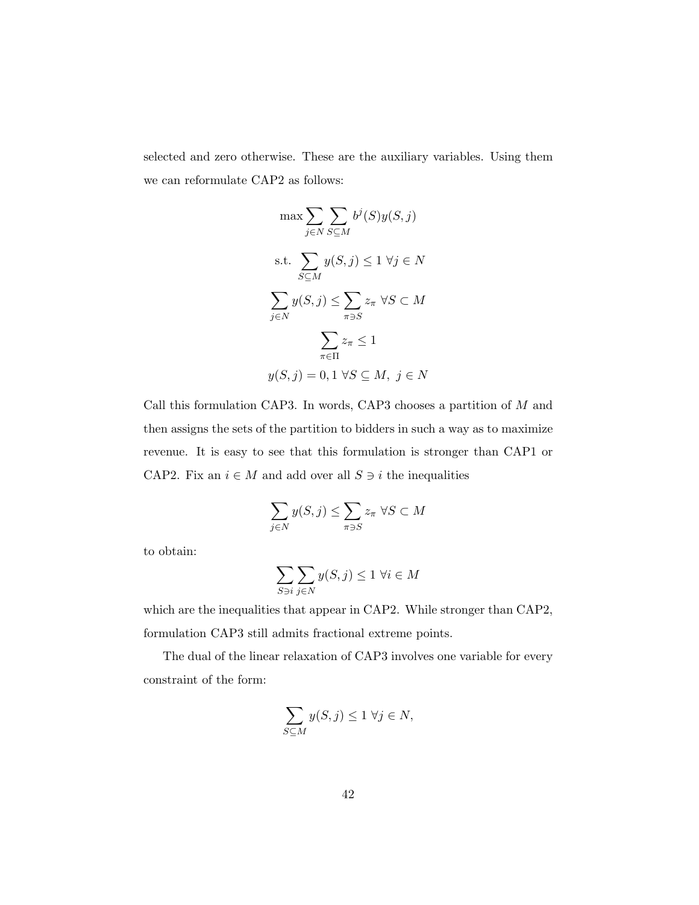selected and zero otherwise. These are the auxiliary variables. Using them we can reformulate CAP2 as follows:

$$\max \sum_{j \in N} \sum_{S \subseteq M} b^j(S) y(S,j)$$

$$\text{s.t.} \sum_{S \subseteq M} y(S,j) \leq 1 \ \forall j \in N$$

$$\sum_{j \in N} y(S,j) \leq \sum_{\pi \ni S} z_\pi \ \forall S \subset M$$

$$\sum_{\pi \in \Pi} z_\pi \leq 1$$

$$y(S,j) = 0, 1 \ \forall S \subseteq M, \ j \in N$$

Call this formulation CAP3. In words, CAP3 chooses a partition of $M$ and then assigns the sets of the partition to bidders in such a way as to maximize revenue. It is easy to see that this formulation is stronger than CAP1 or CAP2. Fix an $i \in M$ and add over all $S \ni i$ the inequalities

$$\sum_{j \in N} y(S,j) \leq \sum_{\pi \ni S} z_\pi \ \forall S \subset M$$

to obtain:

$$\sum_{S \ni i} \sum_{j \in N} y(S,j) \leq 1 \ \forall i \in M$$

which are the inequalities that appear in CAP2. While stronger than CAP2, formulation CAP3 still admits fractional extreme points.

The dual of the linear relaxation of CAP3 involves one variable for every constraint of the form:

$$\sum_{S \subseteq M} y(S,j) \leq 1 \ \forall j \in N,$$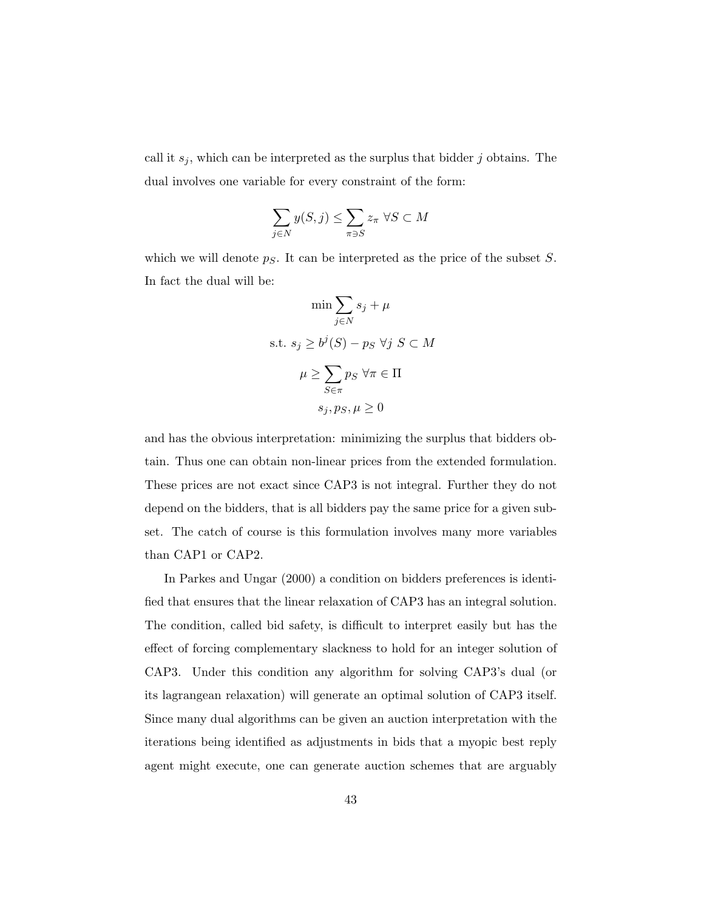call it $s_j$, which can be interpreted as the surplus that bidder $j$ obtains. The dual involves one variable for every constraint of the form:

$$\sum_{j \in N} y(S, j) \leq \sum_{\pi \ni S} z_\pi \ \forall S \subset M$$

which we will denote $p_S$. It can be interpreted as the price of the subset $S$. In fact the dual will be:

$$\min \sum_{j \in N} s_j + \mu$$

$$\text{s.t. } s_j \geq b^j(S) - p_S \ \forall j \ S \subset M$$

$$\mu \geq \sum_{S \in \pi} p_S \ \forall \pi \in \Pi$$

$$s_j, p_S, \mu \geq 0$$

and has the obvious interpretation: minimizing the surplus that bidders obtain. Thus one can obtain non-linear prices from the extended formulation. These prices are not exact since CAP3 is not integral. Further they do not depend on the bidders, that is all bidders pay the same price for a given subset. The catch of course is this formulation involves many more variables than CAP1 or CAP2.

In Parkes and Ungar (2000) a condition on bidders preferences is identified that ensures that the linear relaxation of CAP3 has an integral solution. The condition, called bid safety, is difficult to interpret easily but has the effect of forcing complementary slackness to hold for an integer solution of CAP3. Under this condition any algorithm for solving CAP3's dual (or its lagrangean relaxation) will generate an optimal solution of CAP3 itself. Since many dual algorithms can be given an auction interpretation with the iterations being identified as adjustments in bids that a myopic best reply agent might execute, one can generate auction schemes that are arguably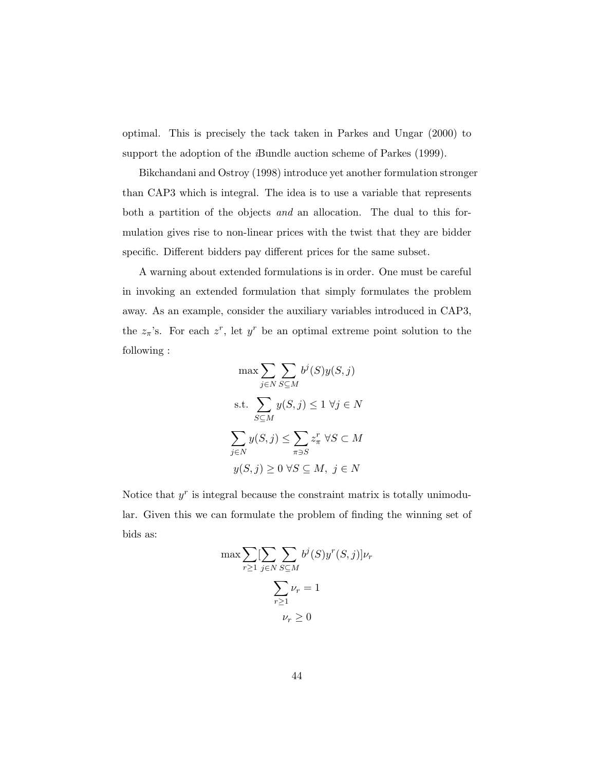optimal. This is precisely the tack taken in Parkes and Ungar (2000) to support the adoption of the *i*Bundle auction scheme of Parkes (1999).

Bikchandani and Ostroy (1998) introduce yet another formulation stronger than CAP3 which is integral. The idea is to use a variable that represents both a partition of the objects *and* an allocation. The dual to this formulation gives rise to non-linear prices with the twist that they are bidder specific. Different bidders pay different prices for the same subset.

A warning about extended formulations is in order. One must be careful in invoking an extended formulation that simply formulates the problem away. As an example, consider the auxiliary variables introduced in CAP3, the $z_\pi$'s. For each $z^r$, let $y^r$ be an optimal extreme point solution to the following :

$$\max \sum_{j \in N} \sum_{S \subseteq M} b^j(S) y(S, j)$$

$$\text{s.t.} \sum_{S \subseteq M} y(S, j) \leq 1 \;\forall j \in N$$

$$\sum_{j \in N} y(S, j) \leq \sum_{\pi \ni S} z^r_\pi \;\forall S \subset M$$

$$y(S, j) \geq 0 \;\forall S \subseteq M, \; j \in N$$

Notice that $y^r$ is integral because the constraint matrix is totally unimodular. Given this we can formulate the problem of finding the winning set of bids as:

$$\max \sum_{r \geq 1} [\sum_{j \in N} \sum_{S \subseteq M} b^j(S) y^r(S, j)] \nu_r$$

$$\sum_{r \geq 1} \nu_r = 1$$

$$\nu_r \geq 0$$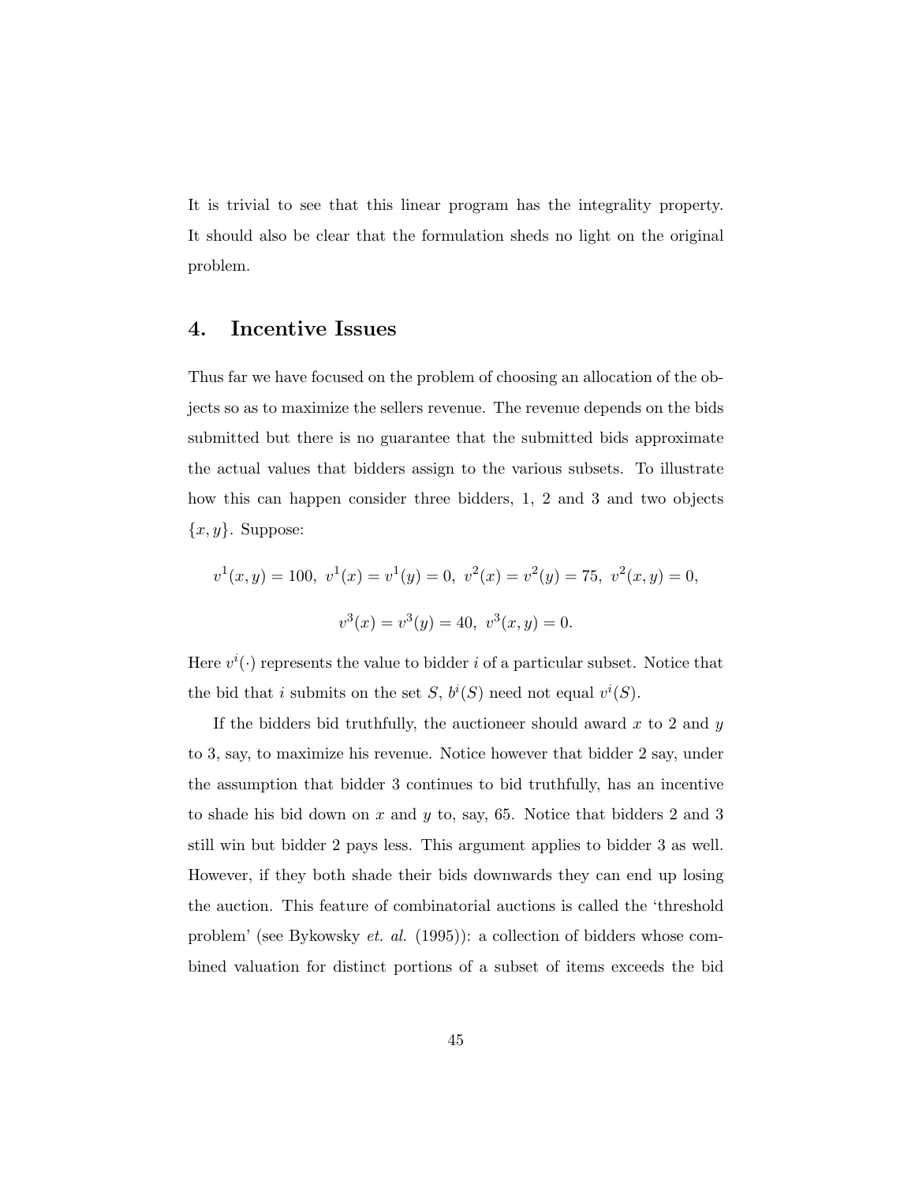It is trivial to see that this linear program has the integrality property. It should also be clear that the formulation sheds no light on the original problem.

## 4. Incentive Issues

Thus far we have focused on the problem of choosing an allocation of the objects so as to maximize the sellers revenue. The revenue depends on the bids submitted but there is no guarantee that the submitted bids approximate the actual values that bidders assign to the various subsets. To illustrate how this can happen consider three bidders, 1, 2 and 3 and two objects $\{x, y\}$. Suppose:

$$v^1(x, y) = 100,\ v^1(x) = v^1(y) = 0,\ v^2(x) = v^2(y) = 75,\ v^2(x, y) = 0,$$

$$v^3(x) = v^3(y) = 40,\ v^3(x, y) = 0.$$

Here $v^i(\cdot)$ represents the value to bidder $i$ of a particular subset. Notice that the bid that $i$ submits on the set $S$, $b^i(S)$ need not equal $v^i(S)$.

If the bidders bid truthfully, the auctioneer should award $x$ to 2 and $y$ to 3, say, to maximize his revenue. Notice however that bidder 2 say, under the assumption that bidder 3 continues to bid truthfully, has an incentive to shade his bid down on $x$ and $y$ to, say, 65. Notice that bidders 2 and 3 still win but bidder 2 pays less. This argument applies to bidder 3 as well. However, if they both shade their bids downwards they can end up losing the auction. This feature of combinatorial auctions is called the 'threshold problem' (see Bykowsky *et. al.* (1995)): a collection of bidders whose combined valuation for distinct portions of a subset of items exceeds the bid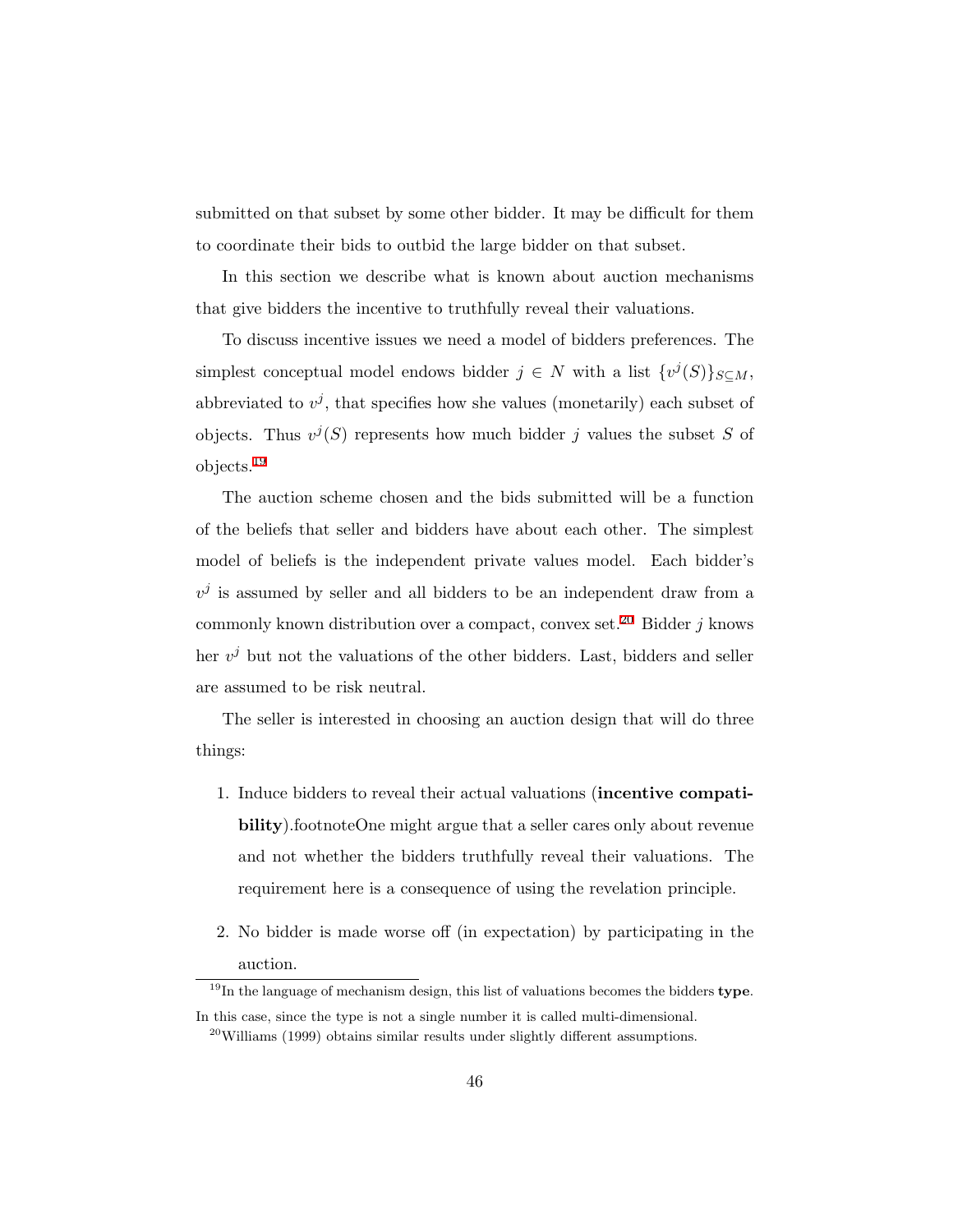submitted on that subset by some other bidder. It may be difficult for them to coordinate their bids to outbid the large bidder on that subset.

In this section we describe what is known about auction mechanisms that give bidders the incentive to truthfully reveal their valuations.

To discuss incentive issues we need a model of bidders preferences. The simplest conceptual model endows bidder $j \in N$ with a list $\{v^j(S)\}_{S \subseteq M}$, abbreviated to $v^j$, that specifies how she values (monetarily) each subset of objects. Thus $v^j(S)$ represents how much bidder $j$ values the subset $S$ of objects.[19]

The auction scheme chosen and the bids submitted will be a function of the beliefs that seller and bidders have about each other. The simplest model of beliefs is the independent private values model. Each bidder's $v^j$ is assumed by seller and all bidders to be an independent draw from a commonly known distribution over a compact, convex set.[20] Bidder $j$ knows her $v^j$ but not the valuations of the other bidders. Last, bidders and seller are assumed to be risk neutral.

The seller is interested in choosing an auction design that will do three things:

1. Induce bidders to reveal their actual valuations (**incentive compatibility**).footnoteOne might argue that a seller cares only about revenue and not whether the bidders truthfully reveal their valuations. The requirement here is a consequence of using the revelation principle.

2. No bidder is made worse off (in expectation) by participating in the auction.

---

[19] In the language of mechanism design, this list of valuations becomes the bidders **type**. In this case, since the type is not a single number it is called multi-dimensional.

[20] Williams (1999) obtains similar results under slightly different assumptions.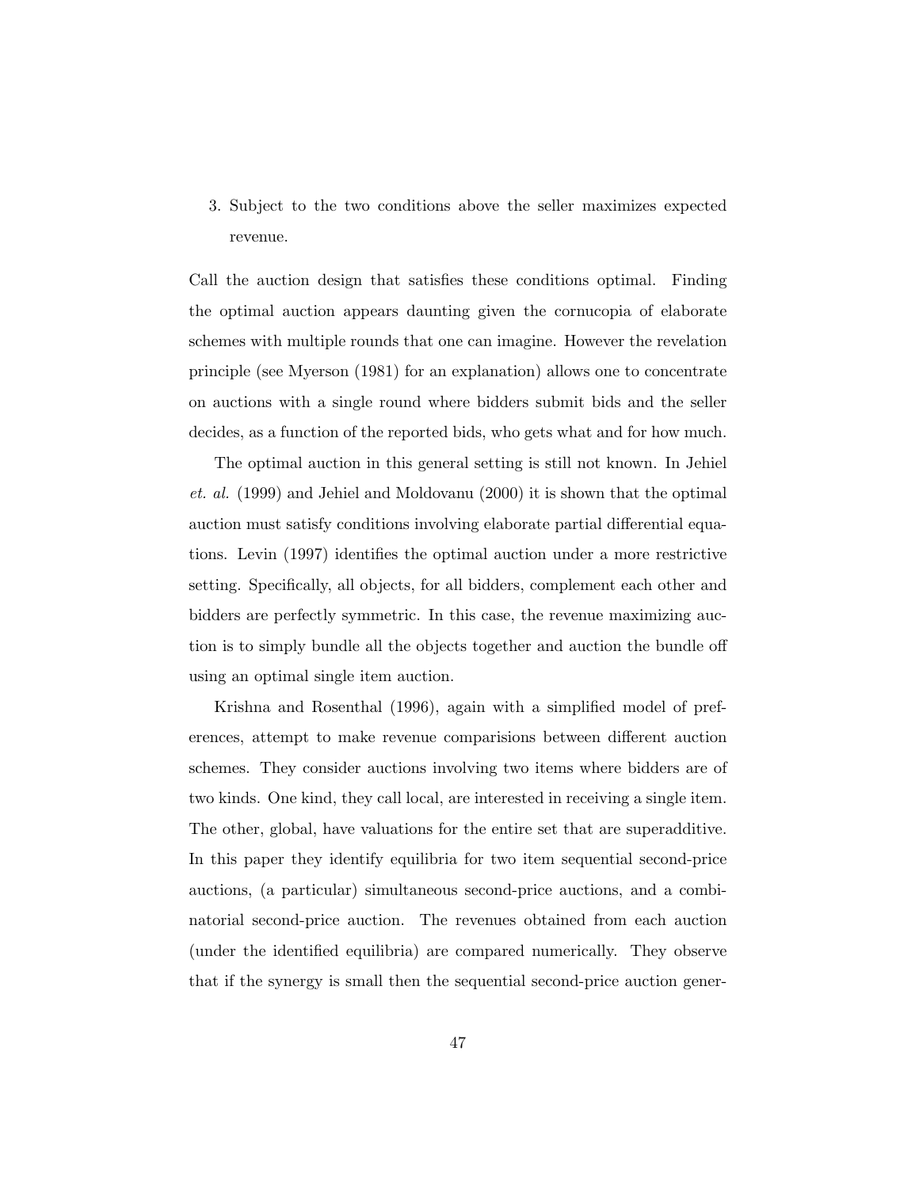3. Subject to the two conditions above the seller maximizes expected revenue.

Call the auction design that satisfies these conditions optimal. Finding the optimal auction appears daunting given the cornucopia of elaborate schemes with multiple rounds that one can imagine. However the revelation principle (see Myerson (1981) for an explanation) allows one to concentrate on auctions with a single round where bidders submit bids and the seller decides, as a function of the reported bids, who gets what and for how much.

The optimal auction in this general setting is still not known. In Jehiel *et. al.* (1999) and Jehiel and Moldovanu (2000) it is shown that the optimal auction must satisfy conditions involving elaborate partial differential equations. Levin (1997) identifies the optimal auction under a more restrictive setting. Specifically, all objects, for all bidders, complement each other and bidders are perfectly symmetric. In this case, the revenue maximizing auction is to simply bundle all the objects together and auction the bundle off using an optimal single item auction.

Krishna and Rosenthal (1996), again with a simplified model of preferences, attempt to make revenue comparisions between different auction schemes. They consider auctions involving two items where bidders are of two kinds. One kind, they call local, are interested in receiving a single item. The other, global, have valuations for the entire set that are superadditive. In this paper they identify equilibria for two item sequential second-price auctions, (a particular) simultaneous second-price auctions, and a combinatorial second-price auction. The revenues obtained from each auction (under the identified equilibria) are compared numerically. They observe that if the synergy is small then the sequential second-price auction gener-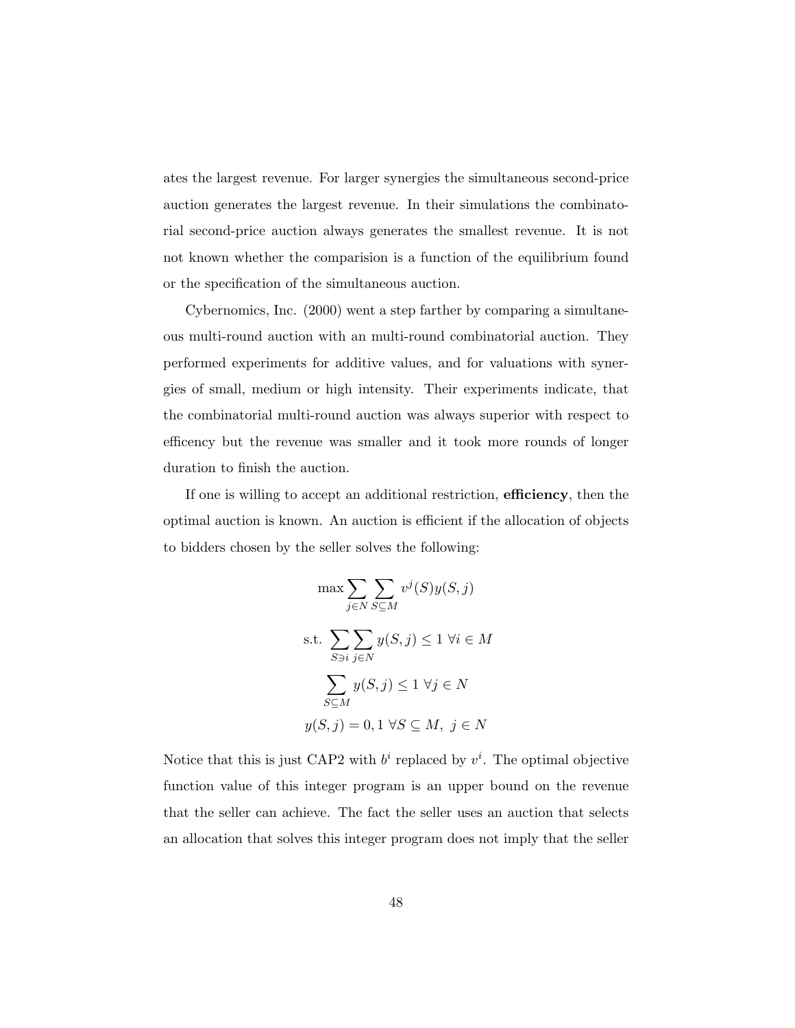ates the largest revenue. For larger synergies the simultaneous second-price auction generates the largest revenue. In their simulations the combinatorial second-price auction always generates the smallest revenue. It is not not known whether the comparision is a function of the equilibrium found or the specification of the simultaneous auction.

Cybernomics, Inc. (2000) went a step farther by comparing a simultaneous multi-round auction with an multi-round combinatorial auction. They performed experiments for additive values, and for valuations with synergies of small, medium or high intensity. Their experiments indicate, that the combinatorial multi-round auction was always superior with respect to efficency but the revenue was smaller and it took more rounds of longer duration to finish the auction.

If one is willing to accept an additional restriction, **efficiency**, then the optimal auction is known. An auction is efficient if the allocation of objects to bidders chosen by the seller solves the following:

$$\max \sum_{j \in N} \sum_{S \subseteq M} v^j(S) y(S, j)$$

$$\text{s.t.} \sum_{S \ni i} \sum_{j \in N} y(S, j) \leq 1 \ \forall i \in M$$

$$\sum_{S \subseteq M} y(S, j) \leq 1 \ \forall j \in N$$

$$y(S, j) = 0, 1 \ \forall S \subseteq M, \ j \in N$$

Notice that this is just CAP2 with $b^i$ replaced by $v^i$. The optimal objective function value of this integer program is an upper bound on the revenue that the seller can achieve. The fact the seller uses an auction that selects an allocation that solves this integer program does not imply that the seller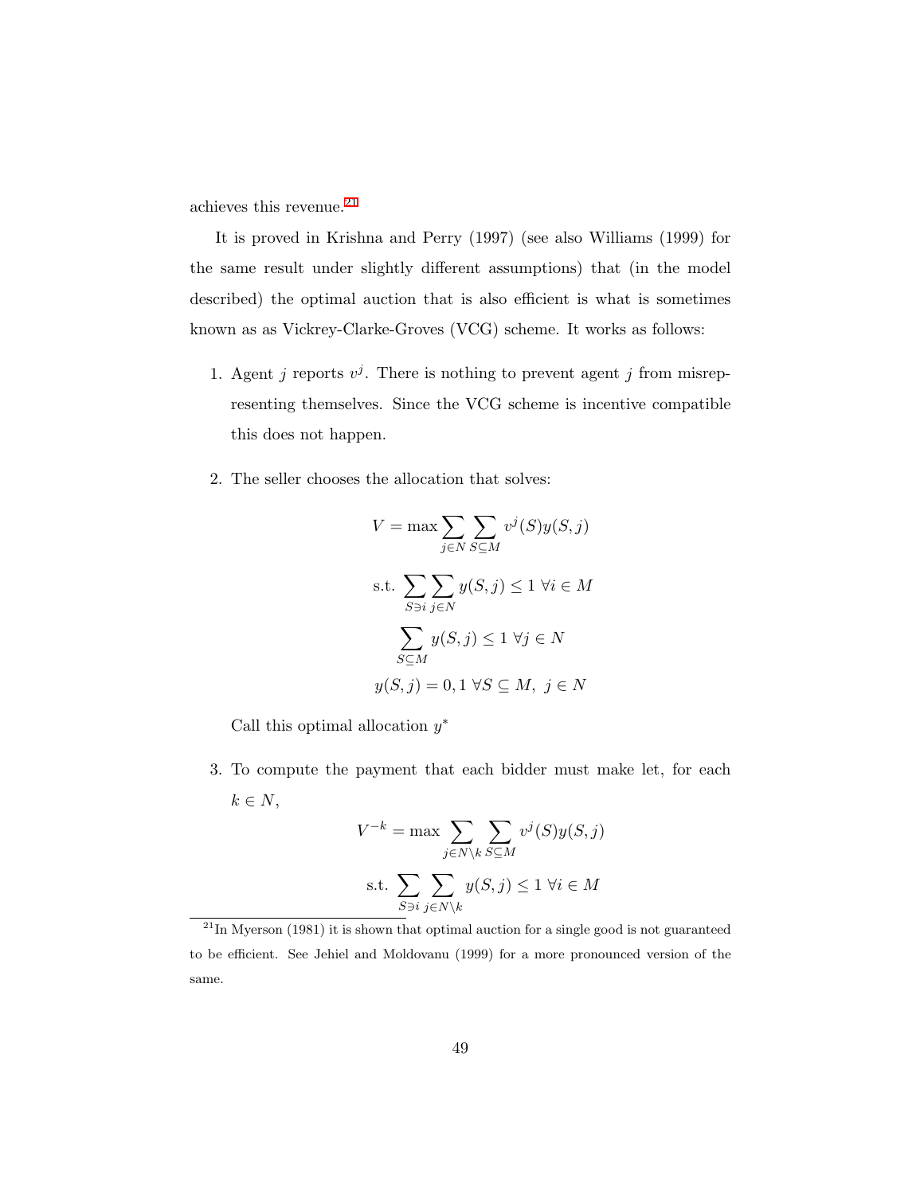achieves this revenue.[21]

It is proved in Krishna and Perry (1997) (see also Williams (1999) for the same result under slightly different assumptions) that (in the model described) the optimal auction that is also efficient is what is sometimes known as as Vickrey-Clarke-Groves (VCG) scheme. It works as follows:

1. Agent $j$ reports $v^j$. There is nothing to prevent agent $j$ from misrepresenting themselves. Since the VCG scheme is incentive compatible this does not happen.

2. The seller chooses the allocation that solves:

$$V = \max \sum_{j \in N} \sum_{S \subseteq M} v^j(S) y(S, j)$$

$$\text{s.t. } \sum_{S \ni i} \sum_{j \in N} y(S, j) \leq 1 \ \forall i \in M$$

$$\sum_{S \subseteq M} y(S, j) \leq 1 \ \forall j \in N$$

$$y(S, j) = 0, 1 \ \forall S \subseteq M, \ j \in N$$

   Call this optimal allocation $y^*$

3. To compute the payment that each bidder must make let, for each $k \in N$,

$$V^{-k} = \max \sum_{j \in N \setminus k} \sum_{S \subseteq M} v^j(S) y(S, j)$$

$$\text{s.t. } \sum_{S \ni i} \sum_{j \in N \setminus k} y(S, j) \leq 1 \ \forall i \in M$$

[21] In Myerson (1981) it is shown that optimal auction for a single good is not guaranteed to be efficient. See Jehiel and Moldovanu (1999) for a more pronounced version of the same.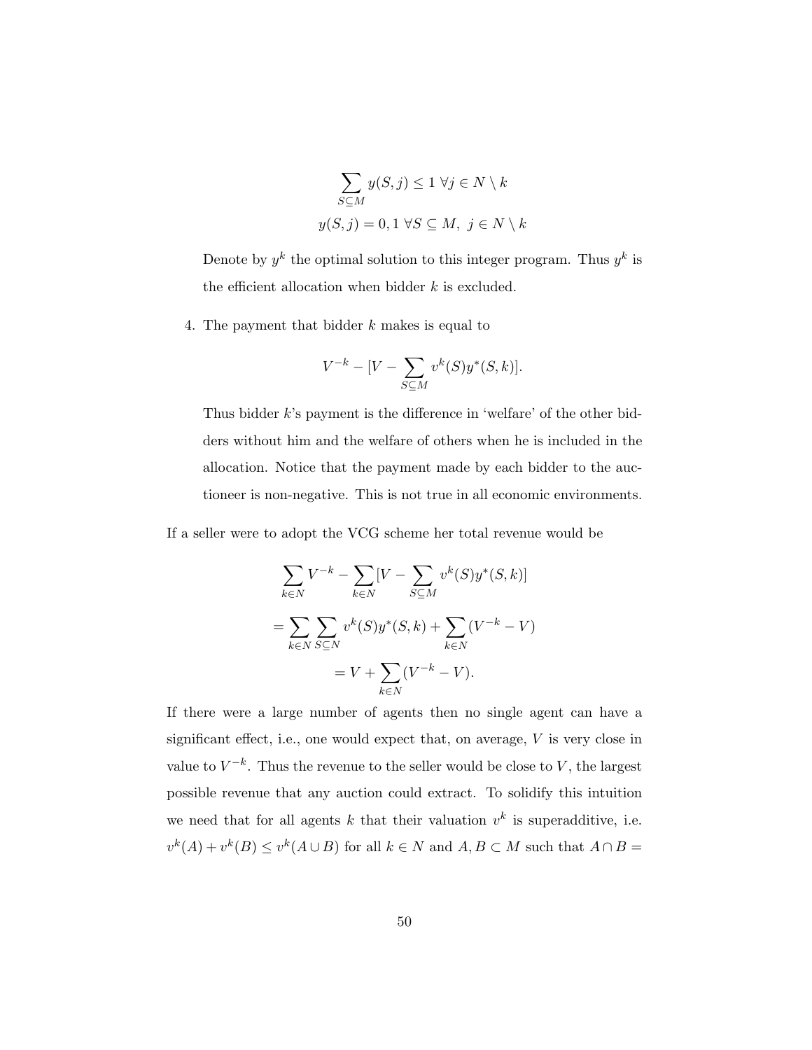$$\sum_{S \subseteq M} y(S, j) \leq 1 \ \forall j \in N \setminus k$$

$$y(S, j) = 0, 1 \ \forall S \subseteq M, \ j \in N \setminus k$$

Denote by $y^k$ the optimal solution to this integer program. Thus $y^k$ is the efficient allocation when bidder $k$ is excluded.

4. The payment that bidder $k$ makes is equal to

$$V^{-k} - [V - \sum_{S \subseteq M} v^k(S) y^*(S, k)].$$

Thus bidder $k$'s payment is the difference in 'welfare' of the other bidders without him and the welfare of others when he is included in the allocation. Notice that the payment made by each bidder to the auctioneer is non-negative. This is not true in all economic environments.

If a seller were to adopt the VCG scheme her total revenue would be

$$\sum_{k \in N} V^{-k} - \sum_{k \in N} [V - \sum_{S \subseteq M} v^k(S) y^*(S, k)]$$

$$= \sum_{k \in N} \sum_{S \subseteq N} v^k(S) y^*(S, k) + \sum_{k \in N} (V^{-k} - V)$$

$$= V + \sum_{k \in N} (V^{-k} - V).$$

If there were a large number of agents then no single agent can have a significant effect, i.e., one would expect that, on average, $V$ is very close in value to $V^{-k}$. Thus the revenue to the seller would be close to $V$, the largest possible revenue that any auction could extract. To solidify this intuition we need that for all agents $k$ that their valuation $v^k$ is superadditive, i.e. $v^k(A) + v^k(B) \leq v^k(A \cup B)$ for all $k \in N$ and $A, B \subset M$ such that $A \cap B =$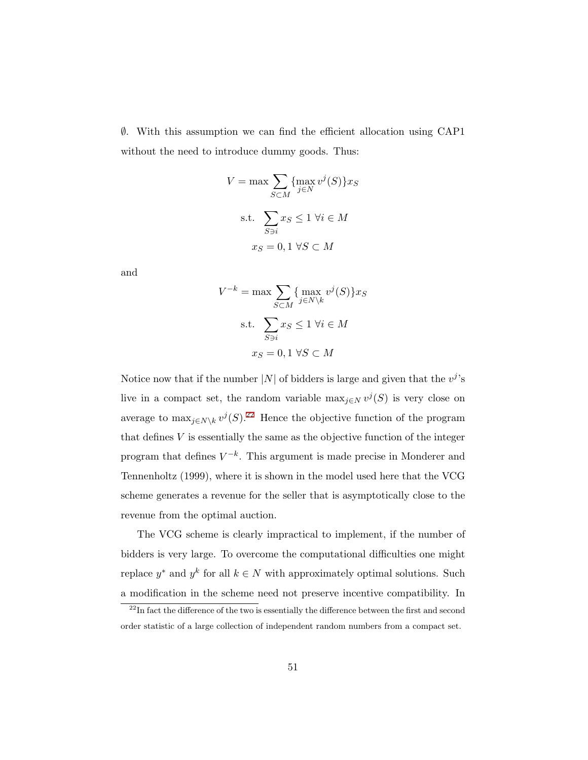$\emptyset$. With this assumption we can find the efficient allocation using CAP1 without the need to introduce dummy goods. Thus:

$$V = \max \sum_{S \subset M} \{\max_{j \in N} v^j(S)\} x_S$$

$$\text{s.t.} \sum_{S \ni i} x_S \leq 1 \ \forall i \in M$$

$$x_S = 0, 1 \ \forall S \subset M$$

and

$$V^{-k} = \max \sum_{S \subset M} \{\max_{j \in N \setminus k} v^j(S)\} x_S$$

$$\text{s.t.} \sum_{S \ni i} x_S \leq 1 \ \forall i \in M$$

$$x_S = 0, 1 \ \forall S \subset M$$

Notice now that if the number $|N|$ of bidders is large and given that the $v^j$'s live in a compact set, the random variable $\max_{j \in N} v^j(S)$ is very close on average to $\max_{j \in N \setminus k} v^j(S)$.[22] Hence the objective function of the program that defines $V$ is essentially the same as the objective function of the integer program that defines $V^{-k}$. This argument is made precise in Monderer and Tennenholtz (1999), where it is shown in the model used here that the VCG scheme generates a revenue for the seller that is asymptotically close to the revenue from the optimal auction.

The VCG scheme is clearly impractical to implement, if the number of bidders is very large. To overcome the computational difficulties one might replace $y^*$ and $y^k$ for all $k \in N$ with approximately optimal solutions. Such a modification in the scheme need not preserve incentive compatibility. In

[22] In fact the difference of the two is essentially the difference between the first and second order statistic of a large collection of independent random numbers from a compact set.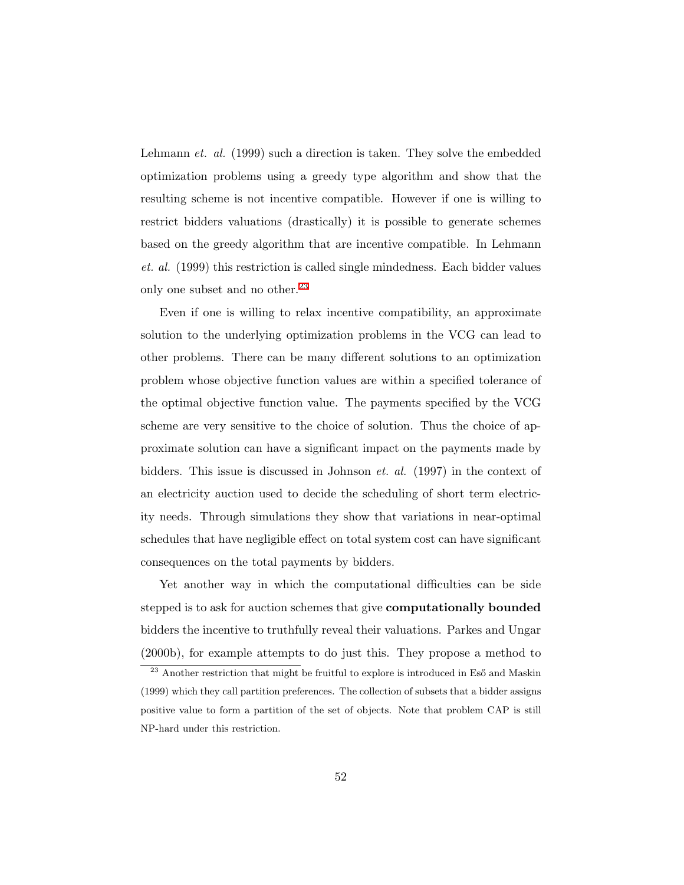Lehmann *et. al.* (1999) such a direction is taken. They solve the embedded optimization problems using a greedy type algorithm and show that the resulting scheme is not incentive compatible. However if one is willing to restrict bidders valuations (drastically) it is possible to generate schemes based on the greedy algorithm that are incentive compatible. In Lehmann *et. al.* (1999) this restriction is called single mindedness. Each bidder values only one subset and no other.[23]

Even if one is willing to relax incentive compatibility, an approximate solution to the underlying optimization problems in the VCG can lead to other problems. There can be many different solutions to an optimization problem whose objective function values are within a specified tolerance of the optimal objective function value. The payments specified by the VCG scheme are very sensitive to the choice of solution. Thus the choice of approximate solution can have a significant impact on the payments made by bidders. This issue is discussed in Johnson *et. al.* (1997) in the context of an electricity auction used to decide the scheduling of short term electricity needs. Through simulations they show that variations in near-optimal schedules that have negligible effect on total system cost can have significant consequences on the total payments by bidders.

Yet another way in which the computational difficulties can be side stepped is to ask for auction schemes that give **computationally bounded** bidders the incentive to truthfully reveal their valuations. Parkes and Ungar (2000b), for example attempts to do just this. They propose a method to

[23] Another restriction that might be fruitful to explore is introduced in Eső and Maskin (1999) which they call partition preferences. The collection of subsets that a bidder assigns positive value to form a partition of the set of objects. Note that problem CAP is still NP-hard under this restriction.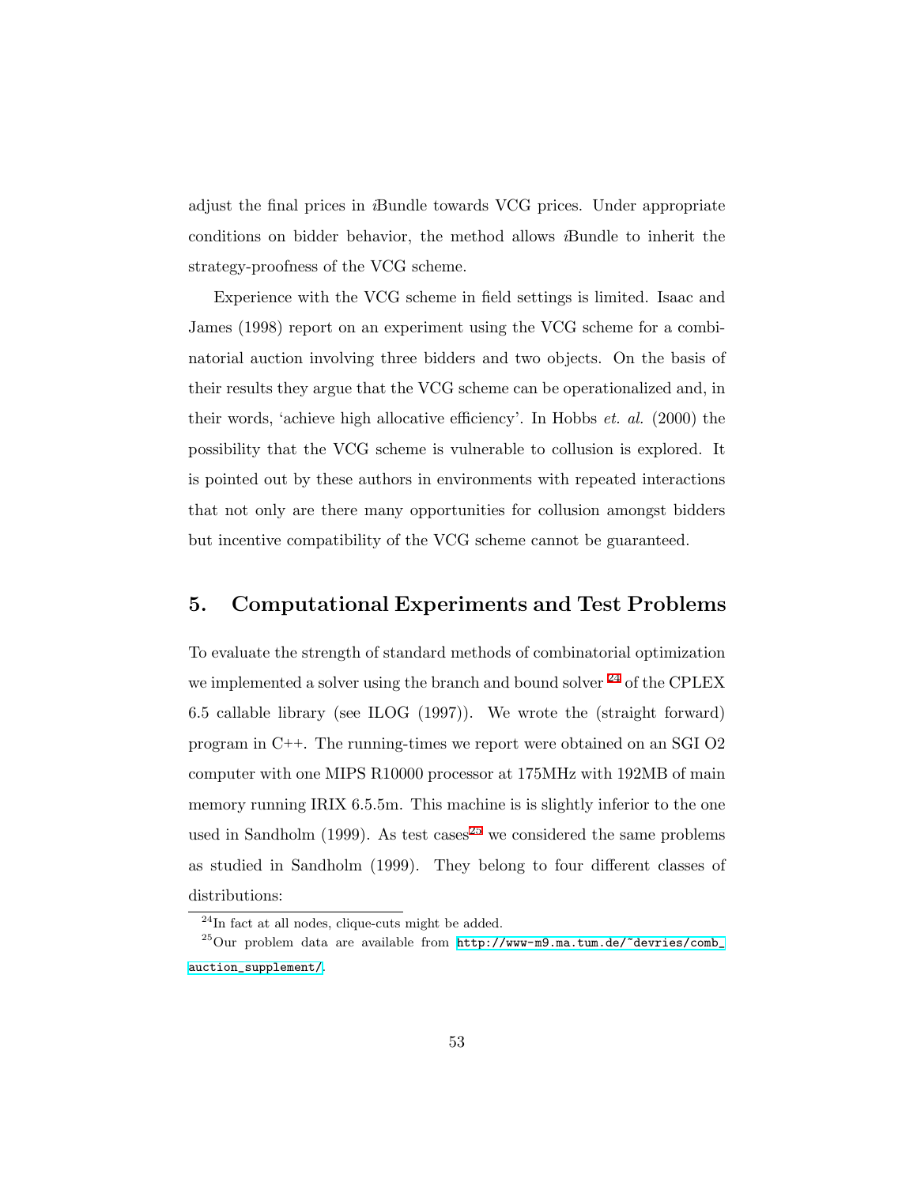adjust the final prices in *i*Bundle towards VCG prices. Under appropriate conditions on bidder behavior, the method allows *i*Bundle to inherit the strategy-proofness of the VCG scheme.

Experience with the VCG scheme in field settings is limited. Isaac and James (1998) report on an experiment using the VCG scheme for a combinatorial auction involving three bidders and two objects. On the basis of their results they argue that the VCG scheme can be operationalized and, in their words, 'achieve high allocative efficiency'. In Hobbs *et. al.* (2000) the possibility that the VCG scheme is vulnerable to collusion is explored. It is pointed out by these authors in environments with repeated interactions that not only are there many opportunities for collusion amongst bidders but incentive compatibility of the VCG scheme cannot be guaranteed.

## 5. Computational Experiments and Test Problems

To evaluate the strength of standard methods of combinatorial optimization we implemented a solver using the branch and bound solver [24] of the CPLEX 6.5 callable library (see ILOG (1997)). We wrote the (straight forward) program in C++. The running-times we report were obtained on an SGI O2 computer with one MIPS R10000 processor at 175MHz with 192MB of main memory running IRIX 6.5.5m. This machine is is slightly inferior to the one used in Sandholm (1999). As test cases[25] we considered the same problems as studied in Sandholm (1999). They belong to four different classes of distributions:

---

[24] In fact at all nodes, clique-cuts might be added.

[25] Our problem data are available from http://www-m9.ma.tum.de/~devries/comb_auction_supplement/.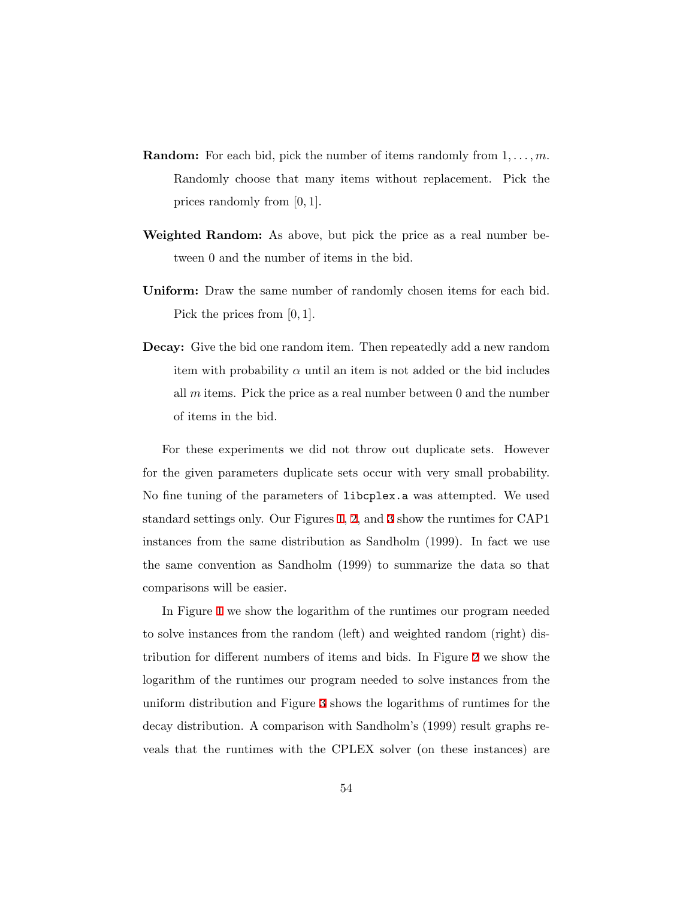**Random:** For each bid, pick the number of items randomly from $1, \ldots, m$. Randomly choose that many items without replacement. Pick the prices randomly from $[0, 1]$.

**Weighted Random:** As above, but pick the price as a real number between 0 and the number of items in the bid.

**Uniform:** Draw the same number of randomly chosen items for each bid. Pick the prices from $[0, 1]$.

**Decay:** Give the bid one random item. Then repeatedly add a new random item with probability $\alpha$ until an item is not added or the bid includes all $m$ items. Pick the price as a real number between 0 and the number of items in the bid.

For these experiments we did not throw out duplicate sets. However for the given parameters duplicate sets occur with very small probability. No fine tuning of the parameters of `libcplex.a` was attempted. We used standard settings only. Our Figures 1, 2, and 3 show the runtimes for CAP1 instances from the same distribution as Sandholm (1999). In fact we use the same convention as Sandholm (1999) to summarize the data so that comparisons will be easier.

In Figure 1 we show the logarithm of the runtimes our program needed to solve instances from the random (left) and weighted random (right) distribution for different numbers of items and bids. In Figure 2 we show the logarithm of the runtimes our program needed to solve instances from the uniform distribution and Figure 3 shows the logarithms of runtimes for the decay distribution. A comparison with Sandholm's (1999) result graphs reveals that the runtimes with the CPLEX solver (on these instances) are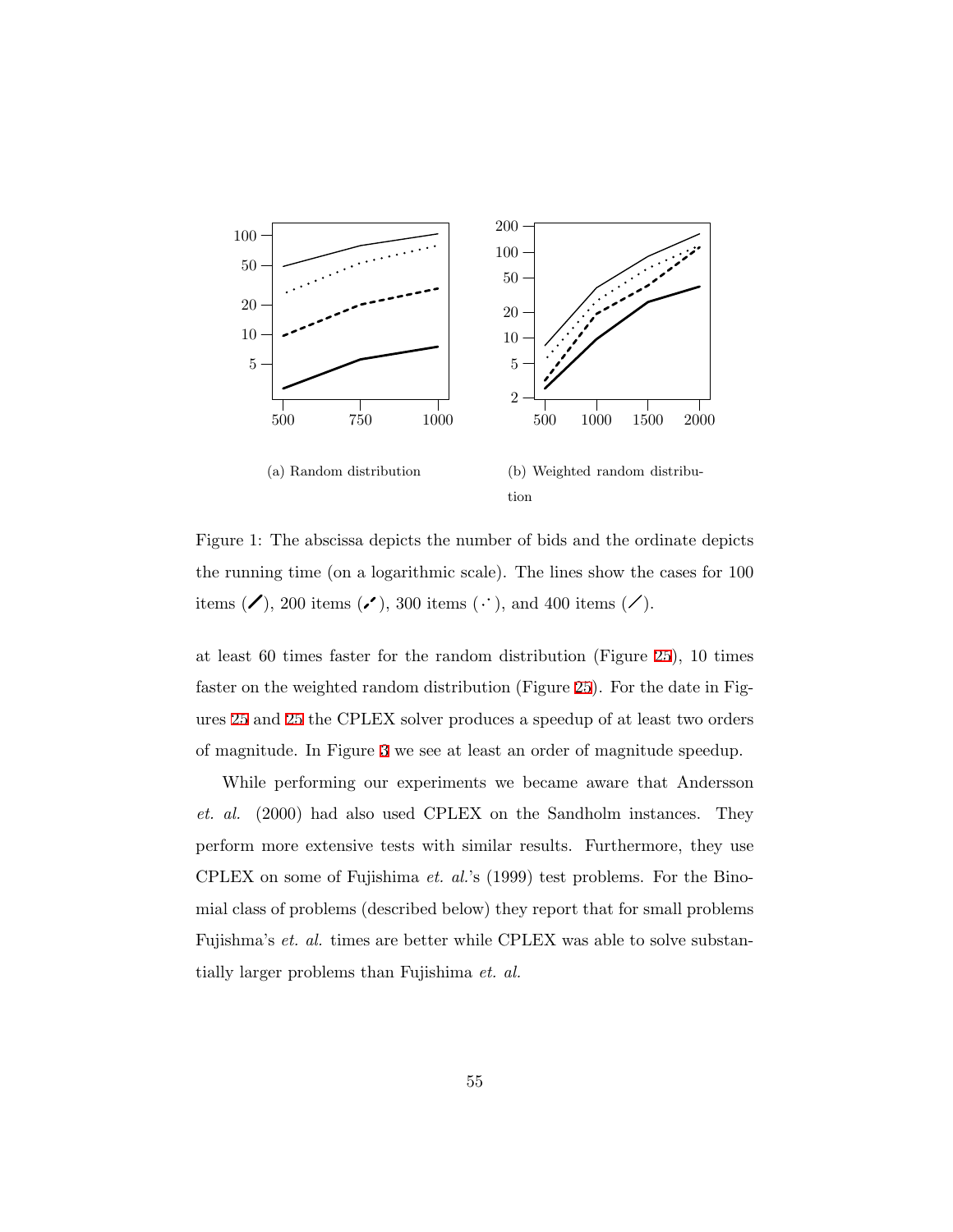(a) Random distribution

(b) Weighted random distribution

Figure 1: The abscissa depicts the number of bids and the ordinate depicts the running time (on a logarithmic scale). The lines show the cases for 100 items (/), 200 items (⁄), 300 items (∴), and 400 items (⁄).

at least 60 times faster for the random distribution (Figure 25), 10 times faster on the weighted random distribution (Figure 25). For the date in Figures 25 and 25 the CPLEX solver produces a speedup of at least two orders of magnitude. In Figure 3 we see at least an order of magnitude speedup.

While performing our experiments we became aware that Andersson *et. al.* (2000) had also used CPLEX on the Sandholm instances. They perform more extensive tests with similar results. Furthermore, they use CPLEX on some of Fujishima *et. al.*'s (1999) test problems. For the Binomial class of problems (described below) they report that for small problems Fujishma's *et. al.* times are better while CPLEX was able to solve substantially larger problems than Fujishima *et. al.*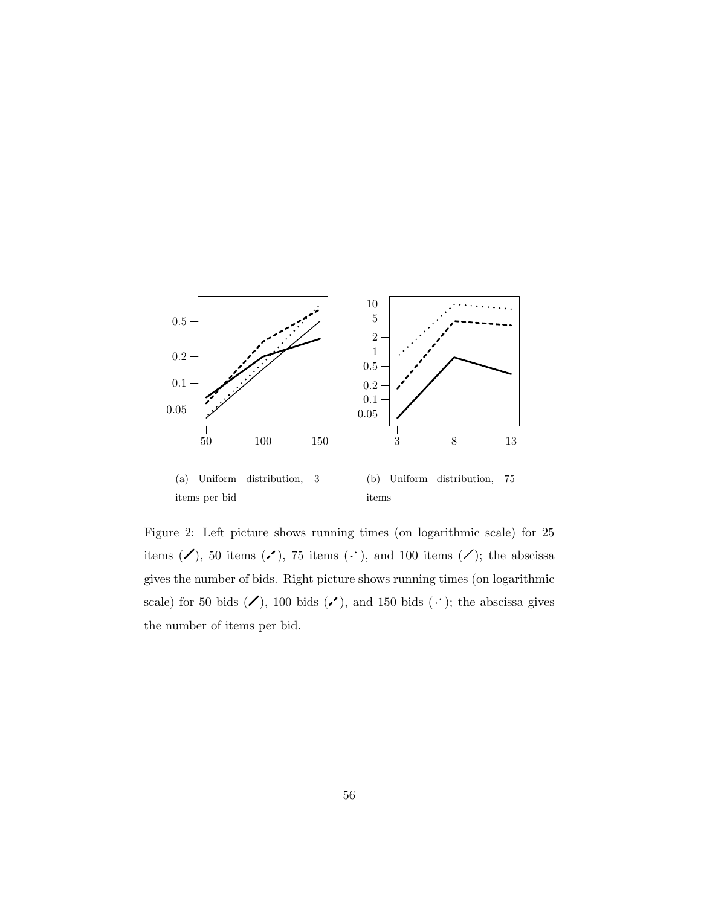(a) Uniform distribution, 3 items per bid

(b) Uniform distribution, 75 items

Figure 2: Left picture shows running times (on logarithmic scale) for 25 items (thick solid line), 50 items (dashed line), 75 items (dotted line), and 100 items (thin solid line); the abscissa gives the number of bids. Right picture shows running times (on logarithmic scale) for 50 bids (thick solid line), 100 bids (dashed line), and 150 bids (dotted line); the abscissa gives the number of items per bid.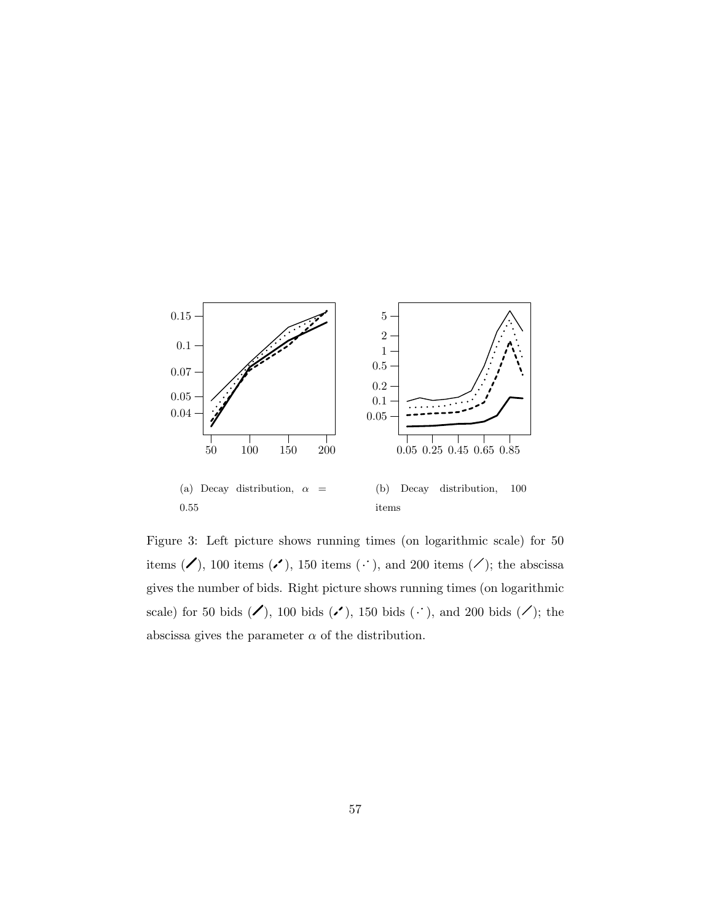(a) Decay distribution, $\alpha$ = 0.55

(b) Decay distribution, 100 items

Figure 3: Left picture shows running times (on logarithmic scale) for 50 items (thick solid line), 100 items (thick dashed line), 150 items (dotted line), and 200 items (thin solid line); the abscissa gives the number of bids. Right picture shows running times (on logarithmic scale) for 50 bids (thick solid line), 100 bids (thick dashed line), 150 bids (dotted line), and 200 bids (thin solid line); the abscissa gives the parameter $\alpha$ of the distribution.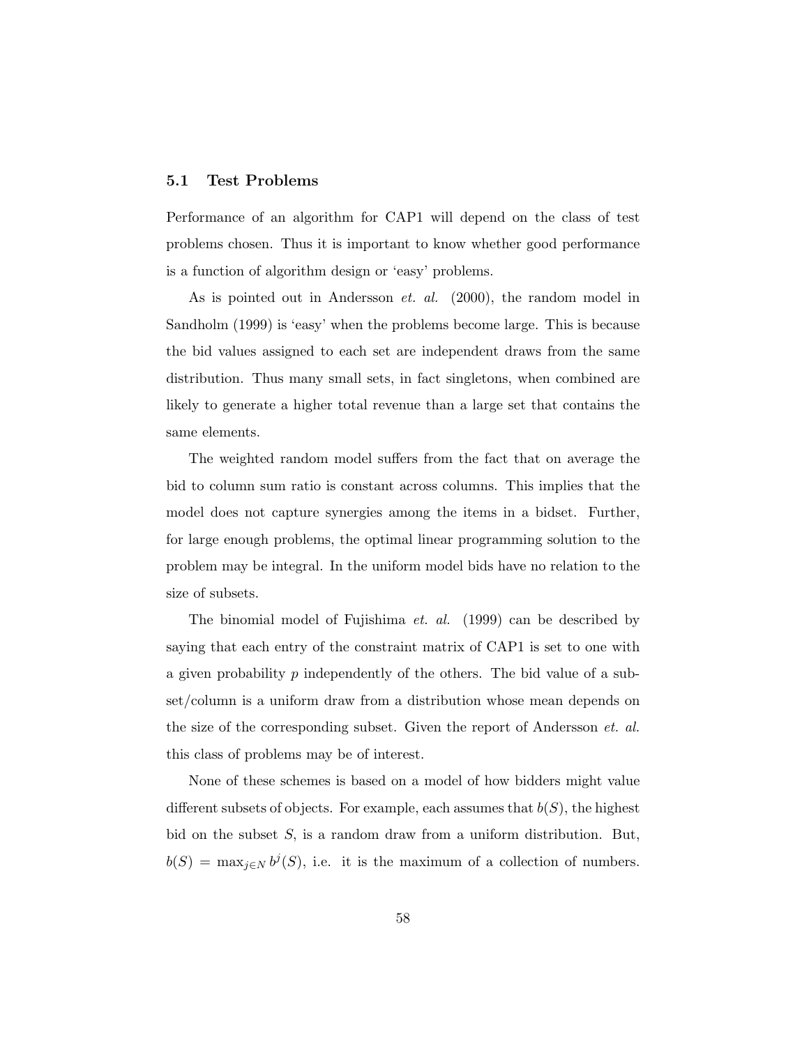### 5.1 Test Problems

Performance of an algorithm for CAP1 will depend on the class of test problems chosen. Thus it is important to know whether good performance is a function of algorithm design or 'easy' problems.

As is pointed out in Andersson *et. al.* (2000), the random model in Sandholm (1999) is 'easy' when the problems become large. This is because the bid values assigned to each set are independent draws from the same distribution. Thus many small sets, in fact singletons, when combined are likely to generate a higher total revenue than a large set that contains the same elements.

The weighted random model suffers from the fact that on average the bid to column sum ratio is constant across columns. This implies that the model does not capture synergies among the items in a bidset. Further, for large enough problems, the optimal linear programming solution to the problem may be integral. In the uniform model bids have no relation to the size of subsets.

The binomial model of Fujishima *et. al.* (1999) can be described by saying that each entry of the constraint matrix of CAP1 is set to one with a given probability $p$ independently of the others. The bid value of a subset/column is a uniform draw from a distribution whose mean depends on the size of the corresponding subset. Given the report of Andersson *et. al.* this class of problems may be of interest.

None of these schemes is based on a model of how bidders might value different subsets of objects. For example, each assumes that $b(S)$, the highest bid on the subset $S$, is a random draw from a uniform distribution. But, $b(S) = \max_{j \in N} b^j(S)$, i.e. it is the maximum of a collection of numbers.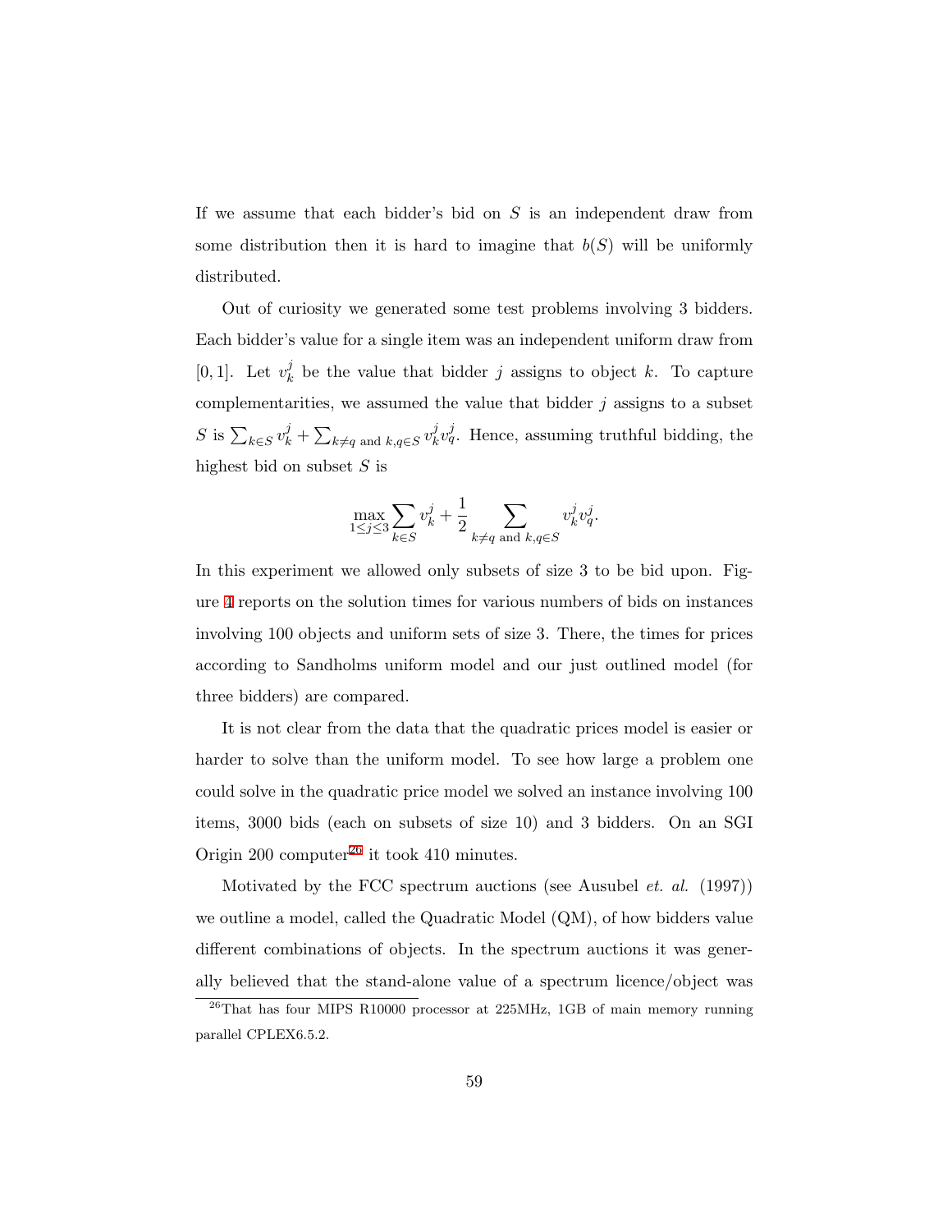If we assume that each bidder's bid on $S$ is an independent draw from some distribution then it is hard to imagine that $b(S)$ will be uniformly distributed.

Out of curiosity we generated some test problems involving 3 bidders. Each bidder's value for a single item was an independent uniform draw from $[0, 1]$. Let $v_k^j$ be the value that bidder $j$ assigns to object $k$. To capture complementarities, we assumed the value that bidder $j$ assigns to a subset $S$ is $\sum_{k \in S} v_k^j + \sum_{k \neq q \text{ and } k,q \in S} v_k^j v_q^j$. Hence, assuming truthful bidding, the highest bid on subset $S$ is

$$\max_{1 \leq j \leq 3} \sum_{k \in S} v_k^j + \frac{1}{2} \sum_{k \neq q \text{ and } k,q \in S} v_k^j v_q^j.$$

In this experiment we allowed only subsets of size 3 to be bid upon. Figure 4 reports on the solution times for various numbers of bids on instances involving 100 objects and uniform sets of size 3. There, the times for prices according to Sandholms uniform model and our just outlined model (for three bidders) are compared.

It is not clear from the data that the quadratic prices model is easier or harder to solve than the uniform model. To see how large a problem one could solve in the quadratic price model we solved an instance involving 100 items, 3000 bids (each on subsets of size 10) and 3 bidders. On an SGI Origin 200 computer[26] it took 410 minutes.

Motivated by the FCC spectrum auctions (see Ausubel *et. al.* (1997)) we outline a model, called the Quadratic Model (QM), of how bidders value different combinations of objects. In the spectrum auctions it was generally believed that the stand-alone value of a spectrum licence/object was

[26] That has four MIPS R10000 processor at 225MHz, 1GB of main memory running parallel CPLEX6.5.2.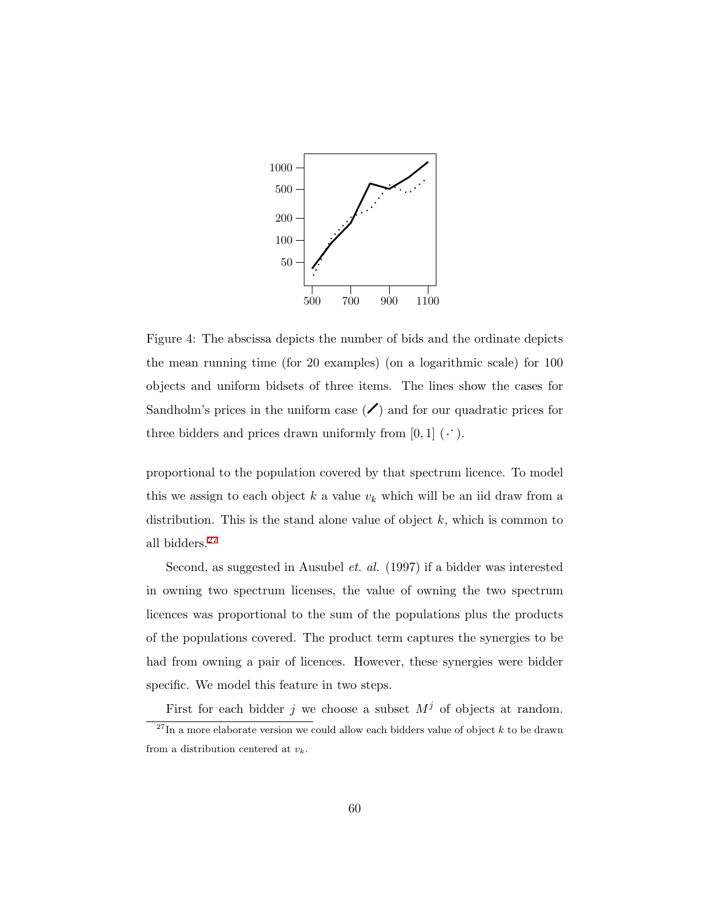Figure 4: The abscissa depicts the number of bids and the ordinate depicts the mean running time (for 20 examples) (on a logarithmic scale) for 100 objects and uniform bidsets of three items. The lines show the cases for Sandholm's prices in the uniform case (/) and for our quadratic prices for three bidders and prices drawn uniformly from $[0, 1]$ ($\cdot\dot{}$).

proportional to the population covered by that spectrum licence. To model this we assign to each object $k$ a value $v_k$ which will be an iid draw from a distribution. This is the stand alone value of object $k$, which is common to all bidders.[27]

Second, as suggested in Ausubel *et. al.* (1997) if a bidder was interested in owning two spectrum licenses, the value of owning the two spectrum licences was proportional to the sum of the populations plus the products of the populations covered. The product term captures the synergies to be had from owning a pair of licences. However, these synergies were bidder specific. We model this feature in two steps.

First for each bidder $j$ we choose a subset $M^j$ of objects at random.

[27] In a more elaborate version we could allow each bidders value of object $k$ to be drawn from a distribution centered at $v_k$.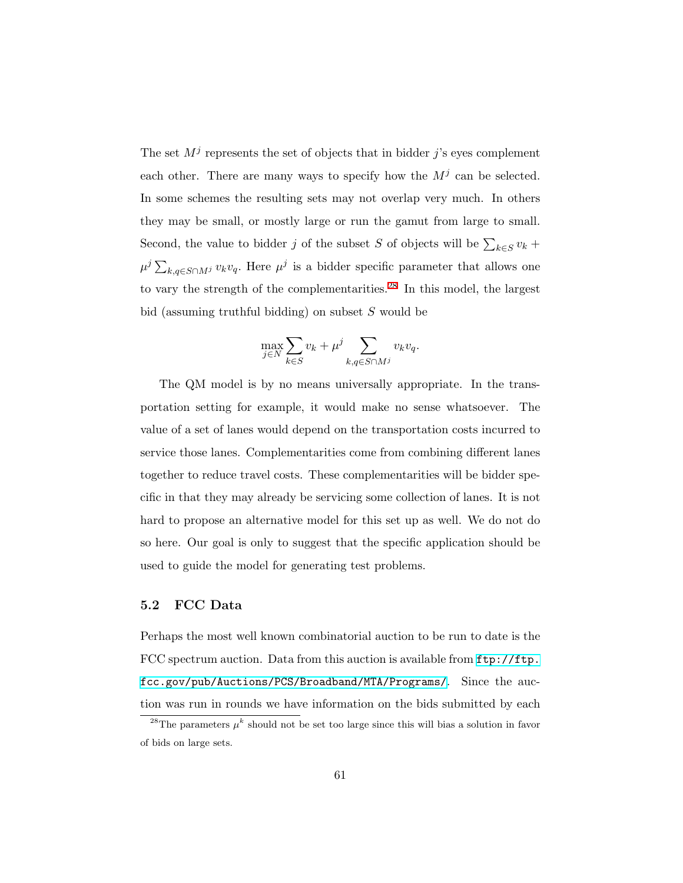The set $M^j$ represents the set of objects that in bidder $j$'s eyes complement each other. There are many ways to specify how the $M^j$ can be selected. In some schemes the resulting sets may not overlap very much. In others they may be small, or mostly large or run the gamut from large to small. Second, the value to bidder $j$ of the subset $S$ of objects will be $\sum_{k \in S} v_k + \mu^j \sum_{k,q \in S \cap M^j} v_k v_q$. Here $\mu^j$ is a bidder specific parameter that allows one to vary the strength of the complementarities.[28] In this model, the largest bid (assuming truthful bidding) on subset $S$ would be

$$\max_{j \in N} \sum_{k \in S} v_k + \mu^j \sum_{k,q \in S \cap M^j} v_k v_q.$$

The QM model is by no means universally appropriate. In the transportation setting for example, it would make no sense whatsoever. The value of a set of lanes would depend on the transportation costs incurred to service those lanes. Complementarities come from combining different lanes together to reduce travel costs. These complementarities will be bidder specific in that they may already be servicing some collection of lanes. It is not hard to propose an alternative model for this set up as well. We do not do so here. Our goal is only to suggest that the specific application should be used to guide the model for generating test problems.

### 5.2 FCC Data

Perhaps the most well known combinatorial auction to be run to date is the FCC spectrum auction. Data from this auction is available from ftp://ftp.fcc.gov/pub/Auctions/PCS/Broadband/MTA/Programs/. Since the auction was run in rounds we have information on the bids submitted by each

[28] The parameters $\mu^k$ should not be set too large since this will bias a solution in favor of bids on large sets.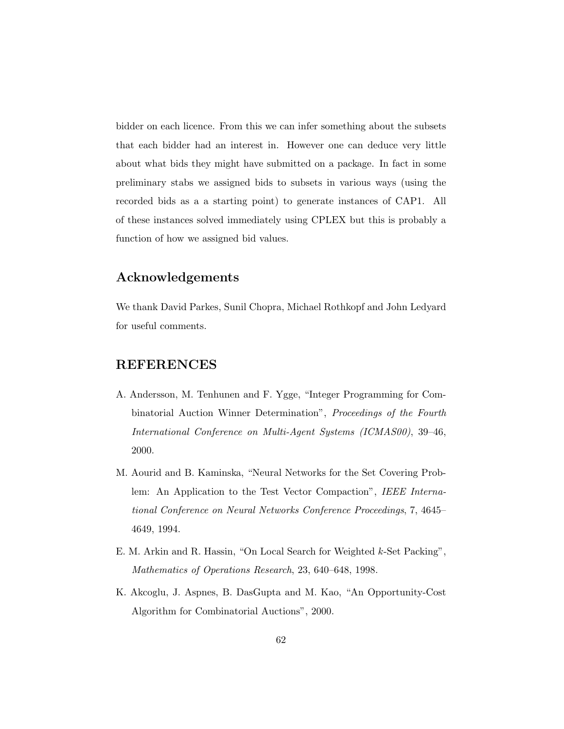bidder on each licence. From this we can infer something about the subsets that each bidder had an interest in. However one can deduce very little about what bids they might have submitted on a package. In fact in some preliminary stabs we assigned bids to subsets in various ways (using the recorded bids as a a starting point) to generate instances of CAP1. All of these instances solved immediately using CPLEX but this is probably a function of how we assigned bid values.

## Acknowledgements

We thank David Parkes, Sunil Chopra, Michael Rothkopf and John Ledyard for useful comments.

## REFERENCES

A. Andersson, M. Tenhunen and F. Ygge, "Integer Programming for Combinatorial Auction Winner Determination", *Proceedings of the Fourth International Conference on Multi-Agent Systems (ICMAS00)*, 39–46, 2000.

M. Aourid and B. Kaminska, "Neural Networks for the Set Covering Problem: An Application to the Test Vector Compaction", *IEEE International Conference on Neural Networks Conference Proceedings*, 7, 4645–4649, 1994.

E. M. Arkin and R. Hassin, "On Local Search for Weighted $k$-Set Packing", *Mathematics of Operations Research*, 23, 640–648, 1998.

K. Akcoglu, J. Aspnes, B. DasGupta and M. Kao, "An Opportunity-Cost Algorithm for Combinatorial Auctions", 2000.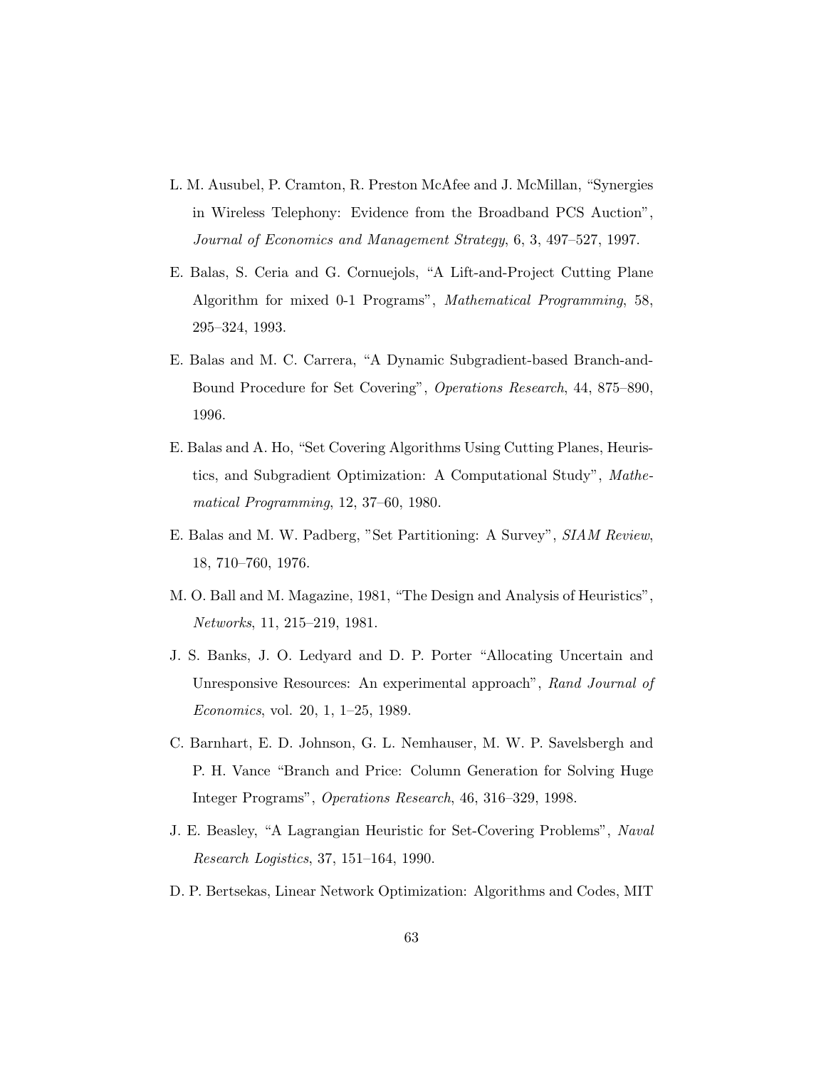L. M. Ausubel, P. Cramton, R. Preston McAfee and J. McMillan, "Synergies in Wireless Telephony: Evidence from the Broadband PCS Auction", *Journal of Economics and Management Strategy*, 6, 3, 497–527, 1997.

E. Balas, S. Ceria and G. Cornuejols, "A Lift-and-Project Cutting Plane Algorithm for mixed 0-1 Programs", *Mathematical Programming*, 58, 295–324, 1993.

E. Balas and M. C. Carrera, "A Dynamic Subgradient-based Branch-and-Bound Procedure for Set Covering", *Operations Research*, 44, 875–890, 1996.

E. Balas and A. Ho, "Set Covering Algorithms Using Cutting Planes, Heuristics, and Subgradient Optimization: A Computational Study", *Mathematical Programming*, 12, 37–60, 1980.

E. Balas and M. W. Padberg, "Set Partitioning: A Survey", *SIAM Review*, 18, 710–760, 1976.

M. O. Ball and M. Magazine, 1981, "The Design and Analysis of Heuristics", *Networks*, 11, 215–219, 1981.

J. S. Banks, J. O. Ledyard and D. P. Porter "Allocating Uncertain and Unresponsive Resources: An experimental approach", *Rand Journal of Economics*, vol. 20, 1, 1–25, 1989.

C. Barnhart, E. D. Johnson, G. L. Nemhauser, M. W. P. Savelsbergh and P. H. Vance "Branch and Price: Column Generation for Solving Huge Integer Programs", *Operations Research*, 46, 316–329, 1998.

J. E. Beasley, "A Lagrangian Heuristic for Set-Covering Problems", *Naval Research Logistics*, 37, 151–164, 1990.

D. P. Bertsekas, Linear Network Optimization: Algorithms and Codes, MIT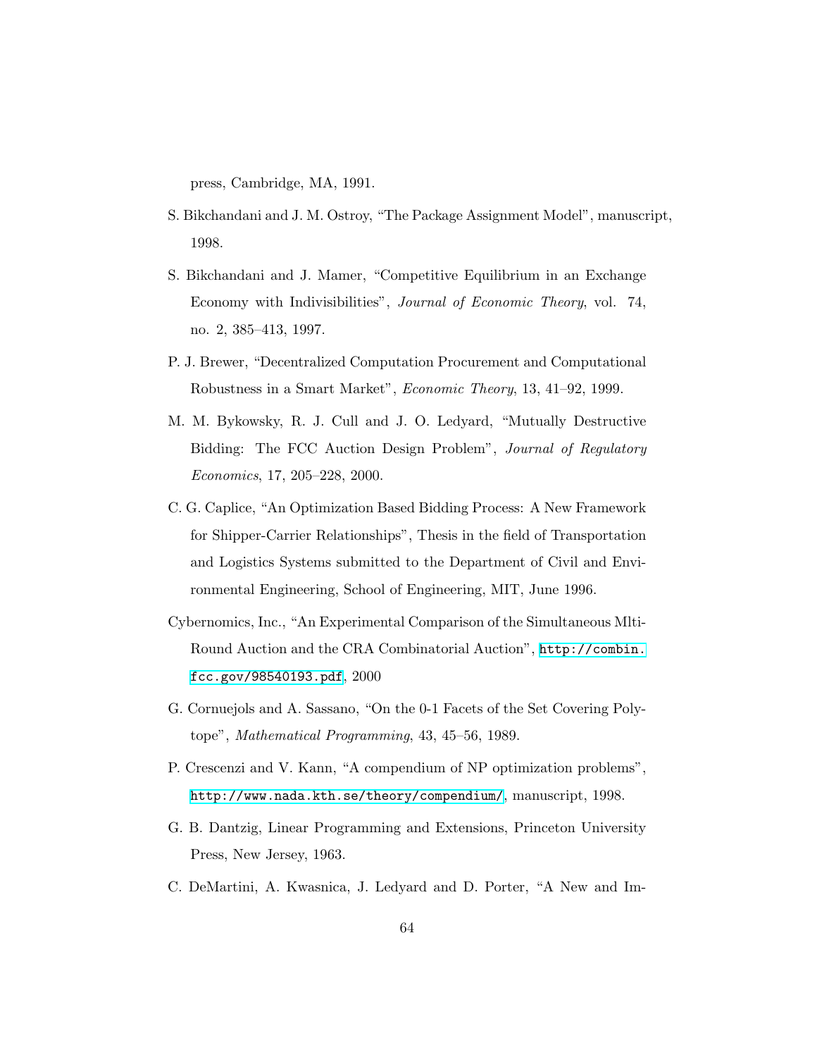press, Cambridge, MA, 1991.

S. Bikchandani and J. M. Ostroy, "The Package Assignment Model", manuscript, 1998.

S. Bikchandani and J. Mamer, "Competitive Equilibrium in an Exchange Economy with Indivisibilities", *Journal of Economic Theory*, vol. 74, no. 2, 385–413, 1997.

P. J. Brewer, "Decentralized Computation Procurement and Computational Robustness in a Smart Market", *Economic Theory*, 13, 41–92, 1999.

M. M. Bykowsky, R. J. Cull and J. O. Ledyard, "Mutually Destructive Bidding: The FCC Auction Design Problem", *Journal of Regulatory Economics*, 17, 205–228, 2000.

C. G. Caplice, "An Optimization Based Bidding Process: A New Framework for Shipper-Carrier Relationships", Thesis in the field of Transportation and Logistics Systems submitted to the Department of Civil and Environmental Engineering, School of Engineering, MIT, June 1996.

Cybernomics, Inc., "An Experimental Comparison of the Simultaneous Mlti-Round Auction and the CRA Combinatorial Auction", http://combin.fcc.gov/98540193.pdf, 2000

G. Cornuejols and A. Sassano, "On the 0-1 Facets of the Set Covering Polytope", *Mathematical Programming*, 43, 45–56, 1989.

P. Crescenzi and V. Kann, "A compendium of NP optimization problems", http://www.nada.kth.se/theory/compendium/, manuscript, 1998.

G. B. Dantzig, Linear Programming and Extensions, Princeton University Press, New Jersey, 1963.

C. DeMartini, A. Kwasnica, J. Ledyard and D. Porter, "A New and Im-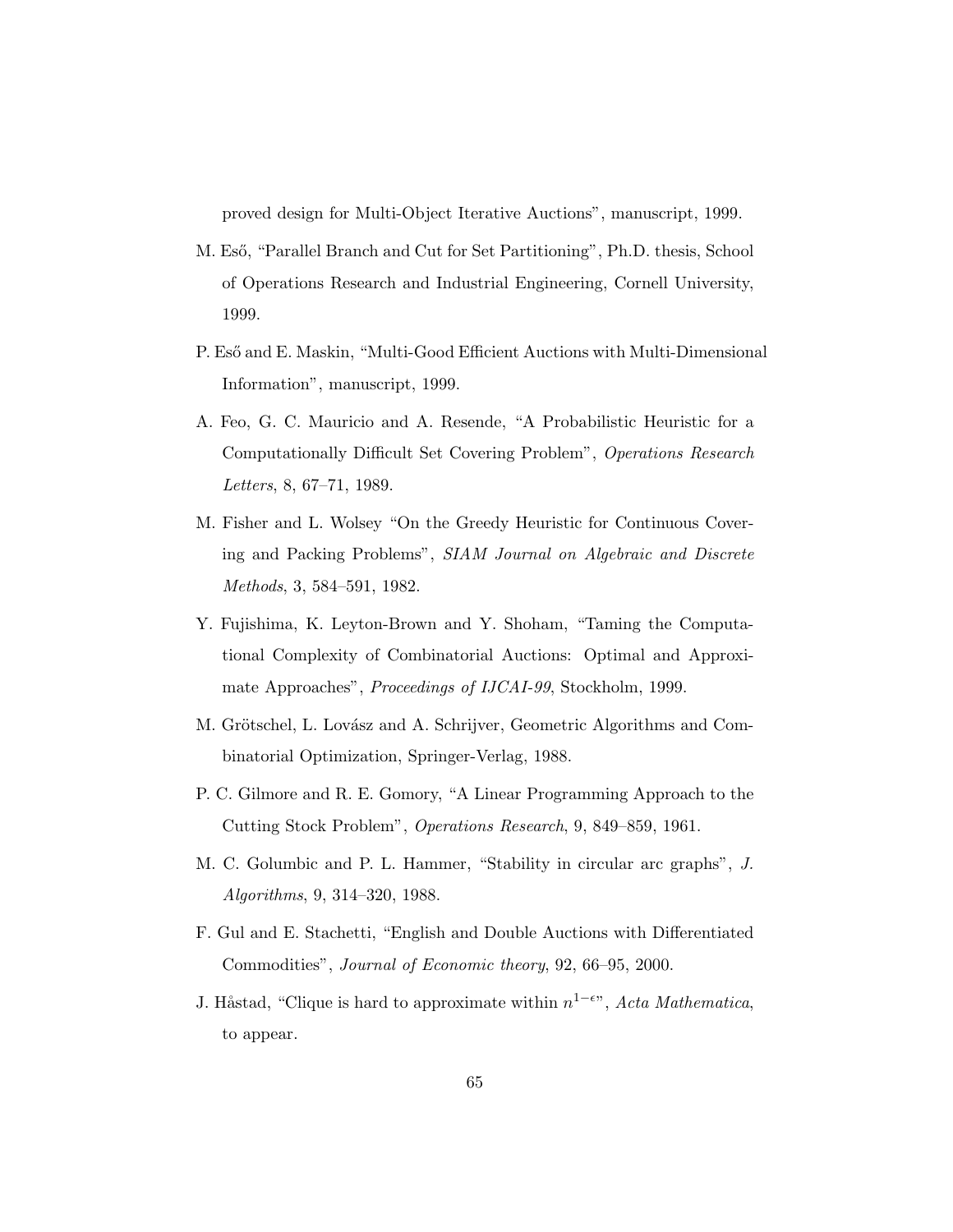proved design for Multi-Object Iterative Auctions", manuscript, 1999.

M. Eső, "Parallel Branch and Cut for Set Partitioning", Ph.D. thesis, School of Operations Research and Industrial Engineering, Cornell University, 1999.

P. Eső and E. Maskin, "Multi-Good Efficient Auctions with Multi-Dimensional Information", manuscript, 1999.

A. Feo, G. C. Mauricio and A. Resende, "A Probabilistic Heuristic for a Computationally Difficult Set Covering Problem", *Operations Research Letters*, 8, 67–71, 1989.

M. Fisher and L. Wolsey "On the Greedy Heuristic for Continuous Covering and Packing Problems", *SIAM Journal on Algebraic and Discrete Methods*, 3, 584–591, 1982.

Y. Fujishima, K. Leyton-Brown and Y. Shoham, "Taming the Computational Complexity of Combinatorial Auctions: Optimal and Approximate Approaches", *Proceedings of IJCAI-99*, Stockholm, 1999.

M. Grötschel, L. Lovász and A. Schrijver, Geometric Algorithms and Combinatorial Optimization, Springer-Verlag, 1988.

P. C. Gilmore and R. E. Gomory, "A Linear Programming Approach to the Cutting Stock Problem", *Operations Research*, 9, 849–859, 1961.

M. C. Golumbic and P. L. Hammer, "Stability in circular arc graphs", *J. Algorithms*, 9, 314–320, 1988.

F. Gul and E. Stachetti, "English and Double Auctions with Differentiated Commodities", *Journal of Economic theory*, 92, 66–95, 2000.

J. Håstad, "Clique is hard to approximate within $n^{1-\epsilon}$", *Acta Mathematica*, to appear.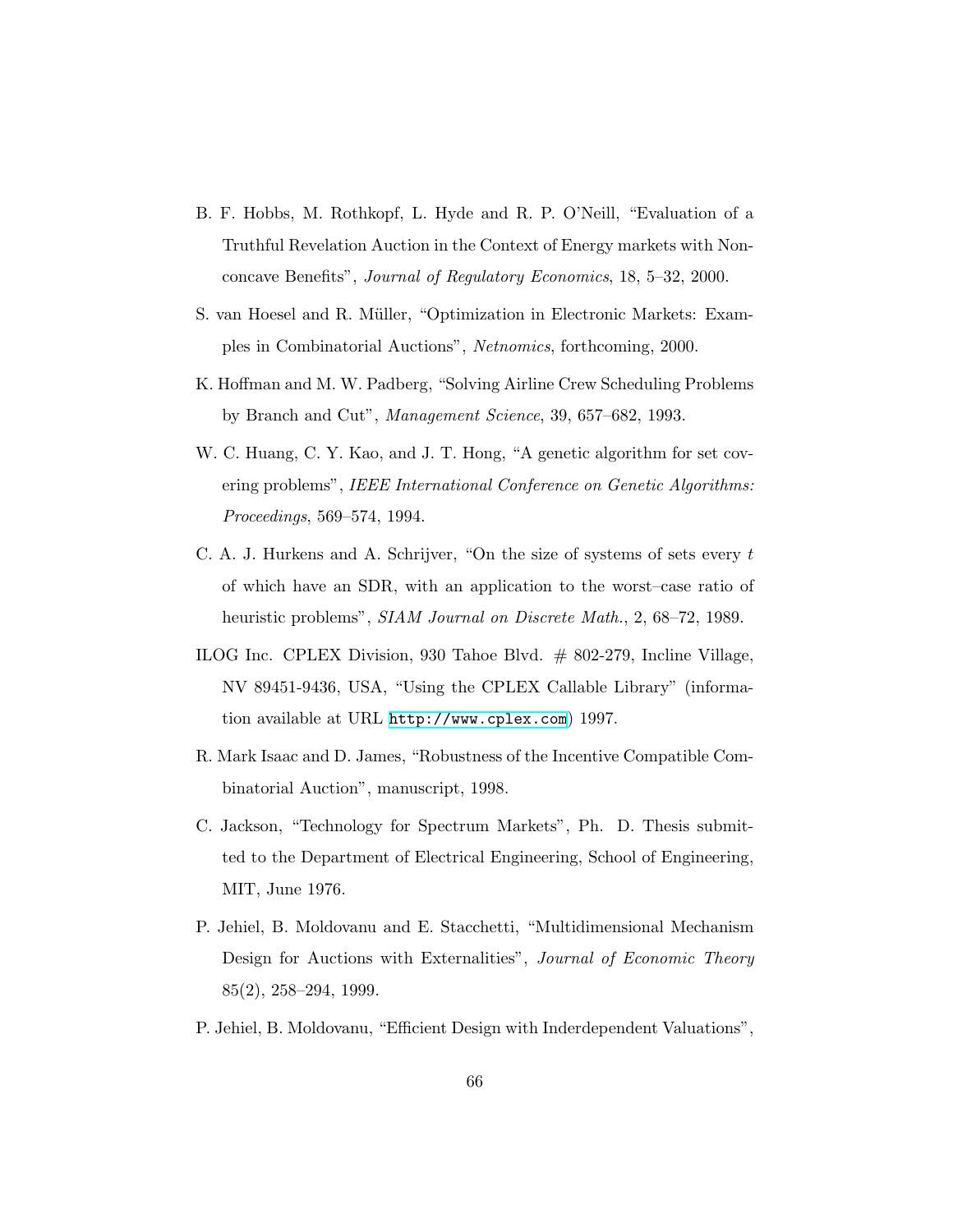B. F. Hobbs, M. Rothkopf, L. Hyde and R. P. O'Neill, "Evaluation of a Truthful Revelation Auction in the Context of Energy markets with Nonconcave Benefits", *Journal of Regulatory Economics*, 18, 5–32, 2000.

S. van Hoesel and R. Müller, "Optimization in Electronic Markets: Examples in Combinatorial Auctions", *Netnomics*, forthcoming, 2000.

K. Hoffman and M. W. Padberg, "Solving Airline Crew Scheduling Problems by Branch and Cut", *Management Science*, 39, 657–682, 1993.

W. C. Huang, C. Y. Kao, and J. T. Hong, "A genetic algorithm for set covering problems", *IEEE International Conference on Genetic Algorithms: Proceedings*, 569–574, 1994.

C. A. J. Hurkens and A. Schrijver, "On the size of systems of sets every $t$ of which have an SDR, with an application to the worst–case ratio of heuristic problems", *SIAM Journal on Discrete Math.*, 2, 68–72, 1989.

ILOG Inc. CPLEX Division, 930 Tahoe Blvd. # 802-279, Incline Village, NV 89451-9436, USA, "Using the CPLEX Callable Library" (information available at URL http://www.cplex.com) 1997.

R. Mark Isaac and D. James, "Robustness of the Incentive Compatible Combinatorial Auction", manuscript, 1998.

C. Jackson, "Technology for Spectrum Markets", Ph. D. Thesis submitted to the Department of Electrical Engineering, School of Engineering, MIT, June 1976.

P. Jehiel, B. Moldovanu and E. Stacchetti, "Multidimensional Mechanism Design for Auctions with Externalities", *Journal of Economic Theory* 85(2), 258–294, 1999.

P. Jehiel, B. Moldovanu, "Efficient Design with Inderdependent Valuations",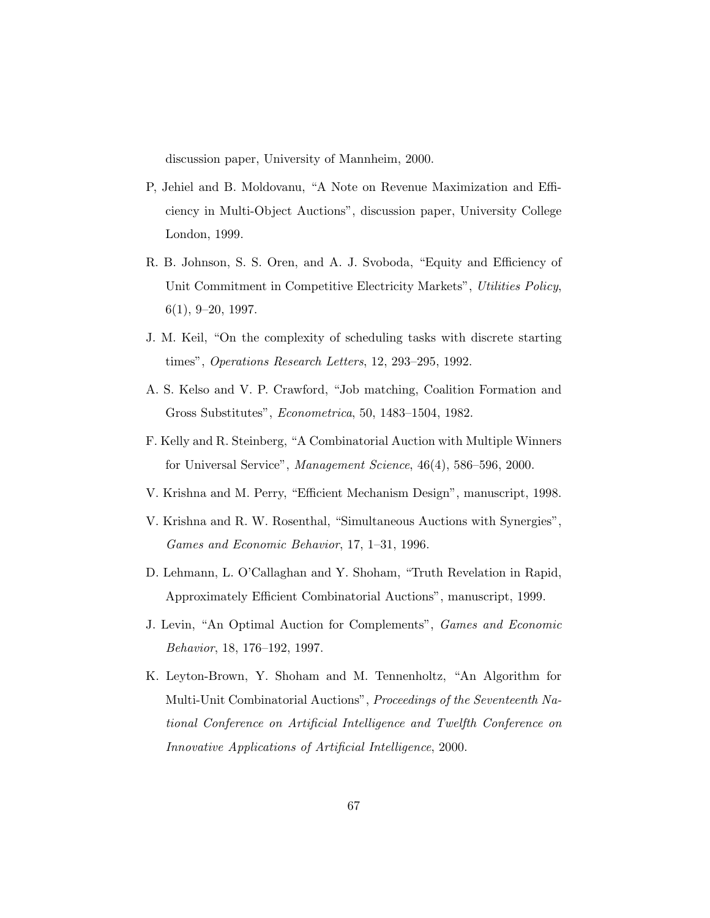discussion paper, University of Mannheim, 2000.

P, Jehiel and B. Moldovanu, "A Note on Revenue Maximization and Efficiency in Multi-Object Auctions", discussion paper, University College London, 1999.

R. B. Johnson, S. S. Oren, and A. J. Svoboda, "Equity and Efficiency of Unit Commitment in Competitive Electricity Markets", *Utilities Policy*, 6(1), 9–20, 1997.

J. M. Keil, "On the complexity of scheduling tasks with discrete starting times", *Operations Research Letters*, 12, 293–295, 1992.

A. S. Kelso and V. P. Crawford, "Job matching, Coalition Formation and Gross Substitutes", *Econometrica*, 50, 1483–1504, 1982.

F. Kelly and R. Steinberg, "A Combinatorial Auction with Multiple Winners for Universal Service", *Management Science*, 46(4), 586–596, 2000.

V. Krishna and M. Perry, "Efficient Mechanism Design", manuscript, 1998.

V. Krishna and R. W. Rosenthal, "Simultaneous Auctions with Synergies", *Games and Economic Behavior*, 17, 1–31, 1996.

D. Lehmann, L. O'Callaghan and Y. Shoham, "Truth Revelation in Rapid, Approximately Efficient Combinatorial Auctions", manuscript, 1999.

J. Levin, "An Optimal Auction for Complements", *Games and Economic Behavior*, 18, 176–192, 1997.

K. Leyton-Brown, Y. Shoham and M. Tennenholtz, "An Algorithm for Multi-Unit Combinatorial Auctions", *Proceedings of the Seventeenth National Conference on Artificial Intelligence and Twelfth Conference on Innovative Applications of Artificial Intelligence*, 2000.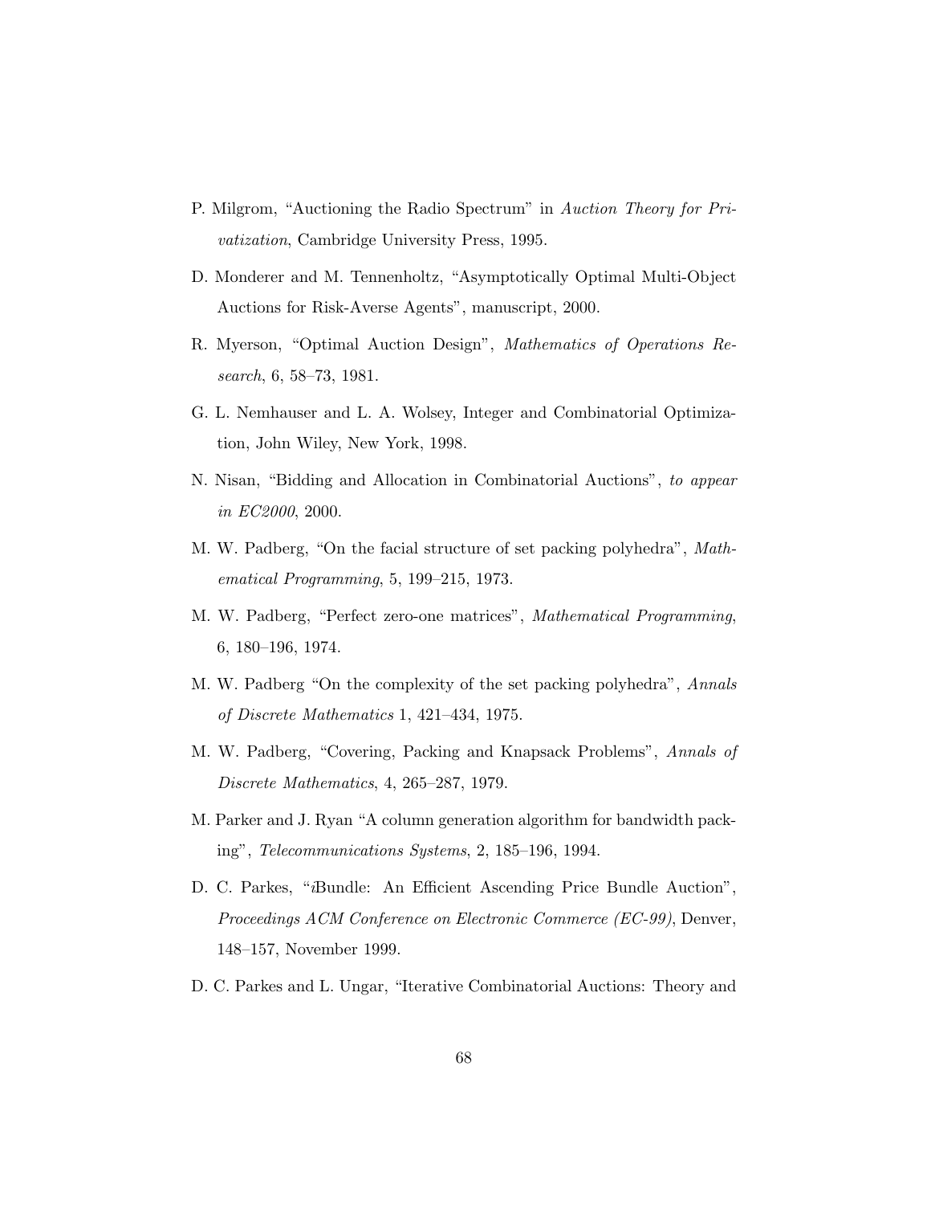P. Milgrom, "Auctioning the Radio Spectrum" in *Auction Theory for Privatization*, Cambridge University Press, 1995.

D. Monderer and M. Tennenholtz, "Asymptotically Optimal Multi-Object Auctions for Risk-Averse Agents", manuscript, 2000.

R. Myerson, "Optimal Auction Design", *Mathematics of Operations Research*, 6, 58–73, 1981.

G. L. Nemhauser and L. A. Wolsey, Integer and Combinatorial Optimization, John Wiley, New York, 1998.

N. Nisan, "Bidding and Allocation in Combinatorial Auctions", *to appear in EC2000*, 2000.

M. W. Padberg, "On the facial structure of set packing polyhedra", *Mathematical Programming*, 5, 199–215, 1973.

M. W. Padberg, "Perfect zero-one matrices", *Mathematical Programming*, 6, 180–196, 1974.

M. W. Padberg "On the complexity of the set packing polyhedra", *Annals of Discrete Mathematics* 1, 421–434, 1975.

M. W. Padberg, "Covering, Packing and Knapsack Problems", *Annals of Discrete Mathematics*, 4, 265–287, 1979.

M. Parker and J. Ryan "A column generation algorithm for bandwidth packing", *Telecommunications Systems*, 2, 185–196, 1994.

D. C. Parkes, "*i*Bundle: An Efficient Ascending Price Bundle Auction", *Proceedings ACM Conference on Electronic Commerce (EC-99)*, Denver, 148–157, November 1999.

D. C. Parkes and L. Ungar, "Iterative Combinatorial Auctions: Theory and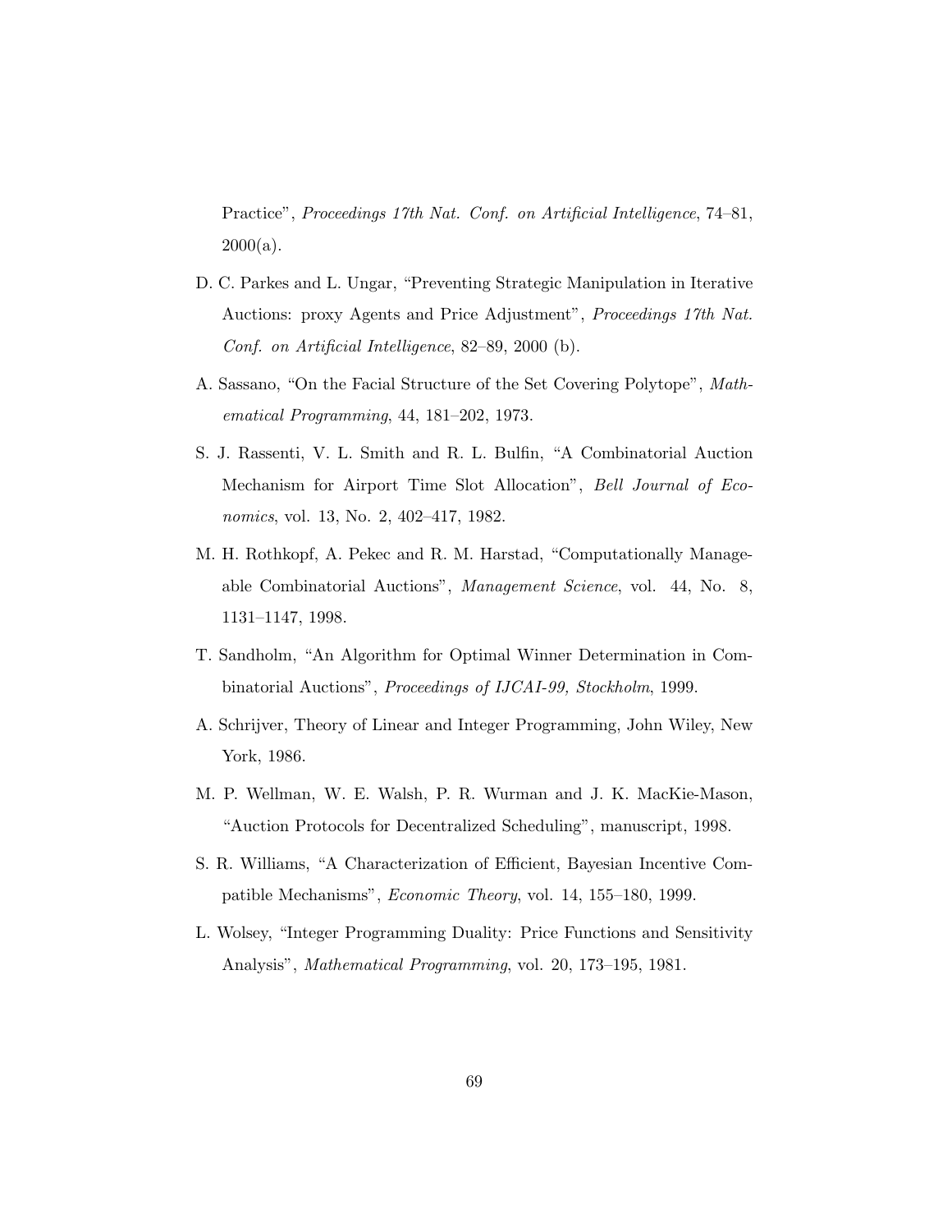Practice", *Proceedings 17th Nat. Conf. on Artificial Intelligence*, 74–81, 2000(a).

D. C. Parkes and L. Ungar, "Preventing Strategic Manipulation in Iterative Auctions: proxy Agents and Price Adjustment", *Proceedings 17th Nat. Conf. on Artificial Intelligence*, 82–89, 2000 (b).

A. Sassano, "On the Facial Structure of the Set Covering Polytope", *Mathematical Programming*, 44, 181–202, 1973.

S. J. Rassenti, V. L. Smith and R. L. Bulfin, "A Combinatorial Auction Mechanism for Airport Time Slot Allocation", *Bell Journal of Economics*, vol. 13, No. 2, 402–417, 1982.

M. H. Rothkopf, A. Pekec and R. M. Harstad, "Computationally Manageable Combinatorial Auctions", *Management Science*, vol. 44, No. 8, 1131–1147, 1998.

T. Sandholm, "An Algorithm for Optimal Winner Determination in Combinatorial Auctions", *Proceedings of IJCAI-99, Stockholm*, 1999.

A. Schrijver, Theory of Linear and Integer Programming, John Wiley, New York, 1986.

M. P. Wellman, W. E. Walsh, P. R. Wurman and J. K. MacKie-Mason, "Auction Protocols for Decentralized Scheduling", manuscript, 1998.

S. R. Williams, "A Characterization of Efficient, Bayesian Incentive Compatible Mechanisms", *Economic Theory*, vol. 14, 155–180, 1999.

L. Wolsey, "Integer Programming Duality: Price Functions and Sensitivity Analysis", *Mathematical Programming*, vol. 20, 173–195, 1981.